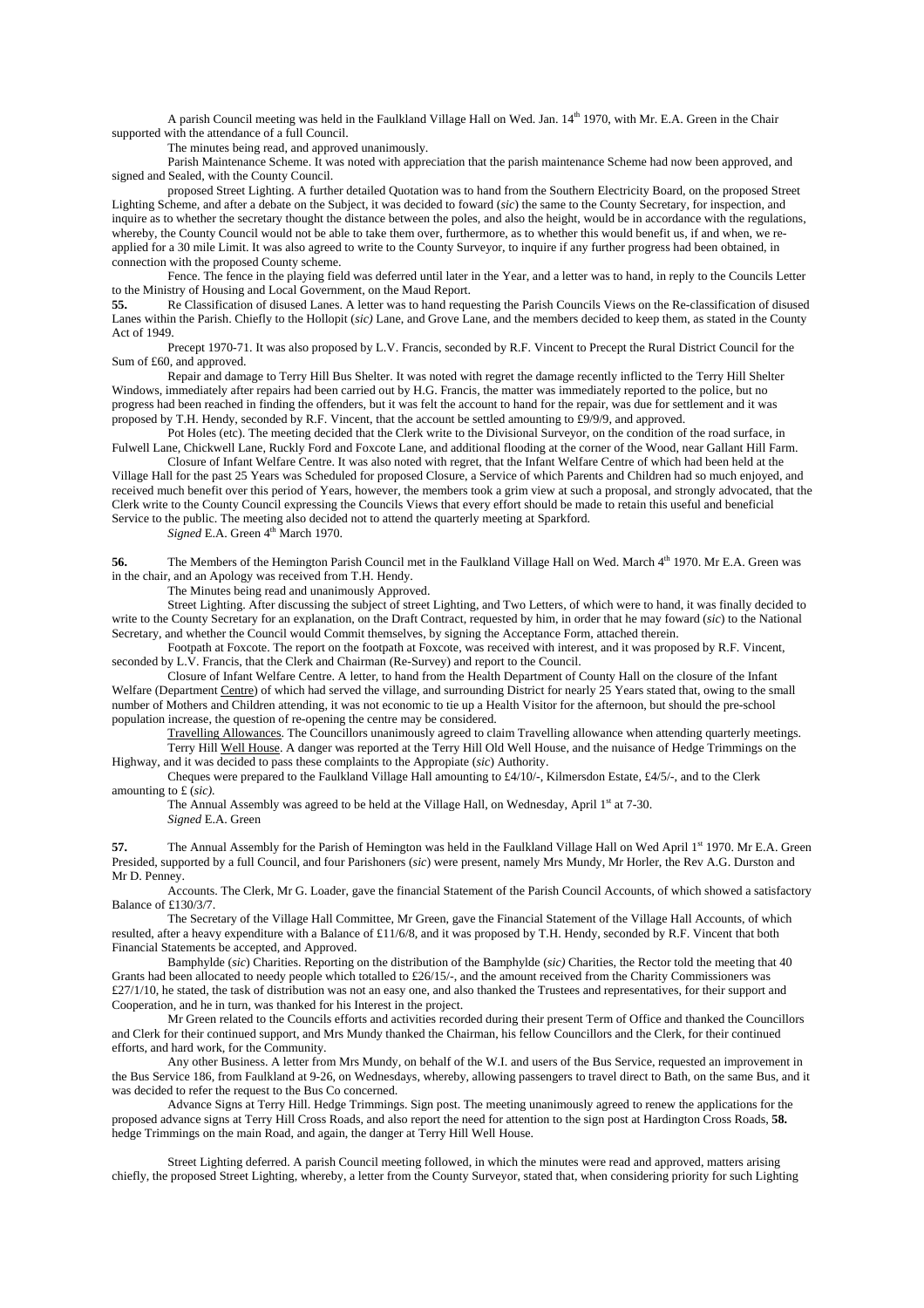A parish Council meeting was held in the Faulkland Village Hall on Wed. Jan. 14th 1970, with Mr. E.A. Green in the Chair supported with the attendance of a full Council.

The minutes being read, and approved unanimously.

Parish Maintenance Scheme. It was noted with appreciation that the parish maintenance Scheme had now been approved, and signed and Sealed, with the County Council.

proposed Street Lighting. A further detailed Quotation was to hand from the Southern Electricity Board, on the proposed Street Lighting Scheme, and after a debate on the Subject, it was decided to foward (*sic*) the same to the County Secretary, for inspection, and inquire as to whether the secretary thought the distance between the poles, and also the height, would be in accordance with the regulations, whereby, the County Council would not be able to take them over, furthermore, as to whether this would benefit us, if and when, we re-applied for a 30 mile Limit. It was also agreed to write to the County Surveyor, to inquire if any further progress had been obtained, in connection with the proposed County scheme.

Fence. The fence in the playing field was deferred until later in the Year, and a letter was to hand, in reply to the Councils Letter to the Ministry of Housing and Local Government, on the Maud Report.

**55.** Re Classification of disused Lanes. A letter was to hand requesting the Parish Councils Views on the Re-classification of disused Lanes within the Parish. Chiefly to the Hollopit (*sic)* Lane, and Grove Lane, and the members decided to keep them, as stated in the County Act of 1949.

Precept 1970-71. It was also proposed by L.V. Francis, seconded by R.F. Vincent to Precept the Rural District Council for the Sum of £60, and approved.

Repair and damage to Terry Hill Bus Shelter. It was noted with regret the damage recently inflicted to the Terry Hill Shelter Windows, immediately after repairs had been carried out by H.G. Francis, the matter was immediately reported to the police, but no progress had been reached in finding the offenders, but it was felt the account to hand for the repair, was due for settlement and it was proposed by T.H. Hendy, seconded by R.F. Vincent, that the account be settled amounting to £9/9/9, and approved.

Pot Holes (etc). The meeting decided that the Clerk write to the Divisional Surveyor, on the condition of the road surface, in Fulwell Lane, Chickwell Lane, Ruckly Ford and Foxcote Lane, and additional flooding at the corner of the Wood, near Gallant Hill Farm.

Closure of Infant Welfare Centre. It was also noted with regret, that the Infant Welfare Centre of which had been held at the Village Hall for the past 25 Years was Scheduled for proposed Closure, a Service of which Parents and Children had so much enjoyed, and received much benefit over this period of Years, however, the members took a grim view at such a proposal, and strongly advocated, that the Clerk write to the County Council expressing the Councils Views that every effort should be made to retain this useful and beneficial Service to the public. The meeting also decided not to attend the quarterly meeting at Sparkford.

*Signed* E.A. Green 4th March 1970.

**56.** The Members of the Hemington Parish Council met in the Faulkland Village Hall on Wed. March 4th 1970. Mr E.A. Green was in the chair, and an Apology was received from T.H. Hendy.

The Minutes being read and unanimously Approved.

Street Lighting. After discussing the subject of street Lighting, and Two Letters, of which were to hand, it was finally decided to write to the County Secretary for an explanation, on the Draft Contract, requested by him, in order that he may foward (*sic*) to the National Secretary, and whether the Council would Commit themselves, by signing the Acceptance Form, attached therein.

Footpath at Foxcote. The report on the footpath at Foxcote, was received with interest, and it was proposed by R.F. Vincent, seconded by L.V. Francis, that the Clerk and Chairman (Re-Survey) and report to the Council.

Closure of Infant Welfare Centre. A letter, to hand from the Health Department of County Hall on the closure of the Infant Welfare (Department Centre) of which had served the village, and surrounding District for nearly 25 Years stated that, owing to the small number of Mothers and Children attending, it was not economic to tie up a Health Visitor for the afternoon, but should the pre-school population increase, the question of re-opening the centre may be considered.

Travelling Allowances. The Councillors unanimously agreed to claim Travelling allowance when attending quarterly meetings.

Terry Hill Well House. A danger was reported at the Terry Hill Old Well House, and the nuisance of Hedge Trimmings on the Highway, and it was decided to pass these complaints to the Appropiate (*sic*) Authority.

Cheques were prepared to the Faulkland Village Hall amounting to £4/10/-, Kilmersdon Estate, £4/5/-, and to the Clerk amounting to £ (*sic)*.

The Annual Assembly was agreed to be held at the Village Hall, on Wednesday, April 1st at 7-30.

*Signed* E.A. Green

**57.** The Annual Assembly for the Parish of Hemington was held in the Faulkland Village Hall on Wed April 1st 1970. Mr E.A. Green Presided, supported by a full Council, and four Parishoners (*sic*) were present, namely Mrs Mundy, Mr Horler, the Rev A.G. Durston and Mr D. Penney.

Accounts. The Clerk, Mr G. Loader, gave the financial Statement of the Parish Council Accounts, of which showed a satisfactory Balance of £130/3/7.

The Secretary of the Village Hall Committee, Mr Green, gave the Financial Statement of the Village Hall Accounts, of which resulted, after a heavy expenditure with a Balance of £11/6/8, and it was proposed by T.H. Hendy, seconded by R.F. Vincent that both Financial Statements be accepted, and Approved.

Bamphylde (*sic*) Charities. Reporting on the distribution of the Bamphylde (*sic)* Charities, the Rector told the meeting that 40 Grants had been allocated to needy people which totalled to £26/15/-, and the amount received from the Charity Commissioners was £27/1/10, he stated, the task of distribution was not an easy one, and also thanked the Trustees and representatives, for their support and Cooperation, and he in turn, was thanked for his Interest in the project.

Mr Green related to the Councils efforts and activities recorded during their present Term of Office and thanked the Councillors and Clerk for their continued support, and Mrs Mundy thanked the Chairman, his fellow Councillors and the Clerk, for their continued efforts, and hard work, for the Community.

Any other Business. A letter from Mrs Mundy, on behalf of the W.I. and users of the Bus Service, requested an improvement in the Bus Service 186, from Faulkland at 9-26, on Wednesdays, whereby, allowing passengers to travel direct to Bath, on the same Bus, and it was decided to refer the request to the Bus Co concerned.

Advance Signs at Terry Hill. Hedge Trimmings. Sign post. The meeting unanimously agreed to renew the applications for the proposed advance signs at Terry Hill Cross Roads, and also report the need for attention to the sign post at Hardington Cross Roads, **58.** hedge Trimmings on the main Road, and again, the danger at Terry Hill Well House.

Street Lighting deferred. A parish Council meeting followed, in which the minutes were read and approved, matters arising chiefly, the proposed Street Lighting, whereby, a letter from the County Surveyor, stated that, when considering priority for such Lighting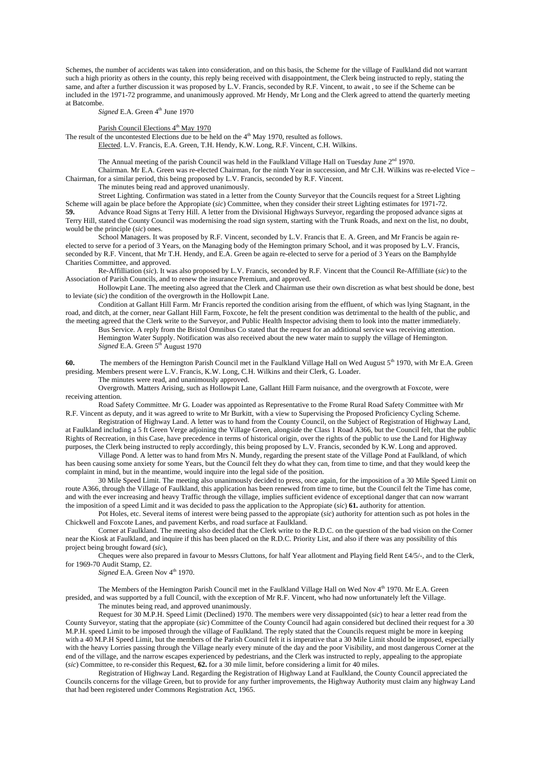Schemes, the number of accidents was taken into consideration, and on this basis, the Scheme for the village of Faulkland did not warrant such a high priority as others in the county, this reply being received with disappointment, the Clerk being instructed to reply, stating the same, and after a further discussion it was proposed by L.V. Francis, seconded by R.F. Vincent, to await , to see if the Scheme can be included in the 1971-72 programme, and unanimously approved. Mr Hendy, Mr Long and the Clerk agreed to attend the quarterly meeting at Batcombe.

*Signed* E.A. Green 4th June 1970

Parish Council Elections 4th May 1970

The result of the uncontested Elections due to be held on the 4th May 1970, resulted as follows.

Elected. L.V. Francis, E.A. Green, T.H. Hendy, K.W. Long, R.F. Vincent, C.H. Wilkins.

The Annual meeting of the parish Council was held in the Faulkland Village Hall on Tuesday June 2nd 1970.

Chairman. Mr E.A. Green was re-elected Chairman, for the ninth Year in succession, and Mr C.H. Wilkins was re-elected Vice – Chairman, for a similar period, this being proposed by L.V. Francis, seconded by R.F. Vincent.

The minutes being read and approved unanimously.

Street Lighting. Confirmation was stated in a letter from the County Surveyor that the Councils request for a Street Lighting Scheme will again be place before the Appropiate (*sic*) Committee, when they consider their street Lighting estimates for 1971-72.

**59.** Advance Road Signs at Terry Hill. A letter from the Divisional Highways Surveyor, regarding the proposed advance signs at Terry Hill, stated the County Council was modernising the road sign system, starting with the Trunk Roads, and next on the list, no doubt, would be the principle (*sic*) ones.

School Managers. It was proposed by R.F. Vincent, seconded by L.V. Francis that E. A. Green, and Mr Francis be again re-elected to serve for a period of 3 Years, on the Managing body of the Hemington primary School, and it was proposed by L.V. Francis, seconded by R.F. Vincent, that Mr T.H. Hendy, and E.A. Green be again re-elected to serve for a period of 3 Years on the Bamphylde Charities Committee, and approved.

Re-Affilliation (*sic*). It was also proposed by L.V. Francis, seconded by R.F. Vincent that the Council Re-Affilliate (*sic*) to the Association of Parish Councils, and to renew the insurance Premium, and approved.

Hollowpit Lane. The meeting also agreed that the Clerk and Chairman use their own discretion as what best should be done, best to leviate (*sic*) the condition of the overgrowth in the Hollowpit Lane.

Condition at Gallant Hill Farm. Mr Francis reported the condition arising from the effluent, of which was lying Stagnant, in the road, and ditch, at the corner, near Gallant Hill Farm, Foxcote, he felt the present condition was detrimental to the health of the public, and the meeting agreed that the Clerk write to the Surveyor, and Public Health Inspector advising them to look into the matter immediately.

Bus Service. A reply from the Bristol Omnibus Co stated that the request for an additional service was receiving attention.

Hemington Water Supply. Notification was also received about the new water main to supply the village of Hemington.

*Signed* E.A. Green 5th August 1970

**60.** The members of the Hemington Parish Council met in the Faulkland Village Hall on Wed August 5th 1970, with Mr E.A. Green presiding. Members present were L.V. Francis, K.W. Long, C.H. Wilkins and their Clerk, G. Loader.

The minutes were read, and unanimously approved.

Overgrowth. Matters Arising, such as Hollowpit Lane, Gallant Hill Farm nuisance, and the overgrowth at Foxcote, were receiving attention.

Road Safety Committee. Mr G. Loader was appointed as Representative to the Frome Rural Road Safety Committee with Mr R.F. Vincent as deputy, and it was agreed to write to Mr Burkitt, with a view to Supervising the Proposed Proficiency Cycling Scheme.

Registration of Highway Land. A letter was to hand from the County Council, on the Subject of Registration of Highway Land, at Faulkland including a 5 ft Green Verge adjoining the Village Green, alongside the Class 1 Road A366, but the Council felt, that the public Rights of Recreation, in this Case, have precedence in terms of historical origin, over the rights of the public to use the Land for Highway purposes, the Clerk being instructed to reply accordingly, this being proposed by L.V. Francis, seconded by K.W. Long and approved.

Village Pond. A letter was to hand from Mrs N. Mundy, regarding the present state of the Village Pond at Faulkland, of which has been causing some anxiety for some Years, but the Council felt they do what they can, from time to time, and that they would keep the complaint in mind, but in the meantime, would inquire into the legal side of the position.

30 Mile Speed Limit. The meeting also unanimously decided to press, once again, for the imposition of a 30 Mile Speed Limit on route A366, through the Village of Faulkland, this application has been renewed from time to time, but the Council felt the Time has come, and with the ever increasing and heavy Traffic through the village, implies sufficient evidence of exceptional danger that can now warrant the imposition of a speed Limit and it was decided to pass the application to the Appropiate (*sic*) **61.** authority for attention.

Pot Holes, etc. Several items of interest were being passed to the appropiate (*sic*) authority for attention such as pot holes in the Chickwell and Foxcote Lanes, and pavement Kerbs, and road surface at Faulkland.

Corner at Faulkland. The meeting also decided that the Clerk write to the R.D.C. on the question of the bad vision on the Corner near the Kiosk at Faulkland, and inquire if this has been placed on the R.D.C. Priority List, and also if there was any possibility of this project being brought foward (*sic*),

Cheques were also prepared in favour to Messrs Cluttons, for half Year allotment and Playing field Rent £4/5/-, and to the Clerk, for 1969-70 Audit Stamp, £2.

*Signed* E.A. Green Nov 4th 1970.

The Members of the Hemington Parish Council met in the Faulkland Village Hall on Wed Nov 4th 1970. Mr E.A. Green presided, and was supported by a full Council, with the exception of Mr R.F. Vincent, who had now unfortunately left the Village.

The minutes being read, and approved unanimously.

Request for 30 M.P.H. Speed Limit (Declined) 1970. The members were very dissappointed (*sic*) to hear a letter read from the County Surveyor, stating that the appropiate (*sic*) Committee of the County Council had again considered but declined their request for a 30 M.P.H. speed Limit to be imposed through the village of Faulkland. The reply stated that the Councils request might be more in keeping with a 40 M.P.H Speed Limit, but the members of the Parish Council felt it is imperative that a 30 Mile Limit should be imposed, especially with the heavy Lorries passing through the Village nearly every minute of the day and the poor Visibility, and most dangerous Corner at the end of the village, and the narrow escapes experienced by pedestrians, and the Clerk was instructed to reply, appealing to the appropiate (*sic*) Committee, to re-consider this Request, **62.** for a 30 mile limit, before considering a limit for 40 miles.

Registration of Highway Land. Regarding the Registration of Highway Land at Faulkland, the County Council appreciated the Councils concerns for the village Green, but to provide for any further improvements, the Highway Authority must claim any highway Land that had been registered under Commons Registration Act, 1965.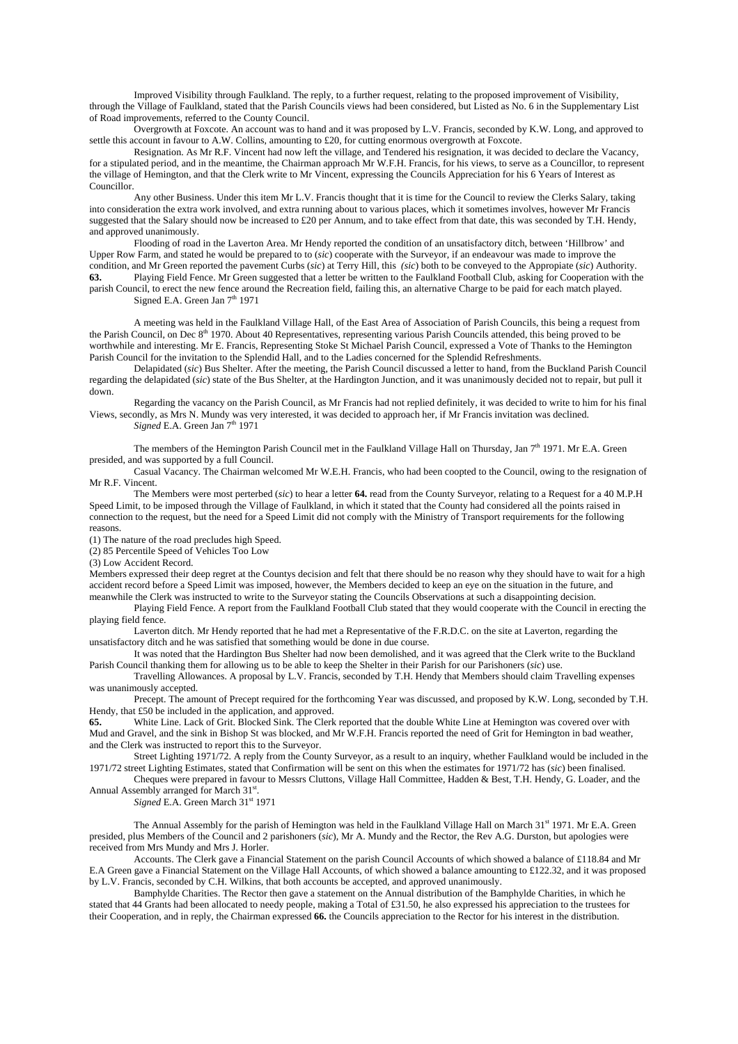Improved Visibility through Faulkland. The reply, to a further request, relating to the proposed improvement of Visibility, through the Village of Faulkland, stated that the Parish Councils views had been considered, but Listed as No. 6 in the Supplementary List of Road improvements, referred to the County Council.

Overgrowth at Foxcote. An account was to hand and it was proposed by L.V. Francis, seconded by K.W. Long, and approved to settle this account in favour to A.W. Collins, amounting to £20, for cutting enormous overgrowth at Foxcote.

Resignation. As Mr R.F. Vincent had now left the village, and Tendered his resignation, it was decided to declare the Vacancy, for a stipulated period, and in the meantime, the Chairman approach Mr W.F.H. Francis, for his views, to serve as a Councillor, to represent the village of Hemington, and that the Clerk write to Mr Vincent, expressing the Councils Appreciation for his 6 Years of Interest as Councillor.

Any other Business. Under this item Mr L.V. Francis thought that it is time for the Council to review the Clerks Salary, taking into consideration the extra work involved, and extra running about to various places, which it sometimes involves, however Mr Francis suggested that the Salary should now be increased to £20 per Annum, and to take effect from that date, this was seconded by T.H. Hendy, and approved unanimously.

Flooding of road in the Laverton Area. Mr Hendy reported the condition of an unsatisfactory ditch, between 'Hillbrow' and Upper Row Farm, and stated he would be prepared to to (*sic*) cooperate with the Surveyor, if an endeavour was made to improve the condition, and Mr Green reported the pavement Curbs (*sic*) at Terry Hill, this (*sic*) both to be conveyed to the Appropiate (*sic*) Authority.

**63.** Playing Field Fence. Mr Green suggested that a letter be written to the Faulkland Football Club, asking for Cooperation with the parish Council, to erect the new fence around the Recreation field, failing this, an alternative Charge to be paid for each match played.

Signed E.A. Green Jan 7th 1971

A meeting was held in the Faulkland Village Hall, of the East Area of Association of Parish Councils, this being a request from the Parish Council, on Dec 8th 1970. About 40 Representatives, representing various Parish Councils attended, this being proved to be worthwhile and interesting. Mr E. Francis, Representing Stoke St Michael Parish Council, expressed a Vote of Thanks to the Hemington Parish Council for the invitation to the Splendid Hall, and to the Ladies concerned for the Splendid Refreshments.

Delapidated (*sic*) Bus Shelter. After the meeting, the Parish Council discussed a letter to hand, from the Buckland Parish Council regarding the delapidated (*sic*) state of the Bus Shelter, at the Hardington Junction, and it was unanimously decided not to repair, but pull it down.

Regarding the vacancy on the Parish Council, as Mr Francis had not replied definitely, it was decided to write to him for his final Views, secondly, as Mrs N. Mundy was very interested, it was decided to approach her, if Mr Francis invitation was declined.

*Signed* E.A. Green Jan 7th 1971

The members of the Hemington Parish Council met in the Faulkland Village Hall on Thursday, Jan 7th 1971. Mr E.A. Green presided, and was supported by a full Council.

Casual Vacancy. The Chairman welcomed Mr W.E.H. Francis, who had been coopted to the Council, owing to the resignation of Mr R.F. Vincent.

The Members were most perterbed (*sic*) to hear a letter **64.** read from the County Surveyor, relating to a Request for a 40 M.P.H Speed Limit, to be imposed through the Village of Faulkland, in which it stated that the County had considered all the points raised in connection to the request, but the need for a Speed Limit did not comply with the Ministry of Transport requirements for the following reasons.

(1) The nature of the road precludes high Speed.
(2) 85 Percentile Speed of Vehicles Too Low
(3) Low Accident Record.

Members expressed their deep regret at the Countys decision and felt that there should be no reason why they should have to wait for a high accident record before a Speed Limit was imposed, however, the Members decided to keep an eye on the situation in the future, and meanwhile the Clerk was instructed to write to the Surveyor stating the Councils Observations at such a disappointing decision.

Playing Field Fence. A report from the Faulkland Football Club stated that they would cooperate with the Council in erecting the playing field fence.

Laverton ditch. Mr Hendy reported that he had met a Representative of the F.R.D.C. on the site at Laverton, regarding the unsatisfactory ditch and he was satisfied that something would be done in due course.

It was noted that the Hardington Bus Shelter had now been demolished, and it was agreed that the Clerk write to the Buckland Parish Council thanking them for allowing us to be able to keep the Shelter in their Parish for our Parishoners (*sic*) use.

Travelling Allowances. A proposal by L.V. Francis, seconded by T.H. Hendy that Members should claim Travelling expenses was unanimously accepted.

Precept. The amount of Precept required for the forthcoming Year was discussed, and proposed by K.W. Long, seconded by T.H. Hendy, that £50 be included in the application, and approved.

**65.** White Line. Lack of Grit. Blocked Sink. The Clerk reported that the double White Line at Hemington was covered over with Mud and Gravel, and the sink in Bishop St was blocked, and Mr W.F.H. Francis reported the need of Grit for Hemington in bad weather, and the Clerk was instructed to report this to the Surveyor.

Street Lighting 1971/72. A reply from the County Surveyor, as a result to an inquiry, whether Faulkland would be included in the 1971/72 street Lighting Estimates, stated that Confirmation will be sent on this when the estimates for 1971/72 has (*sic*) been finalised.

Cheques were prepared in favour to Messrs Cluttons, Village Hall Committee, Hadden & Best, T.H. Hendy, G. Loader, and the Annual Assembly arranged for March 31st.

*Signed* E.A. Green March 31st 1971

The Annual Assembly for the parish of Hemington was held in the Faulkland Village Hall on March 31st 1971. Mr E.A. Green presided, plus Members of the Council and 2 parishoners (*sic*), Mr A. Mundy and the Rector, the Rev A.G. Durston, but apologies were received from Mrs Mundy and Mrs J. Horler.

Accounts. The Clerk gave a Financial Statement on the parish Council Accounts of which showed a balance of £118.84 and Mr E.A Green gave a Financial Statement on the Village Hall Accounts, of which showed a balance amounting to £122.32, and it was proposed by L.V. Francis, seconded by C.H. Wilkins, that both accounts be accepted, and approved unanimously.

Bamphylde Charities. The Rector then gave a statement on the Annual distribution of the Bamphylde Charities, in which he stated that 44 Grants had been allocated to needy people, making a Total of £31.50, he also expressed his appreciation to the trustees for their Cooperation, and in reply, the Chairman expressed **66.** the Councils appreciation to the Rector for his interest in the distribution.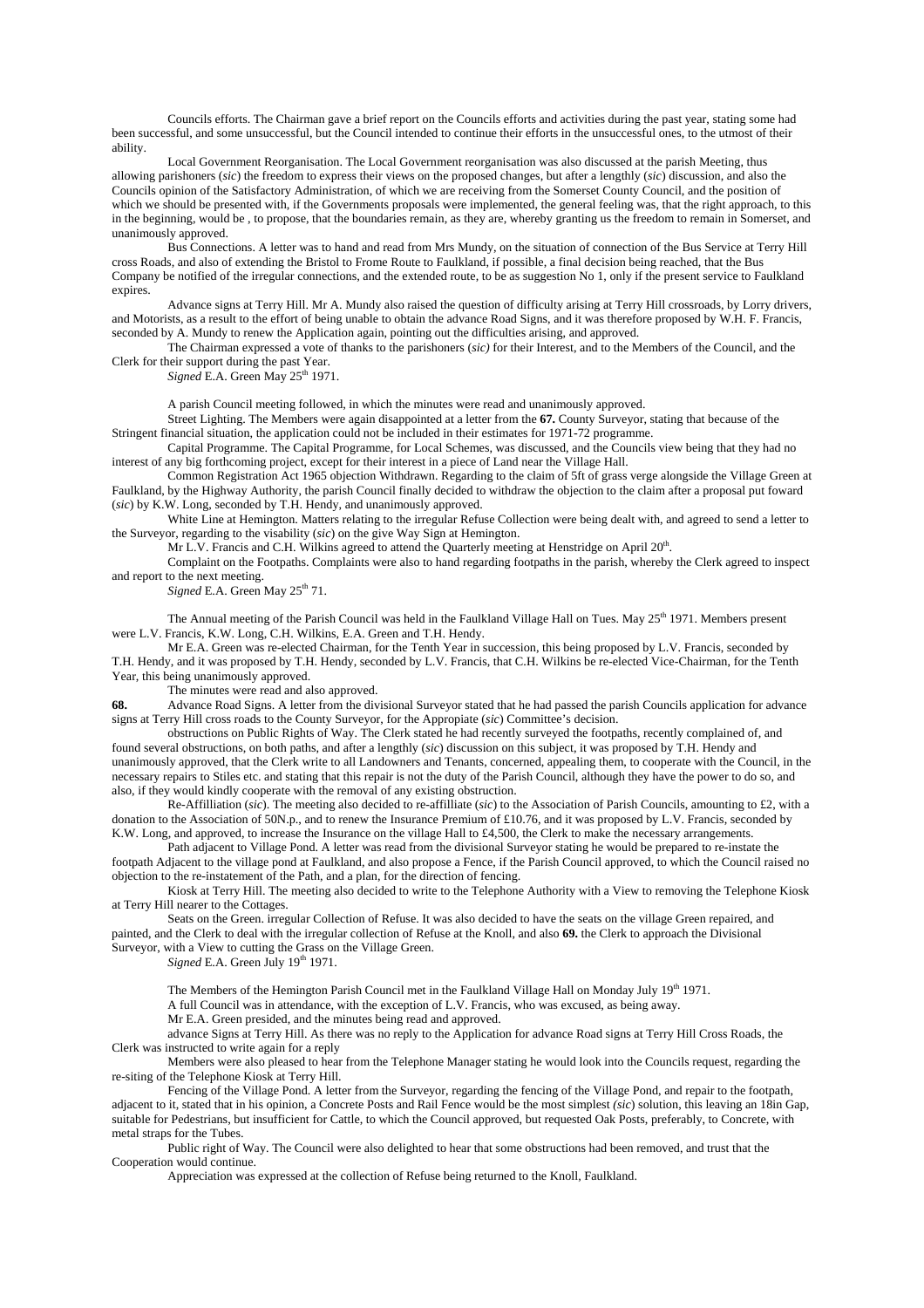Councils efforts. The Chairman gave a brief report on the Councils efforts and activities during the past year, stating some had been successful, and some unsuccessful, but the Council intended to continue their efforts in the unsuccessful ones, to the utmost of their ability.

Local Government Reorganisation. The Local Government reorganisation was also discussed at the parish Meeting, thus allowing parishoners (*sic*) the freedom to express their views on the proposed changes, but after a lengthly (*sic*) discussion, and also the Councils opinion of the Satisfactory Administration, of which we are receiving from the Somerset County Council, and the position of which we should be presented with, if the Governments proposals were implemented, the general feeling was, that the right approach, to this in the beginning, would be , to propose, that the boundaries remain, as they are, whereby granting us the freedom to remain in Somerset, and unanimously approved.

Bus Connections. A letter was to hand and read from Mrs Mundy, on the situation of connection of the Bus Service at Terry Hill cross Roads, and also of extending the Bristol to Frome Route to Faulkland, if possible, a final decision being reached, that the Bus Company be notified of the irregular connections, and the extended route, to be as suggestion No 1, only if the present service to Faulkland expires.

Advance signs at Terry Hill. Mr A. Mundy also raised the question of difficulty arising at Terry Hill crossroads, by Lorry drivers, and Motorists, as a result to the effort of being unable to obtain the advance Road Signs, and it was therefore proposed by W.H. F. Francis, seconded by A. Mundy to renew the Application again, pointing out the difficulties arising, and approved.

The Chairman expressed a vote of thanks to the parishoners (*sic)* for their Interest, and to the Members of the Council, and the Clerk for their support during the past Year.

*Signed* E.A. Green May 25th 1971.

A parish Council meeting followed, in which the minutes were read and unanimously approved.

Street Lighting. The Members were again disappointed at a letter from the **67.** County Surveyor, stating that because of the Stringent financial situation, the application could not be included in their estimates for 1971-72 programme.

Capital Programme. The Capital Programme, for Local Schemes, was discussed, and the Councils view being that they had no interest of any big forthcoming project, except for their interest in a piece of Land near the Village Hall.

Common Registration Act 1965 objection Withdrawn. Regarding to the claim of 5ft of grass verge alongside the Village Green at Faulkland, by the Highway Authority, the parish Council finally decided to withdraw the objection to the claim after a proposal put foward (*sic*) by K.W. Long, seconded by T.H. Hendy, and unanimously approved.

White Line at Hemington. Matters relating to the irregular Refuse Collection were being dealt with, and agreed to send a letter to the Surveyor, regarding to the visability (*sic*) on the give Way Sign at Hemington.

Mr L.V. Francis and C.H. Wilkins agreed to attend the Quarterly meeting at Henstridge on April 20th.

Complaint on the Footpaths. Complaints were also to hand regarding footpaths in the parish, whereby the Clerk agreed to inspect and report to the next meeting.

*Signed* E.A. Green May 25th 71.

The Annual meeting of the Parish Council was held in the Faulkland Village Hall on Tues. May 25th 1971. Members present were L.V. Francis, K.W. Long, C.H. Wilkins, E.A. Green and T.H. Hendy.

Mr E.A. Green was re-elected Chairman, for the Tenth Year in succession, this being proposed by L.V. Francis, seconded by T.H. Hendy, and it was proposed by T.H. Hendy, seconded by L.V. Francis, that C.H. Wilkins be re-elected Vice-Chairman, for the Tenth Year, this being unanimously approved.

The minutes were read and also approved.

**68.** Advance Road Signs. A letter from the divisional Surveyor stated that he had passed the parish Councils application for advance signs at Terry Hill cross roads to the County Surveyor, for the Appopiate (*sic*) Committee's decision.

obstructions on Public Rights of Way. The Clerk stated he had recently surveyed the footpaths, recently complained of, and found several obstructions, on both paths, and after a lengthly (*sic*) discussion on this subject, it was proposed by T.H. Hendy and unanimously approved, that the Clerk write to all Landowners and Tenants, concerned, appealing them, to cooperate with the Council, in the necessary repairs to Stiles etc. and stating that this repair is not the duty of the Parish Council, although they have the power to do so, and also, if they would kindly cooperate with the removal of any existing obstruction.

Re-Affilliation (*sic*). The meeting also decided to re-affilliate (*sic*) to the Association of Parish Councils, amounting to £2, with a donation to the Association of 50N.p., and to renew the Insurance Premium of £10.76, and it was proposed by L.V. Francis, seconded by K.W. Long, and approved, to increase the Insurance on the village Hall to £4,500, the Clerk to make the necessary arrangements.

Path adjacent to Village Pond. A letter was read from the divisional Surveyor stating he would be prepared to re-instate the footpath Adjacent to the village pond at Faulkland, and also propose a Fence, if the Parish Council approved, to which the Council raised no objection to the re-instatement of the Path, and a plan, for the direction of fencing.

Kiosk at Terry Hill. The meeting also decided to write to the Telephone Authority with a View to removing the Telephone Kiosk at Terry Hill nearer to the Cottages.

Seats on the Green. irregular Collection of Refuse. It was also decided to have the seats on the village Green repaired, and painted, and the Clerk to deal with the irregular collection of Refuse at the Knoll, and also **69.** the Clerk to approach the Divisional Surveyor, with a View to cutting the Grass on the Village Green.

*Signed* E.A. Green July 19th 1971.

The Members of the Hemington Parish Council met in the Faulkland Village Hall on Monday July 19th 1971.

A full Council was in attendance, with the exception of L.V. Francis, who was excused, as being away.

Mr E.A. Green presided, and the minutes being read and approved.

advance Signs at Terry Hill. As there was no reply to the Application for advance Road signs at Terry Hill Cross Roads, the Clerk was instructed to write again for a reply

Members were also pleased to hear from the Telephone Manager stating he would look into the Councils request, regarding the re-siting of the Telephone Kiosk at Terry Hill.

Fencing of the Village Pond. A letter from the Surveyor, regarding the fencing of the Village Pond, and repair to the footpath, adjacent to it, stated that in his opinion, a Concrete Posts and Rail Fence would be the most simplest *(sic*) solution, this leaving an 18in Gap, suitable for Pedestrians, but insufficient for Cattle, to which the Council approved, but requested Oak Posts, preferably, to Concrete, with metal straps for the Tubes.

Public right of Way. The Council were also delighted to hear that some obstructions had been removed, and trust that the Cooperation would continue.

Appreciation was expressed at the collection of Refuse being returned to the Knoll, Faulkland.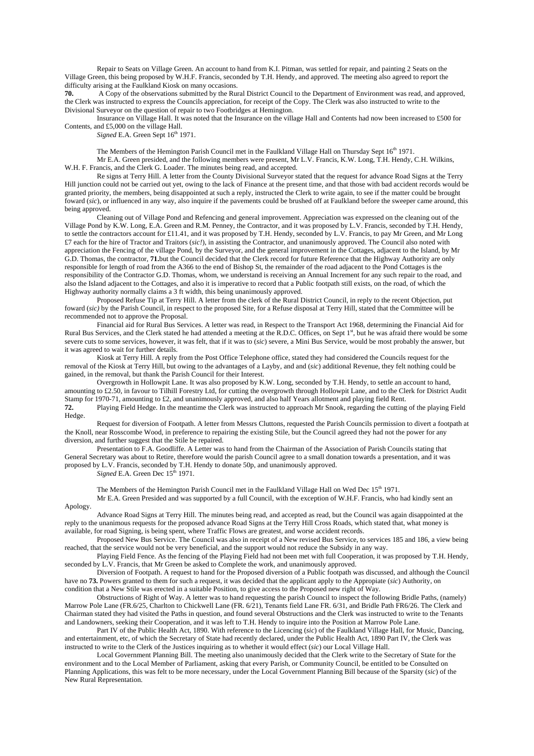Repair to Seats on Village Green. An account to hand from K.I. Pitman, was settled for repair, and painting 2 Seats on the Village Green, this being proposed by W.H.F. Francis, seconded by T.H. Hendy, and approved. The meeting also agreed to report the difficulty arising at the Faulkland Kiosk on many occasions.

**70.** A Copy of the observations submitted by the Rural District Council to the Department of Environment was read, and approved, the Clerk was instructed to express the Councils appreciation, for receipt of the Copy. The Clerk was also instructed to write to the Divisional Surveyor on the question of repair to two Footbridges at Hemington.

Insurance on Village Hall. It was noted that the Insurance on the village Hall and Contents had now been increased to £500 for Contents, and £5,000 on the village Hall.

*Signed* E.A. Green Sept 16th 1971.

The Members of the Hemington Parish Council met in the Faulkland Village Hall on Thursday Sept 16th 1971.

Mr E.A. Green presided, and the following members were present, Mr L.V. Francis, K.W. Long, T.H. Hendy, C.H. Wilkins, W.H. F. Francis, and the Clerk G. Loader. The minutes being read, and accepted.

Re signs at Terry Hill. A letter from the County Divisional Surveyor stated that the request for advance Road Signs at the Terry Hill junction could not be carried out yet, owing to the lack of Finance at the present time, and that those with bad accident records would be granted priority, the members, being disappointed at such a reply, instructed the Clerk to write again, to see if the matter could be brought foward (*sic*), or influenced in any way, also inquire if the pavements could be brushed off at Faulkland before the sweeper came around, this being approved.

Cleaning out of Village Pond and Refencing and general improvement. Appreciation was expressed on the cleaning out of the Village Pond by K.W. Long, E.A. Green and R.M. Penney, the Contractor, and it was proposed by L.V. Francis, seconded by T.H. Hendy, to settle the contractors account for £11.41, and it was proposed by T.H. Hendy, seconded by L.V. Francis, to pay Mr Green, and Mr Long £7 each for the hire of Tractor and Traitors (*sic!*), in assisting the Contractor, and unanimously approved. The Council also noted with appreciation the Fencing of the village Pond, by the Surveyor, and the general improvement in the Cottages, adjacent to the Island, by Mr G.D. Thomas, the contractor, **71.** but the Council decided that the Clerk record for future Reference that the Highway Authority are only responsible for length of road from the A366 to the end of Bishop St, the remainder of the road adjacent to the Pond Cottages is the responsibility of the Contractor G.D. Thomas, whom, we understand is receiving an Annual Increment for any such repair to the road, and also the Island adjacent to the Cottages, and also it is imperative to record that a Public footpath still exists, on the road, of which the Highway authority normally claims a 3 ft width, this being unanimously approved.

Proposed Refuse Tip at Terry Hill. A letter from the clerk of the Rural District Council, in reply to the recent Objection, put foward (*sic)* by the Parish Council, in respect to the proposed Site, for a Refuse disposal at Terry Hill, stated that the Committee will be recommended not to approve the Proposal.

Financial aid for Rural Bus Services. A letter was read, in Respect to the Transport Act 1968, determining the Financial Aid for Rural Bus Services, and the Clerk stated he had attended a meeting at the R.D.C. Offices, on Sept 1st, but he was afraid there would be some severe cuts to some services, however, it was felt, that if it was to (*sic*) severe, a Mini Bus Service, would be most probably the answer, but it was agreed to wait for further details.

Kiosk at Terry Hill. A reply from the Post Office Telephone office, stated they had considered the Councils request for the removal of the Kiosk at Terry Hill, but owing to the advantages of a Layby, and and (*sic*) additional Revenue, they felt nothing could be gained, in the removal, but thank the Parish Council for their Interest.

Overgrowth in Hollowpit Lane. It was also proposed by K.W. Long, seconded by T.H. Hendy, to settle an account to hand, amounting to £2.50, in favour to Tilhill Forestry Ltd, for cutting the overgrowth through Hollowpit Lane, and to the Clerk for District Audit Stamp for 1970-71, amounting to £2, and unanimously approved, and also half Years allotment and playing field Rent.

**72.** Playing Field Hedge. In the meantime the Clerk was instructed to approach Mr Snook, regarding the cutting of the playing Field Hedge.

Request for diversion of Footpath. A letter from Messrs Cluttons, requested the Parish Councils permission to divert a footpath at the Knoll, near Rosscombe Wood, in preference to repairing the existing Stile, but the Council agreed they had not the power for any diversion, and further suggest that the Stile be repaired.

Presentation to F.A. Goodliffe. A Letter was to hand from the Chairman of the Association of Parish Councils stating that General Secretary was about to Retire, therefore would the parish Council agree to a small donation towards a presentation, and it was proposed by L.V. Francis, seconded by T.H. Hendy to donate 50p, and unanimously approved.

*Signed* E.A. Green Dec 15th 1971.

The Members of the Hemington Parish Council met in the Faulkland Village Hall on Wed Dec 15th 1971.

Mr E.A. Green Presided and was supported by a full Council, with the exception of W.H.F. Francis, who had kindly sent an Apology.

Advance Road Signs at Terry Hill. The minutes being read, and accepted as read, but the Council was again disappointed at the reply to the unanimous requests for the proposed advance Road Signs at the Terry Hill Cross Roads, which stated that, what money is available, for road Signing, is being spent, where Traffic Flows are greatest, and worse accident records.

Proposed New Bus Service. The Council was also in receipt of a New revised Bus Service, to services 185 and 186, a view being reached, that the service would not be very beneficial, and the support would not reduce the Subsidy in any way.

Playing Field Fence. As the fencing of the Playing Field had not been met with full Cooperation, it was proposed by T.H. Hendy, seconded by L.V. Francis, that Mr Green be asked to Complete the work, and unanimously approved.

Diversion of Footpath. A request to hand for the Proposed diversion of a Public footpath was discussed, and although the Council have no **73.** Powers granted to them for such a request, it was decided that the applicant apply to the Appropiate (*sic*) Authority, on condition that a New Stile was erected in a suitable Position, to give access to the Proposed new right of Way.

Obstructions of Right of Way. A letter was to hand requesting the parish Council to inspect the following Bridle Paths, (namely) Marrow Pole Lane (FR.6/25, Charlton to Chickwell Lane (FR. 6/21), Tenants field Lane FR. 6/31, and Bridle Path FR6/26. The Clerk and Chairman stated they had visited the Paths in question, and found several Obstructions and the Clerk was instructed to write to the Tenants and Landowners, seeking their Cooperation, and it was left to T.H. Hendy to inquire into the Position at Marrow Pole Lane.

Part IV of the Public Health Act, 1890. With reference to the Licencing (*sic*) of the Faulkland Village Hall, for Music, Dancing, and entertainment, etc, of which the Secretary of State had recently declared, under the Public Health Act, 1890 Part IV, the Clerk was instructed to write to the Clerk of the Justices inquiring as to whether it would effect (*sic*) our Local Village Hall.

Local Government Planning Bill. The meeting also unanimously decided that the Clerk write to the Secretary of State for the environment and to the Local Member of Parliament, asking that every Parish, or Community Council, be entitled to be Consulted on Planning Applications, this was felt to be more necessary, under the Local Government Planning Bill because of the Sparsity (*sic*) of the New Rural Representation.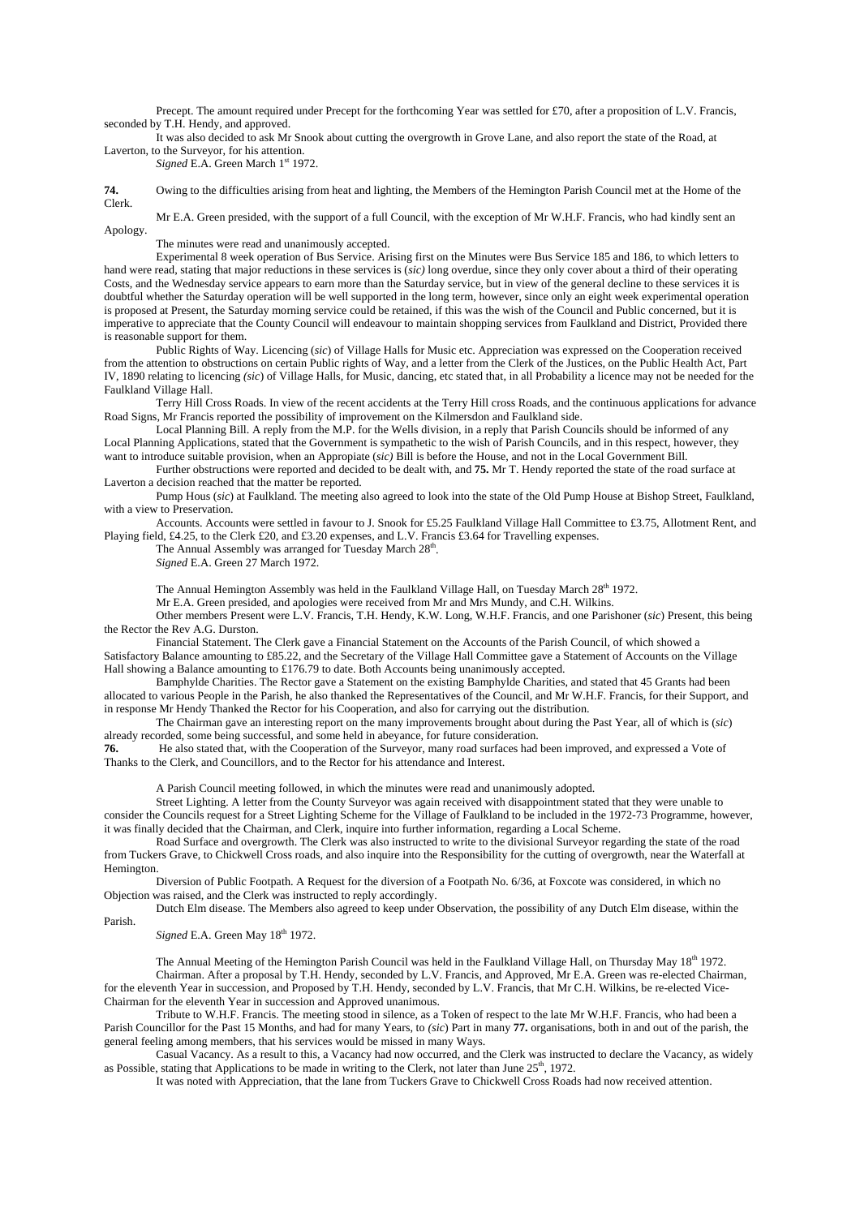Precept. The amount required under Precept for the forthcoming Year was settled for £70, after a proposition of L.V. Francis, seconded by T.H. Hendy, and approved.

It was also decided to ask Mr Snook about cutting the overgrowth in Grove Lane, and also report the state of the Road, at Laverton, to the Surveyor, for his attention.

*Signed* E.A. Green March 1st 1972.

**74.** Owing to the difficulties arising from heat and lighting, the Members of the Hemington Parish Council met at the Home of the Clerk.

Mr E.A. Green presided, with the support of a full Council, with the exception of Mr W.H.F. Francis, who had kindly sent an Apology.

The minutes were read and unanimously accepted.

Experimental 8 week operation of Bus Service. Arising first on the Minutes were Bus Service 185 and 186, to which letters to hand were read, stating that major reductions in these services is (*sic)* long overdue, since they only cover about a third of their operating Costs, and the Wednesday service appears to earn more than the Saturday service, but in view of the general decline to these services it is doubtful whether the Saturday operation will be well supported in the long term, however, since only an eight week experimental operation is proposed at Present, the Saturday morning service could be retained, if this was the wish of the Council and Public concerned, but it is imperative to appreciate that the County Council will endeavour to maintain shopping services from Faulkland and District, Provided there is reasonable support for them.

Public Rights of Way. Licencing (*sic*) of Village Halls for Music etc. Appreciation was expressed on the Cooperation received from the attention to obstructions on certain Public rights of Way, and a letter from the Clerk of the Justices, on the Public Health Act, Part IV, 1890 relating to licencing *(sic*) of Village Halls, for Music, dancing, etc stated that, in all Probability a licence may not be needed for the Faulkland Village Hall.

Terry Hill Cross Roads. In view of the recent accidents at the Terry Hill cross Roads, and the continuous applications for advance Road Signs, Mr Francis reported the possibility of improvement on the Kilmersdon and Faulkland side.

Local Planning Bill. A reply from the M.P. for the Wells division, in a reply that Parish Councils should be informed of any Local Planning Applications, stated that the Government is sympathetic to the wish of Parish Councils, and in this respect, however, they want to introduce suitable provision, when an Appropiate (*sic)* Bill is before the House, and not in the Local Government Bill.

Further obstructions were reported and decided to be dealt with, and **75.** Mr T. Hendy reported the state of the road surface at Laverton a decision reached that the matter be reported.

Pump Hous (*sic*) at Faulkland. The meeting also agreed to look into the state of the Old Pump House at Bishop Street, Faulkland, with a view to Preservation.

Accounts. Accounts were settled in favour to J. Snook for £5.25 Faulkland Village Hall Committee to £3.75, Allotment Rent, and Playing field, £4.25, to the Clerk £20, and £3.20 expenses, and L.V. Francis £3.64 for Travelling expenses.

The Annual Assembly was arranged for Tuesday March 28th.

*Signed* E.A. Green 27 March 1972.

The Annual Hemington Assembly was held in the Faulkland Village Hall, on Tuesday March 28th 1972.

Mr E.A. Green presided, and apologies were received from Mr and Mrs Mundy, and C.H. Wilkins.

Other members Present were L.V. Francis, T.H. Hendy, K.W. Long, W.H.F. Francis, and one Parishoner (*sic*) Present, this being the Rector the Rev A.G. Durston.

Financial Statement. The Clerk gave a Financial Statement on the Accounts of the Parish Council, of which showed a Satisfactory Balance amounting to £85.22, and the Secretary of the Village Hall Committee gave a Statement of Accounts on the Village Hall showing a Balance amounting to £176.79 to date. Both Accounts being unanimously accepted.

Bamphylde Charities. The Rector gave a Statement on the existing Bamphylde Charities, and stated that 45 Grants had been allocated to various People in the Parish, he also thanked the Representatives of the Council, and Mr W.H.F. Francis, for their Support, and in response Mr Hendy Thanked the Rector for his Cooperation, and also for carrying out the distribution.

The Chairman gave an interesting report on the many improvements brought about during the Past Year, all of which is (*sic*) already recorded, some being successful, and some held in abeyance, for future consideration.

**76.** He also stated that, with the Cooperation of the Surveyor, many road surfaces had been improved, and expressed a Vote of Thanks to the Clerk, and Councillors, and to the Rector for his attendance and Interest.

A Parish Council meeting followed, in which the minutes were read and unanimously adopted.

Street Lighting. A letter from the County Surveyor was again received with disappointment stated that they were unable to consider the Councils request for a Street Lighting Scheme for the Village of Faulkland to be included in the 1972-73 Programme, however, it was finally decided that the Chairman, and Clerk, inquire into further information, regarding a Local Scheme.

Road Surface and overgrowth. The Clerk was also instructed to write to the divisional Surveyor regarding the state of the road from Tuckers Grave, to Chickwell Cross roads, and also inquire into the Responsibility for the cutting of overgrowth, near the Waterfall at Hemington.

Diversion of Public Footpath. A Request for the diversion of a Footpath No. 6/36, at Foxcote was considered, in which no Objection was raised, and the Clerk was instructed to reply accordingly.

Dutch Elm disease. The Members also agreed to keep under Observation, the possibility of any Dutch Elm disease, within the Parish.

*Signed* E.A. Green May 18th 1972.

The Annual Meeting of the Hemington Parish Council was held in the Faulkland Village Hall, on Thursday May 18th 1972.

Chairman. After a proposal by T.H. Hendy, seconded by L.V. Francis, and Approved, Mr E.A. Green was re-elected Chairman, for the eleventh Year in succession, and Proposed by T.H. Hendy, seconded by L.V. Francis, that Mr C.H. Wilkins, be re-elected Vice-Chairman for the eleventh Year in succession and Approved unanimous.

Tribute to W.H.F. Francis. The meeting stood in silence, as a Token of respect to the late Mr W.H.F. Francis, who had been a Parish Councillor for the Past 15 Months, and had for many Years, to *(sic*) Part in many **77.** organisations, both in and out of the parish, the general feeling among members, that his services would be missed in many Ways.

Casual Vacancy. As a result to this, a Vacancy had now occurred, and the Clerk was instructed to declare the Vacancy, as widely as Possible, stating that Applications to be made in writing to the Clerk, not later than June 25th, 1972.

It was noted with Appreciation, that the lane from Tuckers Grave to Chickwell Cross Roads had now received attention.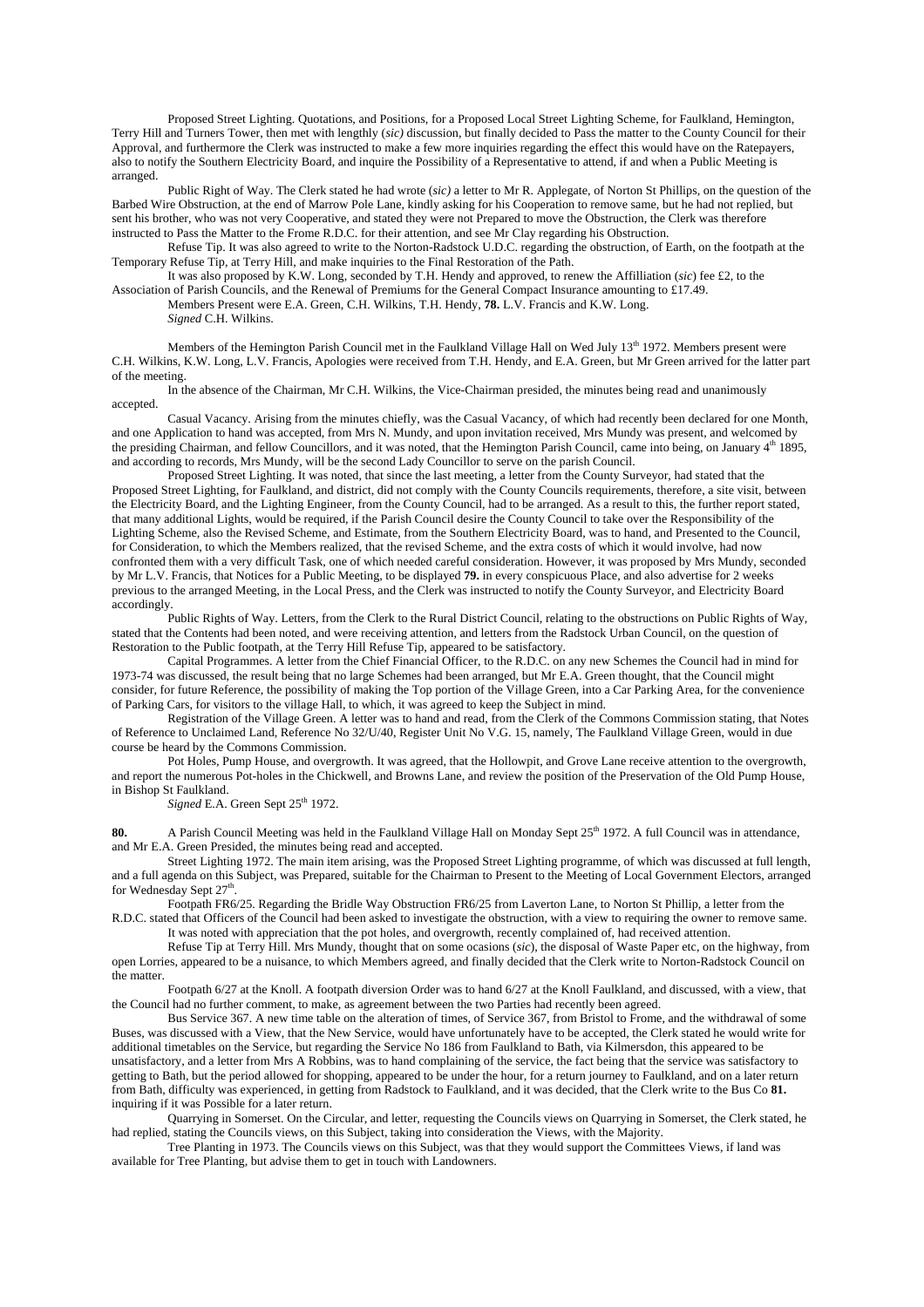Proposed Street Lighting. Quotations, and Positions, for a Proposed Local Street Lighting Scheme, for Faulkland, Hemington, Terry Hill and Turners Tower, then met with lengthly (*sic)* discussion, but finally decided to Pass the matter to the County Council for their Approval, and furthermore the Clerk was instructed to make a few more inquiries regarding the effect this would have on the Ratepayers, also to notify the Southern Electricity Board, and inquire the Possibility of a Representative to attend, if and when a Public Meeting is arranged.

Public Right of Way. The Clerk stated he had wrote (*sic)* a letter to Mr R. Applegate, of Norton St Phillips, on the question of the Barbed Wire Obstruction, at the end of Marrow Pole Lane, kindly asking for his Cooperation to remove same, but he had not replied, but sent his brother, who was not very Cooperative, and stated they were not Prepared to move the Obstruction, the Clerk was therefore instructed to Pass the Matter to the Frome R.D.C. for their attention, and see Mr Clay regarding his Obstruction.

Refuse Tip. It was also agreed to write to the Norton-Radstock U.D.C. regarding the obstruction, of Earth, on the footpath at the Temporary Refuse Tip, at Terry Hill, and make inquiries to the Final Restoration of the Path.

It was also proposed by K.W. Long, seconded by T.H. Hendy and approved, to renew the Affilliation (*sic*) fee £2, to the Association of Parish Councils, and the Renewal of Premiums for the General Compact Insurance amounting to £17.49.

Members Present were E.A. Green, C.H. Wilkins, T.H. Hendy, **78.** L.V. Francis and K.W. Long.

*Signed* C.H. Wilkins.

Members of the Hemington Parish Council met in the Faulkland Village Hall on Wed July 13th 1972. Members present were C.H. Wilkins, K.W. Long, L.V. Francis, Apologies were received from T.H. Hendy, and E.A. Green, but Mr Green arrived for the latter part of the meeting.

In the absence of the Chairman, Mr C.H. Wilkins, the Vice-Chairman presided, the minutes being read and unanimously accepted.

Casual Vacancy. Arising from the minutes chiefly, was the Casual Vacancy, of which had recently been declared for one Month, and one Application to hand was accepted, from Mrs N. Mundy, and upon invitation received, Mrs Mundy was present, and welcomed by the presiding Chairman, and fellow Councillors, and it was noted, that the Hemington Parish Council, came into being, on January 4th 1895, and according to records, Mrs Mundy, will be the second Lady Councillor to serve on the parish Council.

Proposed Street Lighting. It was noted, that since the last meeting, a letter from the County Surveyor, had stated that the Proposed Street Lighting, for Faulkland, and district, did not comply with the County Councils requirements, therefore, a site visit, between the Electricity Board, and the Lighting Engineer, from the County Council, had to be arranged. As a result to this, the further report stated, that many additional Lights, would be required, if the Parish Council desire the County Council to take over the Responsibility of the Lighting Scheme, also the Revised Scheme, and Estimate, from the Southern Electricity Board, was to hand, and Presented to the Council, for Consideration, to which the Members realized, that the revised Scheme, and the extra costs of which it would involve, had now confronted them with a very difficult Task, one of which needed careful consideration. However, it was proposed by Mrs Mundy, seconded by Mr L.V. Francis, that Notices for a Public Meeting, to be displayed **79.** in every conspicuous Place, and also advertise for 2 weeks previous to the arranged Meeting, in the Local Press, and the Clerk was instructed to notify the County Surveyor, and Electricity Board accordingly.

Public Rights of Way. Letters, from the Clerk to the Rural District Council, relating to the obstructions on Public Rights of Way, stated that the Contents had been noted, and were receiving attention, and letters from the Radstock Urban Council, on the question of Restoration to the Public footpath, at the Terry Hill Refuse Tip, appeared to be satisfactory.

Capital Programmes. A letter from the Chief Financial Officer, to the R.D.C. on any new Schemes the Council had in mind for 1973-74 was discussed, the result being that no large Schemes had been arranged, but Mr E.A. Green thought, that the Council might consider, for future Reference, the possibility of making the Top portion of the Village Green, into a Car Parking Area, for the convenience of Parking Cars, for visitors to the village Hall, to which, it was agreed to keep the Subject in mind.

Registration of the Village Green. A letter was to hand and read, from the Clerk of the Commons Commission stating, that Notes of Reference to Unclaimed Land, Reference No 32/U/40, Register Unit No V.G. 15, namely, The Faulkland Village Green, would in due course be heard by the Commons Commission.

Pot Holes, Pump House, and overgrowth. It was agreed, that the Hollowpit, and Grove Lane receive attention to the overgrowth, and report the numerous Pot-holes in the Chickwell, and Browns Lane, and review the position of the Preservation of the Old Pump House, in Bishop St Faulkland.

*Signed* E.A. Green Sept 25th 1972.

**80.** A Parish Council Meeting was held in the Faulkland Village Hall on Monday Sept 25th 1972. A full Council was in attendance, and Mr E.A. Green Presided, the minutes being read and accepted.

Street Lighting 1972. The main item arising, was the Proposed Street Lighting programme, of which was discussed at full length, and a full agenda on this Subject, was Prepared, suitable for the Chairman to Present to the Meeting of Local Government Electors, arranged for Wednesday Sept 27th.

Footpath FR6/25. Regarding the Bridle Way Obstruction FR6/25 from Laverton Lane, to Norton St Phillip, a letter from the R.D.C. stated that Officers of the Council had been asked to investigate the obstruction, with a view to requiring the owner to remove same.

It was noted with appreciation that the pot holes, and overgrowth, recently complained of, had received attention.

Refuse Tip at Terry Hill. Mrs Mundy, thought that on some ocasions (*sic*), the disposal of Waste Paper etc, on the highway, from open Lorries, appeared to be a nuisance, to which Members agreed, and finally decided that the Clerk write to Norton-Radstock Council on the matter.

Footpath 6/27 at the Knoll. A footpath diversion Order was to hand 6/27 at the Knoll Faulkland, and discussed, with a view, that the Council had no further comment, to make, as agreement between the two Parties had recently been agreed.

Bus Service 367. A new time table on the alteration of times, of Service 367, from Bristol to Frome, and the withdrawal of some Buses, was discussed with a View, that the New Service, would have unfortunately have to be accepted, the Clerk stated he would write for additional timetables on the Service, but regarding the Service No 186 from Faulkland to Bath, via Kilmersdon, this appeared to be unsatisfactory, and a letter from Mrs A Robbins, was to hand complaining of the service, the fact being that the service was satisfactory to getting to Bath, but the period allowed for shopping, appeared to be under the hour, for a return journey to Faulkland, and on a later return from Bath, difficulty was experienced, in getting from Radstock to Faulkland, and it was decided, that the Clerk write to the Bus Co **81.** inquiring if it was Possible for a later return.

Quarrying in Somerset. On the Circular, and letter, requesting the Councils views on Quarrying in Somerset, the Clerk stated, he had replied, stating the Councils views, on this Subject, taking into consideration the Views, with the Majority.

Tree Planting in 1973. The Councils views on this Subject, was that they would support the Committees Views, if land was available for Tree Planting, but advise them to get in touch with Landowners.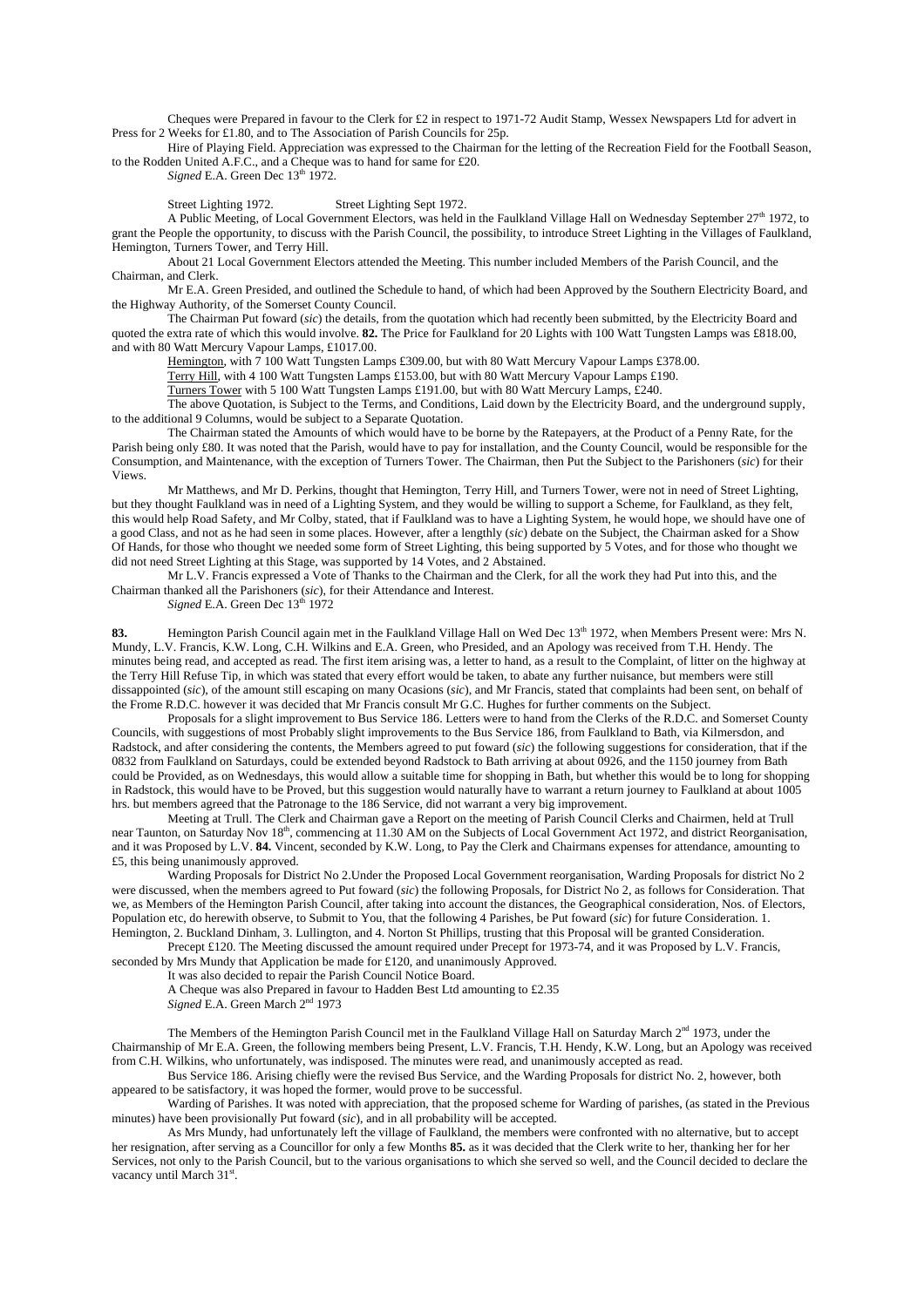Cheques were Prepared in favour to the Clerk for £2 in respect to 1971-72 Audit Stamp, Wessex Newspapers Ltd for advert in Press for 2 Weeks for £1.80, and to The Association of Parish Councils for 25p.

Hire of Playing Field. Appreciation was expressed to the Chairman for the letting of the Recreation Field for the Football Season, to the Rodden United A.F.C., and a Cheque was to hand for same for £20.

*Signed* E.A. Green Dec 13th 1972.

Street Lighting 1972. Street Lighting Sept 1972.

A Public Meeting, of Local Government Electors, was held in the Faulkland Village Hall on Wednesday September 27th 1972, to grant the People the opportunity, to discuss with the Parish Council, the possibility, to introduce Street Lighting in the Villages of Faulkland, Hemington, Turners Tower, and Terry Hill.

About 21 Local Government Electors attended the Meeting. This number included Members of the Parish Council, and the Chairman, and Clerk.

Mr E.A. Green Presided, and outlined the Schedule to hand, of which had been Approved by the Southern Electricity Board, and the Highway Authority, of the Somerset County Council.

The Chairman Put foward (*sic*) the details, from the quotation which had recently been submitted, by the Electricity Board and quoted the extra rate of which this would involve. **82.** The Price for Faulkland for 20 Lights with 100 Watt Tungsten Lamps was £818.00, and with 80 Watt Mercury Vapour Lamps, £1017.00.

Hemington, with 7 100 Watt Tungsten Lamps £309.00, but with 80 Watt Mercury Vapour Lamps £378.00.

Terry Hill, with 4 100 Watt Tungsten Lamps £153.00, but with 80 Watt Mercury Vapour Lamps £190.

Turners Tower with 5 100 Watt Tungsten Lamps £191.00, but with 80 Watt Mercury Lamps, £240.

The above Quotation, is Subject to the Terms, and Conditions, Laid down by the Electricity Board, and the underground supply, to the additional 9 Columns, would be subject to a Separate Quotation.

The Chairman stated the Amounts of which would have to be borne by the Ratepayers, at the Product of a Penny Rate, for the Parish being only £80. It was noted that the Parish, would have to pay for installation, and the County Council, would be responsible for the Consumption, and Maintenance, with the exception of Turners Tower. The Chairman, then Put the Subject to the Parishoners (*sic*) for their Views.

Mr Matthews, and Mr D. Perkins, thought that Hemington, Terry Hill, and Turners Tower, were not in need of Street Lighting, but they thought Faulkland was in need of a Lighting System, and they would be willing to support a Scheme, for Faulkland, as they felt, this would help Road Safety, and Mr Colby, stated, that if Faulkland was to have a Lighting System, he would hope, we should have one of a good Class, and not as he had seen in some places. However, after a lengthly (*sic*) debate on the Subject, the Chairman asked for a Show Of Hands, for those who thought we needed some form of Street Lighting, this being supported by 5 Votes, and for those who thought we did not need Street Lighting at this Stage, was supported by 14 Votes, and 2 Abstained.

Mr L.V. Francis expressed a Vote of Thanks to the Chairman and the Clerk, for all the work they had Put into this, and the Chairman thanked all the Parishoners (*sic*), for their Attendance and Interest.

*Signed* E.A. Green Dec 13th 1972

**83.** Hemington Parish Council again met in the Faulkland Village Hall on Wed Dec 13th 1972, when Members Present were: Mrs N. Mundy, L.V. Francis, K.W. Long, C.H. Wilkins and E.A. Green, who Presided, and an Apology was received from T.H. Hendy. The minutes being read, and accepted as read. The first item arising was, a letter to hand, as a result to the Complaint, of litter on the highway at the Terry Hill Refuse Tip, in which was stated that every effort would be taken, to abate any further nuisance, but members were still dissappointed (*sic*), of the amount still escaping on many Ocasions (*sic*), and Mr Francis, stated that complaints had been sent, on behalf of the Frome R.D.C. however it was decided that Mr Francis consult Mr G.C. Hughes for further comments on the Subject.

Proposals for a slight improvement to Bus Service 186. Letters were to hand from the Clerks of the R.D.C. and Somerset County Councils, with suggestions of most Probably slight improvements to the Bus Service 186, from Faulkland to Bath, via Kilmersdon, and Radstock, and after considering the contents, the Members agreed to put foward (*sic*) the following suggestions for consideration, that if the 0832 from Faulkland on Saturdays, could be extended beyond Radstock to Bath arriving at about 0926, and the 1150 journey from Bath could be Provided, as on Wednesdays, this would allow a suitable time for shopping in Bath, but whether this would be to long for shopping in Radstock, this would have to be Proved, but this suggestion would naturally have to warrant a return journey to Faulkland at about 1005 hrs. but members agreed that the Patronage to the 186 Service, did not warrant a very big improvement.

Meeting at Trull. The Clerk and Chairman gave a Report on the meeting of Parish Council Clerks and Chairmen, held at Trull near Taunton, on Saturday Nov 18th, commencing at 11.30 AM on the Subjects of Local Government Act 1972, and district Reorganisation, and it was Proposed by L.V. **84.** Vincent, seconded by K.W. Long, to Pay the Clerk and Chairmans expenses for attendance, amounting to £5, this being unanimously approved.

Warding Proposals for District No 2.Under the Proposed Local Government reorganisation, Warding Proposals for district No 2 were discussed, when the members agreed to Put foward (*sic*) the following Proposals, for District No 2, as follows for Consideration. That we, as Members of the Hemington Parish Council, after taking into account the distances, the Geographical consideration, Nos. of Electors, Population etc, do herewith observe, to Submit to You, that the following 4 Parishes, be Put foward (*sic*) for future Consideration. 1. Hemington, 2. Buckland Dinham, 3. Lullington, and 4. Norton St Phillips, trusting that this Proposal will be granted Consideration.

Precept £120. The Meeting discussed the amount required under Precept for 1973-74, and it was Proposed by L.V. Francis, seconded by Mrs Mundy that Application be made for £120, and unanimously Approved.

It was also decided to repair the Parish Council Notice Board.

A Cheque was also Prepared in favour to Hadden Best Ltd amounting to £2.35

*Signed* E.A. Green March 2nd 1973

The Members of the Hemington Parish Council met in the Faulkland Village Hall on Saturday March 2nd 1973, under the Chairmanship of Mr E.A. Green, the following members being Present, L.V. Francis, T.H. Hendy, K.W. Long, but an Apology was received from C.H. Wilkins, who unfortunately, was indisposed. The minutes were read, and unanimously accepted as read.

Bus Service 186. Arising chiefly were the revised Bus Service, and the Warding Proposals for district No. 2, however, both appeared to be satisfactory, it was hoped the former, would prove to be successful.

Warding of Parishes. It was noted with appreciation, that the proposed scheme for Warding of parishes, (as stated in the Previous minutes) have been provisionally Put foward (*sic*), and in all probability will be accepted.

As Mrs Mundy, had unfortunately left the village of Faulkland, the members were confronted with no alternative, but to accept her resignation, after serving as a Councillor for only a few Months **85.** as it was decided that the Clerk write to her, thanking her for her Services, not only to the Parish Council, but to the various organisations to which she served so well, and the Council decided to declare the vacancy until March 31st.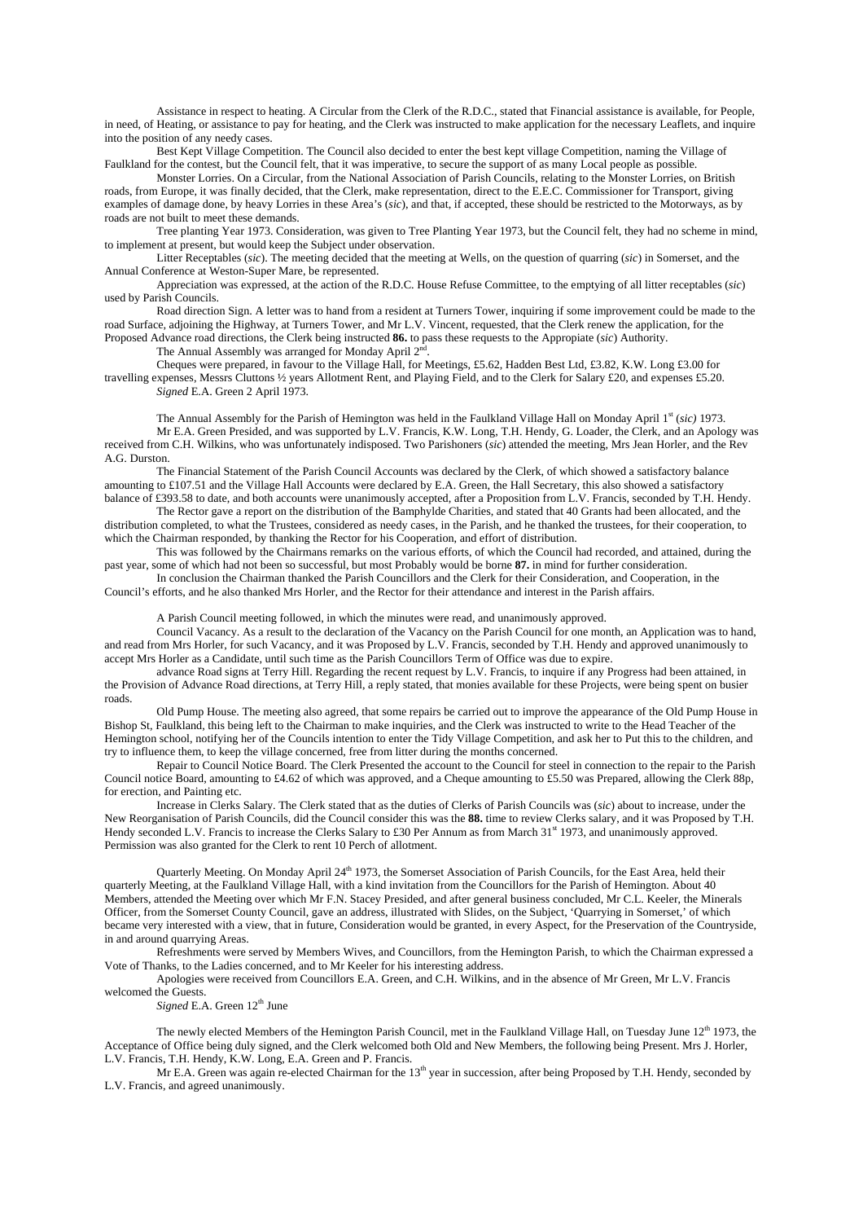Assistance in respect to heating. A Circular from the Clerk of the R.D.C., stated that Financial assistance is available, for People, in need, of Heating, or assistance to pay for heating, and the Clerk was instructed to make application for the necessary Leaflets, and inquire into the position of any needy cases.

Best Kept Village Competition. The Council also decided to enter the best kept village Competition, naming the Village of Faulkland for the contest, but the Council felt, that it was imperative, to secure the support of as many Local people as possible.

Monster Lorries. On a Circular, from the National Association of Parish Councils, relating to the Monster Lorries, on British roads, from Europe, it was finally decided, that the Clerk, make representation, direct to the E.E.C. Commissioner for Transport, giving examples of damage done, by heavy Lorries in these Area's (*sic*), and that, if accepted, these should be restricted to the Motorways, as by roads are not built to meet these demands.

Tree planting Year 1973. Consideration, was given to Tree Planting Year 1973, but the Council felt, they had no scheme in mind, to implement at present, but would keep the Subject under observation.

Litter Receptables (*sic*). The meeting decided that the meeting at Wells, on the question of quarring (*sic*) in Somerset, and the Annual Conference at Weston-Super Mare, be represented.

Appreciation was expressed, at the action of the R.D.C. House Refuse Committee, to the emptying of all litter receptables (*sic*) used by Parish Councils.

Road direction Sign. A letter was to hand from a resident at Turners Tower, inquiring if some improvement could be made to the road Surface, adjoining the Highway, at Turners Tower, and Mr L.V. Vincent, requested, that the Clerk renew the application, for the Proposed Advance road directions, the Clerk being instructed **86.** to pass these requests to the Appropiate (*sic*) Authority.

The Annual Assembly was arranged for Monday April 2nd.

Cheques were prepared, in favour to the Village Hall, for Meetings, £5.62, Hadden Best Ltd, £3.82, K.W. Long £3.00 for travelling expenses, Messrs Cluttons ½ years Allotment Rent, and Playing Field, and to the Clerk for Salary £20, and expenses £5.20.

*Signed* E.A. Green 2 April 1973.

The Annual Assembly for the Parish of Hemington was held in the Faulkland Village Hall on Monday April 1st (*sic)* 1973.

Mr E.A. Green Presided, and was supported by L.V. Francis, K.W. Long, T.H. Hendy, G. Loader, the Clerk, and an Apology was received from C.H. Wilkins, who was unfortunately indisposed. Two Parishoners (*sic*) attended the meeting, Mrs Jean Horler, and the Rev A.G. Durston.

The Financial Statement of the Parish Council Accounts was declared by the Clerk, of which showed a satisfactory balance amounting to £107.51 and the Village Hall Accounts were declared by E.A. Green, the Hall Secretary, this also showed a satisfactory balance of £393.58 to date, and both accounts were unanimously accepted, after a Proposition from L.V. Francis, seconded by T.H. Hendy.

The Rector gave a report on the distribution of the Bamphylde Charities, and stated that 40 Grants had been allocated, and the distribution completed, to what the Trustees, considered as needy cases, in the Parish, and he thanked the trustees, for their cooperation, to which the Chairman responded, by thanking the Rector for his Cooperation, and effort of distribution.

This was followed by the Chairmans remarks on the various efforts, of which the Council had recorded, and attained, during the past year, some of which had not been so successful, but most Probably would be borne **87.** in mind for further consideration.

In conclusion the Chairman thanked the Parish Councillors and the Clerk for their Consideration, and Cooperation, in the Council's efforts, and he also thanked Mrs Horler, and the Rector for their attendance and interest in the Parish affairs.

A Parish Council meeting followed, in which the minutes were read, and unanimously approved.

Council Vacancy. As a result to the declaration of the Vacancy on the Parish Council for one month, an Application was to hand, and read from Mrs Horler, for such Vacancy, and it was Proposed by L.V. Francis, seconded by T.H. Hendy and approved unanimously to accept Mrs Horler as a Candidate, until such time as the Parish Councillors Term of Office was due to expire.

advance Road signs at Terry Hill. Regarding the recent request by L.V. Francis, to inquire if any Progress had been attained, in the Provision of Advance Road directions, at Terry Hill, a reply stated, that monies available for these Projects, were being spent on busier roads.

Old Pump House. The meeting also agreed, that some repairs be carried out to improve the appearance of the Old Pump House in Bishop St, Faulkland, this being left to the Chairman to make inquiries, and the Clerk was instructed to write to the Head Teacher of the Hemington school, notifying her of the Councils intention to enter the Tidy Village Competition, and ask her to Put this to the children, and try to influence them, to keep the village concerned, free from litter during the months concerned.

Repair to Council Notice Board. The Clerk Presented the account to the Council for steel in connection to the repair to the Parish Council notice Board, amounting to £4.62 of which was approved, and a Cheque amounting to £5.50 was Prepared, allowing the Clerk 88p, for erection, and Painting etc.

Increase in Clerks Salary. The Clerk stated that as the duties of Clerks of Parish Councils was (*sic*) about to increase, under the New Reorganisation of Parish Councils, did the Council consider this was the **88.** time to review Clerks salary, and it was Proposed by T.H. Hendy seconded L.V. Francis to increase the Clerks Salary to £30 Per Annum as from March 31st 1973, and unanimously approved. Permission was also granted for the Clerk to rent 10 Perch of allotment.

Quarterly Meeting. On Monday April 24th 1973, the Somerset Association of Parish Councils, for the East Area, held their quarterly Meeting, at the Faulkland Village Hall, with a kind invitation from the Councillors for the Parish of Hemington. About 40 Members, attended the Meeting over which Mr F.N. Stacey Presided, and after general business concluded, Mr C.L. Keeler, the Minerals Officer, from the Somerset County Council, gave an address, illustrated with Slides, on the Subject, 'Quarrying in Somerset,' of which became very interested with a view, that in future, Consideration would be granted, in every Aspect, for the Preservation of the Countryside, in and around quarrying Areas.

Refreshments were served by Members Wives, and Councillors, from the Hemington Parish, to which the Chairman expressed a Vote of Thanks, to the Ladies concerned, and to Mr Keeler for his interesting address.

Apologies were received from Councillors E.A. Green, and C.H. Wilkins, and in the absence of Mr Green, Mr L.V. Francis welcomed the Guests.

*Signed* E.A. Green 12th June

The newly elected Members of the Hemington Parish Council, met in the Faulkland Village Hall, on Tuesday June 12th 1973, the Acceptance of Office being duly signed, and the Clerk welcomed both Old and New Members, the following being Present. Mrs J. Horler, L.V. Francis, T.H. Hendy, K.W. Long, E.A. Green and P. Francis.

Mr E.A. Green was again re-elected Chairman for the 13th year in succession, after being Proposed by T.H. Hendy, seconded by L.V. Francis, and agreed unanimously.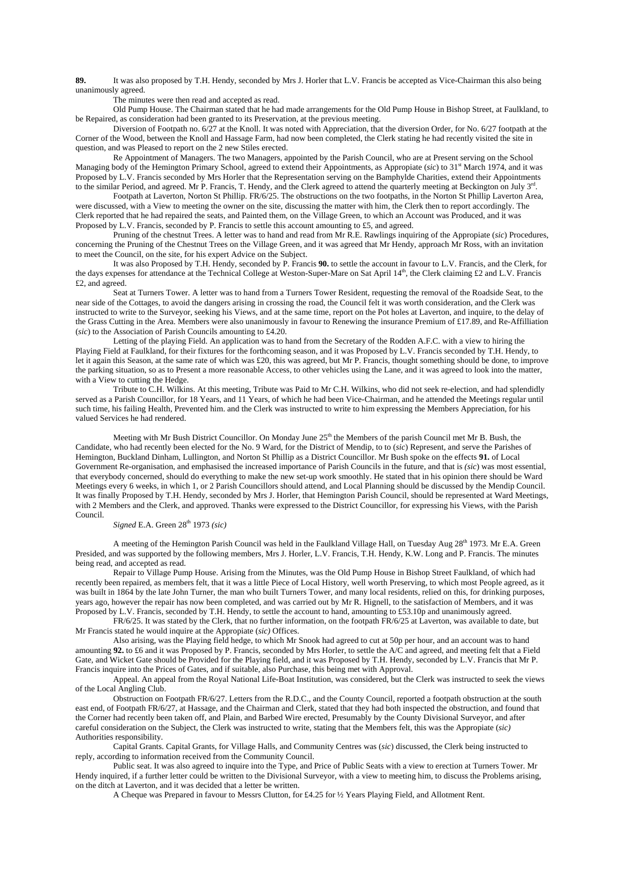**89.** It was also proposed by T.H. Hendy, seconded by Mrs J. Horler that L.V. Francis be accepted as Vice-Chairman this also being unanimously agreed.

The minutes were then read and accepted as read.

Old Pump House. The Chairman stated that he had made arrangements for the Old Pump House in Bishop Street, at Faulkland, to be Repaired, as consideration had been granted to its Preservation, at the previous meeting.

Diversion of Footpath no. 6/27 at the Knoll. It was noted with Appreciation, that the diversion Order, for No. 6/27 footpath at the Corner of the Wood, between the Knoll and Hassage Farm, had now been completed, the Clerk stating he had recently visited the site in question, and was Pleased to report on the 2 new Stiles erected.

Re Appointment of Managers. The two Managers, appointed by the Parish Council, who are at Present serving on the School Managing body of the Hemington Primary School, agreed to extend their Appointments, as Appropiate (*sic*) to 31st March 1974, and it was Proposed by L.V. Francis seconded by Mrs Horler that the Representation serving on the Bamphylde Charities, extend their Appointments to the similar Period, and agreed. Mr P. Francis, T. Hendy, and the Clerk agreed to attend the quarterly meeting at Beckington on July 3rd.

Footpath at Laverton, Norton St Phillip. FR/6/25. The obstructions on the two footpaths, in the Norton St Phillip Laverton Area, were discussed, with a View to meeting the owner on the site, discussing the matter with him, the Clerk then to report accordingly. The Clerk reported that he had repaired the seats, and Painted them, on the Village Green, to which an Account was Produced, and it was Proposed by L.V. Francis, seconded by P. Francis to settle this account amounting to £5, and agreed.

Pruning of the chestnut Trees. A letter was to hand and read from Mr R.E. Rawlings inquiring of the Appropiate (*sic*) Procedures, concerning the Pruning of the Chestnut Trees on the Village Green, and it was agreed that Mr Hendy, approach Mr Ross, with an invitation to meet the Council, on the site, for his expert Advice on the Subject.

It was also Proposed by T.H. Hendy, seconded by P. Francis **90.** to settle the account in favour to L.V. Francis, and the Clerk, for the days expenses for attendance at the Technical College at Weston-Super-Mare on Sat April 14th, the Clerk claiming £2 and L.V. Francis £2, and agreed.

Seat at Turners Tower. A letter was to hand from a Turners Tower Resident, requesting the removal of the Roadside Seat, to the near side of the Cottages, to avoid the dangers arising in crossing the road, the Council felt it was worth consideration, and the Clerk was instructed to write to the Surveyor, seeking his Views, and at the same time, report on the Pot holes at Laverton, and inquire, to the delay of the Grass Cutting in the Area. Members were also unanimously in favour to Renewing the insurance Premium of £17.89, and Re-Affilliation (*sic*) to the Association of Parish Councils amounting to £4.20.

Letting of the playing Field. An application was to hand from the Secretary of the Rodden A.F.C. with a view to hiring the Playing Field at Faulkland, for their fixtures for the forthcoming season, and it was Proposed by L.V. Francis seconded by T.H. Hendy, to let it again this Season, at the same rate of which was £20, this was agreed, but Mr P. Francis, thought something should be done, to improve the parking situation, so as to Present a more reasonable Access, to other vehicles using the Lane, and it was agreed to look into the matter, with a View to cutting the Hedge.

Tribute to C.H. Wilkins. At this meeting, Tribute was Paid to Mr C.H. Wilkins, who did not seek re-election, and had splendidly served as a Parish Councillor, for 18 Years, and 11 Years, of which he had been Vice-Chairman, and he attended the Meetings regular until such time, his failing Health, Prevented him. and the Clerk was instructed to write to him expressing the Members Appreciation, for his valued Services he had rendered.

Meeting with Mr Bush District Councillor. On Monday June 25th the Members of the parish Council met Mr B. Bush, the Candidate, who had recently been elected for the No. 9 Ward, for the District of Mendip, to to (*sic*) Represent, and serve the Parishes of Hemington, Buckland Dinham, Lullington, and Norton St Phillip as a District Councillor. Mr Bush spoke on the effects **91.** of Local Government Re-organisation, and emphasised the increased importance of Parish Councils in the future, and that is *(sic*) was most essential, that everybody concerned, should do everything to make the new set-up work smoothly. He stated that in his opinion there should be Ward Meetings every 6 weeks, in which 1, or 2 Parish Councillors should attend, and Local Planning should be discussed by the Mendip Council. It was finally Proposed by T.H. Hendy, seconded by Mrs J. Horler, that Hemington Parish Council, should be represented at Ward Meetings, with 2 Members and the Clerk, and approved. Thanks were expressed to the District Councillor, for expressing his Views, with the Parish Council.

*Signed* E.A. Green 28th 1973 *(sic)*

A meeting of the Hemington Parish Council was held in the Faulkland Village Hall, on Tuesday Aug 28th 1973. Mr E.A. Green Presided, and was supported by the following members, Mrs J. Horler, L.V. Francis, T.H. Hendy, K.W. Long and P. Francis. The minutes being read, and accepted as read.

Repair to Village Pump House. Arising from the Minutes, was the Old Pump House in Bishop Street Faulkland, of which had recently been repaired, as members felt, that it was a little Piece of Local History, well worth Preserving, to which most People agreed, as it was built in 1864 by the late John Turner, the man who built Turners Tower, and many local residents, relied on this, for drinking purposes, years ago, however the repair has now been completed, and was carried out by Mr R. Hignell, to the satisfaction of Members, and it was Proposed by L.V. Francis, seconded by T.H. Hendy, to settle the account to hand, amounting to £53.10p and unanimously agreed.

FR/6/25. It was stated by the Clerk, that no further information, on the footpath FR/6/25 at Laverton, was available to date, but Mr Francis stated he would inquire at the Appropiate (*sic)* Offices.

Also arising, was the Playing field hedge, to which Mr Snook had agreed to cut at 50p per hour, and an account was to hand amounting **92.** to £6 and it was Proposed by P. Francis, seconded by Mrs Horler, to settle the A/C and agreed, and meeting felt that a Field Gate, and Wicket Gate should be Provided for the Playing field, and it was Proposed by T.H. Hendy, seconded by L.V. Francis that Mr P. Francis inquire into the Prices of Gates, and if suitable, also Purchase, this being met with Approval.

Appeal. An appeal from the Royal National Life-Boat Institution, was considered, but the Clerk was instructed to seek the views of the Local Angling Club.

Obstruction on Footpath FR/6/27. Letters from the R.D.C., and the County Council, reported a footpath obstruction at the south east end, of Footpath FR/6/27, at Hassage, and the Chairman and Clerk, stated that they had both inspected the obstruction, and found that the Corner had recently been taken off, and Plain, and Barbed Wire erected, Presumably by the County Divisional Surveyor, and after careful consideration on the Subject, the Clerk was instructed to write, stating that the Members felt, this was the Appropiate (*sic)* Authorities responsibility.

Capital Grants. Capital Grants, for Village Halls, and Community Centres was (*sic*) discussed, the Clerk being instructed to reply, according to information received from the Community Council.

Public seat. It was also agreed to inquire into the Type, and Price of Public Seats with a view to erection at Turners Tower. Mr Hendy inquired, if a further letter could be written to the Divisional Surveyor, with a view to meeting him, to discuss the Problems arising, on the ditch at Laverton, and it was decided that a letter be written.

A Cheque was Prepared in favour to Messrs Clutton, for £4.25 for ½ Years Playing Field, and Allotment Rent.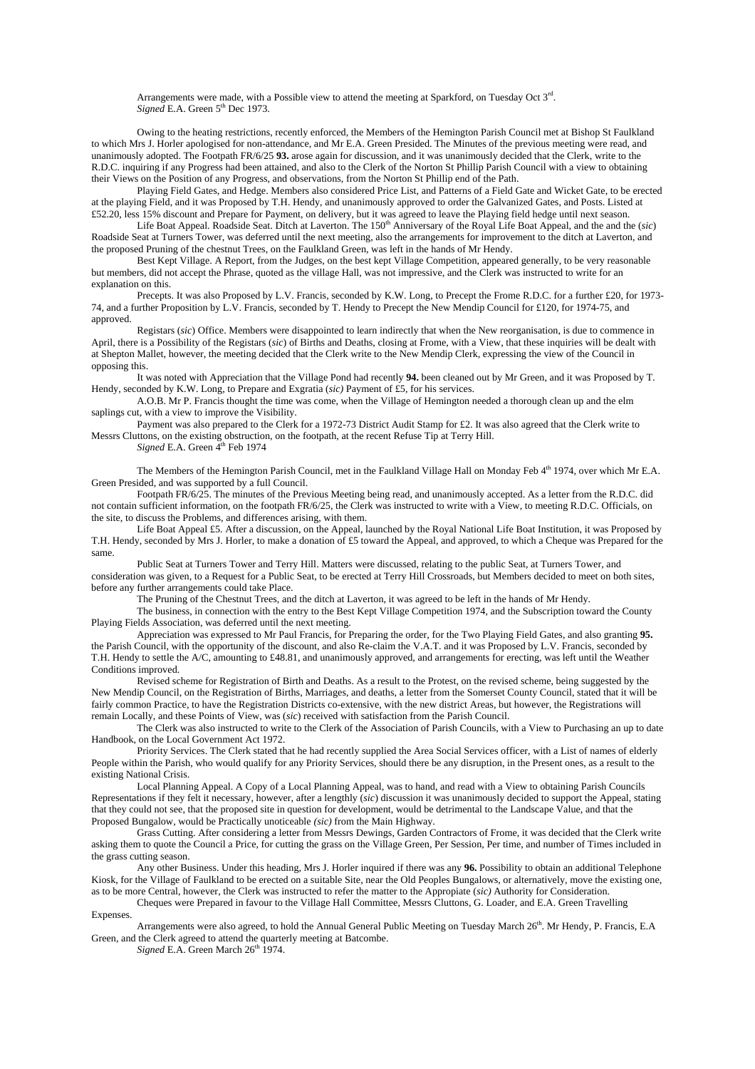Arrangements were made, with a Possible view to attend the meeting at Sparkford, on Tuesday Oct 3rd.
*Signed* E.A. Green 5th Dec 1973.

Owing to the heating restrictions, recently enforced, the Members of the Hemington Parish Council met at Bishop St Faulkland to which Mrs J. Horler apologised for non-attendance, and Mr E.A. Green Presided. The Minutes of the previous meeting were read, and unanimously adopted. The Footpath FR/6/25 **93.** arose again for discussion, and it was unanimously decided that the Clerk, write to the R.D.C. inquiring if any Progress had been attained, and also to the Clerk of the Norton St Phillip Parish Council with a view to obtaining their Views on the Position of any Progress, and observations, from the Norton St Phillip end of the Path.

Playing Field Gates, and Hedge. Members also considered Price List, and Patterns of a Field Gate and Wicket Gate, to be erected at the playing Field, and it was Proposed by T.H. Hendy, and unanimously approved to order the Galvanized Gates, and Posts. Listed at £52.20, less 15% discount and Prepare for Payment, on delivery, but it was agreed to leave the Playing field hedge until next season.

Life Boat Appeal. Roadside Seat. Ditch at Laverton. The 150th Anniversary of the Royal Life Boat Appeal, and the and the (*sic*) Roadside Seat at Turners Tower, was deferred until the next meeting, also the arrangements for improvement to the ditch at Laverton, and the proposed Pruning of the chestnut Trees, on the Faulkland Green, was left in the hands of Mr Hendy.

Best Kept Village. A Report, from the Judges, on the best kept Village Competition, appeared generally, to be very reasonable but members, did not accept the Phrase, quoted as the village Hall, was not impressive, and the Clerk was instructed to write for an explanation on this.

Precepts. It was also Proposed by L.V. Francis, seconded by K.W. Long, to Precept the Frome R.D.C. for a further £20, for 1973-74, and a further Proposition by L.V. Francis, seconded by T. Hendy to Precept the New Mendip Council for £120, for 1974-75, and approved.

Registars (*sic*) Office. Members were disappointed to learn indirectly that when the New reorganisation, is due to commence in April, there is a Possibility of the Registars (*sic*) of Births and Deaths, closing at Frome, with a View, that these inquiries will be dealt with at Shepton Mallet, however, the meeting decided that the Clerk write to the New Mendip Clerk, expressing the view of the Council in opposing this.

It was noted with Appreciation that the Village Pond had recently **94.** been cleaned out by Mr Green, and it was Proposed by T. Hendy, seconded by K.W. Long, to Prepare and Exgratia (*sic)* Payment of £5, for his services.

A.O.B. Mr P. Francis thought the time was come, when the Village of Hemington needed a thorough clean up and the elm saplings cut, with a view to improve the Visibility.

Payment was also prepared to the Clerk for a 1972-73 District Audit Stamp for £2. It was also agreed that the Clerk write to Messrs Cluttons, on the existing obstruction, on the footpath, at the recent Refuse Tip at Terry Hill.
*Signed* E.A. Green 4th Feb 1974

The Members of the Hemington Parish Council, met in the Faulkland Village Hall on Monday Feb 4th 1974, over which Mr E.A. Green Presided, and was supported by a full Council.

Footpath FR/6/25. The minutes of the Previous Meeting being read, and unanimously accepted. As a letter from the R.D.C. did not contain sufficient information, on the footpath FR/6/25, the Clerk was instructed to write with a View, to meeting R.D.C. Officials, on the site, to discuss the Problems, and differences arising, with them.

Life Boat Appeal £5. After a discussion, on the Appeal, launched by the Royal National Life Boat Institution, it was Proposed by T.H. Hendy, seconded by Mrs J. Horler, to make a donation of £5 toward the Appeal, and approved, to which a Cheque was Prepared for the same.

Public Seat at Turners Tower and Terry Hill. Matters were discussed, relating to the public Seat, at Turners Tower, and consideration was given, to a Request for a Public Seat, to be erected at Terry Hill Crossroads, but Members decided to meet on both sites, before any further arrangements could take Place.

The Pruning of the Chestnut Trees, and the ditch at Laverton, it was agreed to be left in the hands of Mr Hendy.

The business, in connection with the entry to the Best Kept Village Competition 1974, and the Subscription toward the County Playing Fields Association, was deferred until the next meeting.

Appreciation was expressed to Mr Paul Francis, for Preparing the order, for the Two Playing Field Gates, and also granting **95.** the Parish Council, with the opportunity of the discount, and also Re-claim the V.A.T. and it was Proposed by L.V. Francis, seconded by T.H. Hendy to settle the A/C, amounting to £48.81, and unanimously approved, and arrangements for erecting, was left until the Weather Conditions improved.

Revised scheme for Registration of Birth and Deaths. As a result to the Protest, on the revised scheme, being suggested by the New Mendip Council, on the Registration of Births, Marriages, and deaths, a letter from the Somerset County Council, stated that it will be fairly common Practice, to have the Registration Districts co-extensive, with the new district Areas, but however, the Registrations will remain Locally, and these Points of View, was (*sic*) received with satisfaction from the Parish Council.

The Clerk was also instructed to write to the Clerk of the Association of Parish Councils, with a View to Purchasing an up to date Handbook, on the Local Government Act 1972.

Priority Services. The Clerk stated that he had recently supplied the Area Social Services officer, with a List of names of elderly People within the Parish, who would qualify for any Priority Services, should there be any disruption, in the Present ones, as a result to the existing National Crisis.

Local Planning Appeal. A Copy of a Local Planning Appeal, was to hand, and read with a View to obtaining Parish Councils Representations if they felt it necessary, however, after a lengthly (*sic*) discussion it was unanimously decided to support the Appeal, stating that they could not see, that the proposed site in question for development, would be detrimental to the Landscape Value, and that the Proposed Bungalow, would be Practically unoticeable *(sic)* from the Main Highway.

Grass Cutting. After considering a letter from Messrs Dewings, Garden Contractors of Frome, it was decided that the Clerk write asking them to quote the Council a Price, for cutting the grass on the Village Green, Per Session, Per time, and number of Times included in the grass cutting season.

Any other Business. Under this heading, Mrs J. Horler inquired if there was any **96.** Possibility to obtain an additional Telephone Kiosk, for the Village of Faulkland to be erected on a suitable Site, near the Old Peoples Bungalows, or alternatively, move the existing one, as to be more Central, however, the Clerk was instructed to refer the matter to the Appropiate (*sic)* Authority for Consideration.

Cheques were Prepared in favour to the Village Hall Committee, Messrs Cluttons, G. Loader, and E.A. Green Travelling Expenses.

Arrangements were also agreed, to hold the Annual General Public Meeting on Tuesday March 26th. Mr Hendy, P. Francis, E.A Green, and the Clerk agreed to attend the quarterly meeting at Batcombe.
*Signed* E.A. Green March 26th 1974.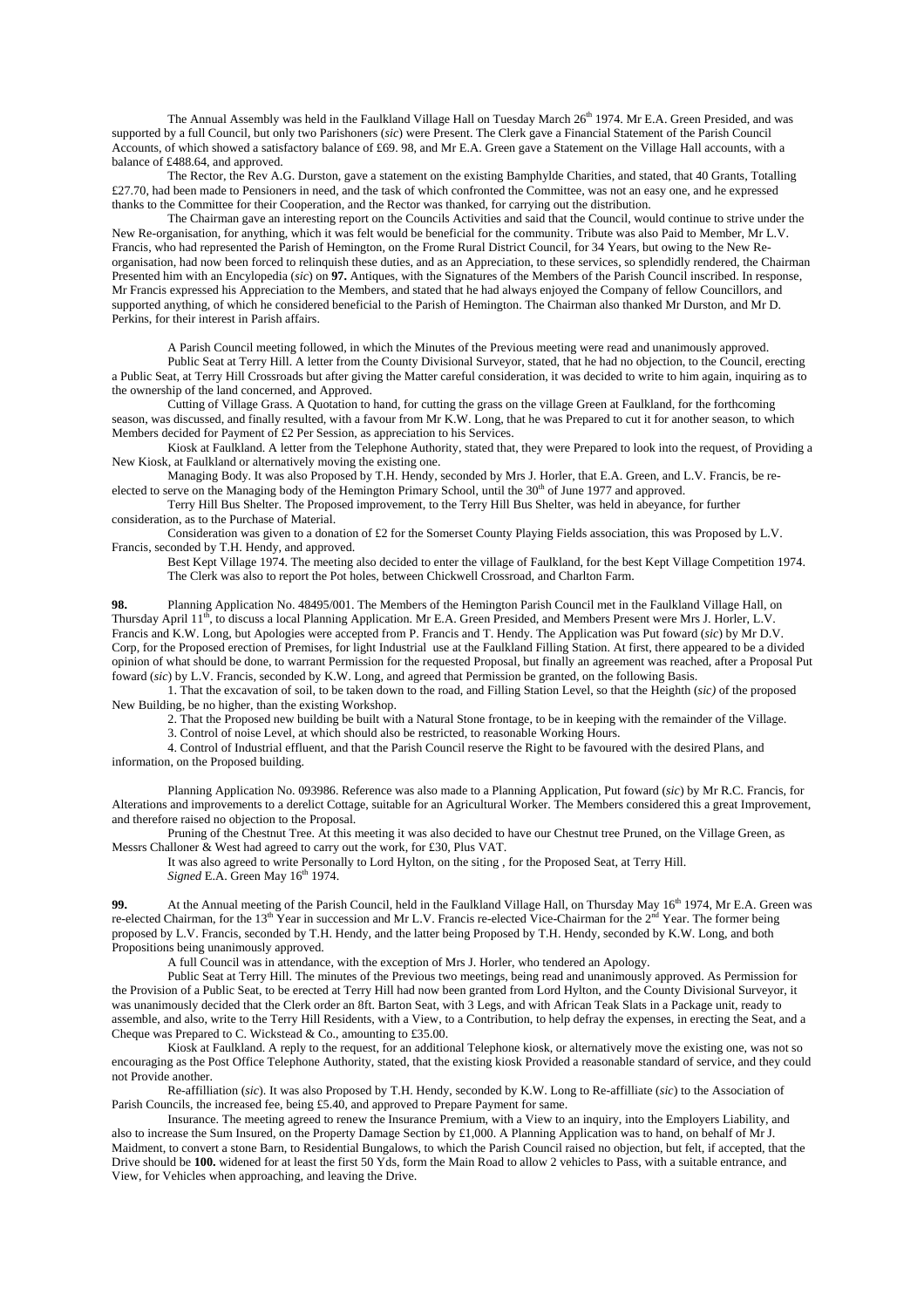The Annual Assembly was held in the Faulkland Village Hall on Tuesday March 26th 1974. Mr E.A. Green Presided, and was supported by a full Council, but only two Parishoners (*sic*) were Present. The Clerk gave a Financial Statement of the Parish Council Accounts, of which showed a satisfactory balance of £69. 98, and Mr E.A. Green gave a Statement on the Village Hall accounts, with a balance of £488.64, and approved.

The Rector, the Rev A.G. Durston, gave a statement on the existing Bamphylde Charities, and stated, that 40 Grants, Totalling £27.70, had been made to Pensioners in need, and the task of which confronted the Committee, was not an easy one, and he expressed thanks to the Committee for their Cooperation, and the Rector was thanked, for carrying out the distribution.

The Chairman gave an interesting report on the Councils Activities and said that the Council, would continue to strive under the New Re-organisation, for anything, which it was felt would be beneficial for the community. Tribute was also Paid to Member, Mr L.V. Francis, who had represented the Parish of Hemington, on the Frome Rural District Council, for 34 Years, but owing to the New Re-organisation, had now been forced to relinquish these duties, and as an Appreciation, to these services, so splendidly rendered, the Chairman Presented him with an Encylopedia (*sic*) on **97.** Antiques, with the Signatures of the Members of the Parish Council inscribed. In response, Mr Francis expressed his Appreciation to the Members, and stated that he had always enjoyed the Company of fellow Councillors, and supported anything, of which he considered beneficial to the Parish of Hemington. The Chairman also thanked Mr Durston, and Mr D. Perkins, for their interest in Parish affairs.

A Parish Council meeting followed, in which the Minutes of the Previous meeting were read and unanimously approved.

Public Seat at Terry Hill. A letter from the County Divisional Surveyor, stated, that he had no objection, to the Council, erecting a Public Seat, at Terry Hill Crossroads but after giving the Matter careful consideration, it was decided to write to him again, inquiring as to the ownership of the land concerned, and Approved.

Cutting of Village Grass. A Quotation to hand, for cutting the grass on the village Green at Faulkland, for the forthcoming season, was discussed, and finally resulted, with a favour from Mr K.W. Long, that he was Prepared to cut it for another season, to which Members decided for Payment of £2 Per Session, as appreciation to his Services.

Kiosk at Faulkland. A letter from the Telephone Authority, stated that, they were Prepared to look into the request, of Providing a New Kiosk, at Faulkland or alternatively moving the existing one.

Managing Body. It was also Proposed by T.H. Hendy, seconded by Mrs J. Horler, that E.A. Green, and L.V. Francis, be re-elected to serve on the Managing body of the Hemington Primary School, until the 30th of June 1977 and approved.

Terry Hill Bus Shelter. The Proposed improvement, to the Terry Hill Bus Shelter, was held in abeyance, for further consideration, as to the Purchase of Material.

Consideration was given to a donation of £2 for the Somerset County Playing Fields association, this was Proposed by L.V. Francis, seconded by T.H. Hendy, and approved.

Best Kept Village 1974. The meeting also decided to enter the village of Faulkland, for the best Kept Village Competition 1974.

The Clerk was also to report the Pot holes, between Chickwell Crossroad, and Charlton Farm.

**98.** Planning Application No. 48495/001. The Members of the Hemington Parish Council met in the Faulkland Village Hall, on Thursday April 11th, to discuss a local Planning Application. Mr E.A. Green Presided, and Members Present were Mrs J. Horler, L.V. Francis and K.W. Long, but Apologies were accepted from P. Francis and T. Hendy. The Application was Put foward (*sic*) by Mr D.V. Corp, for the Proposed erection of Premises, for light Industrial use at the Faulkland Filling Station. At first, there appeared to be a divided opinion of what should be done, to warrant Permission for the requested Proposal, but finally an agreement was reached, after a Proposal Put foward (*sic*) by L.V. Francis, seconded by K.W. Long, and agreed that Permission be granted, on the following Basis.

1. That the excavation of soil, to be taken down to the road, and Filling Station Level, so that the Heighth (*sic)* of the proposed New Building, be no higher, than the existing Workshop.
2. That the Proposed new building be built with a Natural Stone frontage, to be in keeping with the remainder of the Village.
3. Control of noise Level, at which should also be restricted, to reasonable Working Hours.
4. Control of Industrial effluent, and that the Parish Council reserve the Right to be favoured with the desired Plans, and information, on the Proposed building.

Planning Application No. 093986. Reference was also made to a Planning Application, Put foward (*sic*) by Mr R.C. Francis, for Alterations and improvements to a derelict Cottage, suitable for an Agricultural Worker. The Members considered this a great Improvement, and therefore raised no objection to the Proposal.

Pruning of the Chestnut Tree. At this meeting it was also decided to have our Chestnut tree Pruned, on the Village Green, as Messrs Challoner & West had agreed to carry out the work, for £30, Plus VAT.

It was also agreed to write Personally to Lord Hylton, on the siting , for the Proposed Seat, at Terry Hill.

*Signed* E.A. Green May 16th 1974.

**99.** At the Annual meeting of the Parish Council, held in the Faulkland Village Hall, on Thursday May 16th 1974, Mr E.A. Green was re-elected Chairman, for the 13th Year in succession and Mr L.V. Francis re-elected Vice-Chairman for the 2nd Year. The former being proposed by L.V. Francis, seconded by T.H. Hendy, and the latter being Proposed by T.H. Hendy, seconded by K.W. Long, and both Propositions being unanimously approved.

A full Council was in attendance, with the exception of Mrs J. Horler, who tendered an Apology.

Public Seat at Terry Hill. The minutes of the Previous two meetings, being read and unanimously approved. As Permission for the Provision of a Public Seat, to be erected at Terry Hill had now been granted from Lord Hylton, and the County Divisional Surveyor, it was unanimously decided that the Clerk order an 8ft. Barton Seat, with 3 Legs, and with African Teak Slats in a Package unit, ready to assemble, and also, write to the Terry Hill Residents, with a View, to a Contribution, to help defray the expenses, in erecting the Seat, and a Cheque was Prepared to C. Wickstead & Co., amounting to £35.00.

Kiosk at Faulkland. A reply to the request, for an additional Telephone kiosk, or alternatively move the existing one, was not so encouraging as the Post Office Telephone Authority, stated, that the existing kiosk Provided a reasonable standard of service, and they could not Provide another.

Re-affilliation (*sic*). It was also Proposed by T.H. Hendy, seconded by K.W. Long to Re-affilliate (*sic*) to the Association of Parish Councils, the increased fee, being £5.40, and approved to Prepare Payment for same.

Insurance. The meeting agreed to renew the Insurance Premium, with a View to an inquiry, into the Employers Liability, and also to increase the Sum Insured, on the Property Damage Section by £1,000. A Planning Application was to hand, on behalf of Mr J. Maidment, to convert a stone Barn, to Residential Bungalows, to which the Parish Council raised no objection, but felt, if accepted, that the Drive should be **100.** widened for at least the first 50 Yds, form the Main Road to allow 2 vehicles to Pass, with a suitable entrance, and View, for Vehicles when approaching, and leaving the Drive.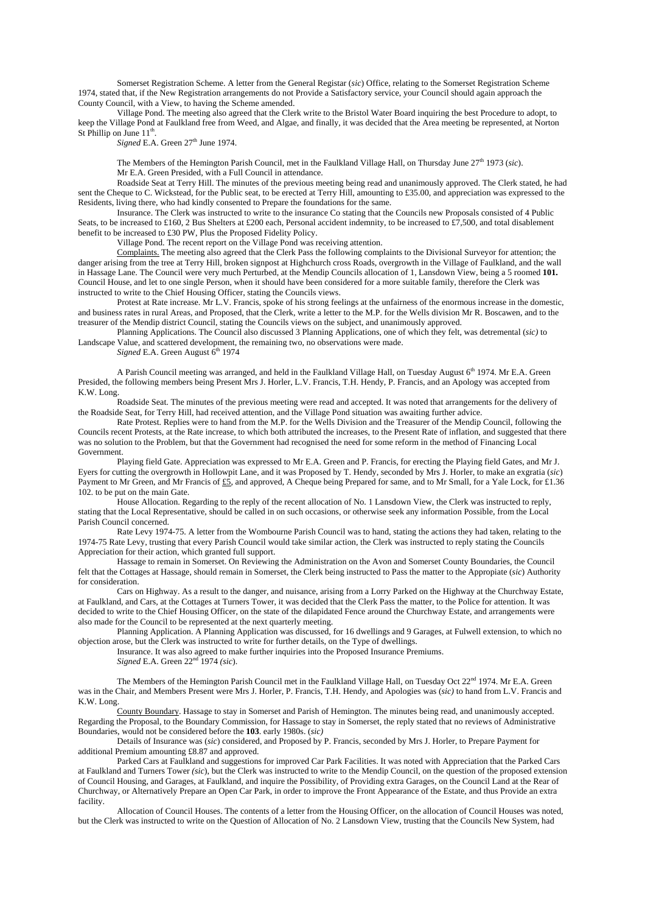Somerset Registration Scheme. A letter from the General Registar (*sic*) Office, relating to the Somerset Registration Scheme 1974, stated that, if the New Registration arrangements do not Provide a Satisfactory service, your Council should again approach the County Council, with a View, to having the Scheme amended.

Village Pond. The meeting also agreed that the Clerk write to the Bristol Water Board inquiring the best Procedure to adopt, to keep the Village Pond at Faulkland free from Weed, and Algae, and finally, it was decided that the Area meeting be represented, at Norton St Phillip on June 11th.

*Signed* E.A. Green 27th June 1974.

The Members of the Hemington Parish Council, met in the Faulkland Village Hall, on Thursday June 27th 1973 (*sic*). Mr E.A. Green Presided, with a Full Council in attendance.

Roadside Seat at Terry Hill. The minutes of the previous meeting being read and unanimously approved. The Clerk stated, he had sent the Cheque to C. Wickstead, for the Public seat, to be erected at Terry Hill, amounting to £35.00, and appreciation was expressed to the Residents, living there, who had kindly consented to Prepare the foundations for the same.

Insurance. The Clerk was instructed to write to the insurance Co stating that the Councils new Proposals consisted of 4 Public Seats, to be increased to £160, 2 Bus Shelters at £200 each, Personal accident indemnity, to be increased to £7,500, and total disablement benefit to be increased to £30 PW, Plus the Proposed Fidelity Policy.

Village Pond. The recent report on the Village Pond was receiving attention.

Complaints. The meeting also agreed that the Clerk Pass the following complaints to the Divisional Surveyor for attention; the danger arising from the tree at Terry Hill, broken signpost at Highchurch cross Roads, overgrowth in the Village of Faulkland, and the wall in Hassage Lane. The Council were very much Perturbed, at the Mendip Councils allocation of 1, Lansdown View, being a 5 roomed **101.** Council House, and let to one single Person, when it should have been considered for a more suitable family, therefore the Clerk was instructed to write to the Chief Housing Officer, stating the Councils views.

Protest at Rate increase. Mr L.V. Francis, spoke of his strong feelings at the unfairness of the enormous increase in the domestic, and business rates in rural Areas, and Proposed, that the Clerk, write a letter to the M.P. for the Wells division Mr R. Boscawen, and to the treasurer of the Mendip district Council, stating the Councils views on the subject, and unanimously approved.

Planning Applications. The Council also discussed 3 Planning Applications, one of which they felt, was detremental (*sic)* to Landscape Value, and scattered development, the remaining two, no observations were made.

*Signed* E.A. Green August 6th 1974

A Parish Council meeting was arranged, and held in the Faulkland Village Hall, on Tuesday August 6th 1974. Mr E.A. Green Presided, the following members being Present Mrs J. Horler, L.V. Francis, T.H. Hendy, P. Francis, and an Apology was accepted from K.W. Long.

Roadside Seat. The minutes of the previous meeting were read and accepted. It was noted that arrangements for the delivery of the Roadside Seat, for Terry Hill, had received attention, and the Village Pond situation was awaiting further advice.

Rate Protest. Replies were to hand from the M.P. for the Wells Division and the Treasurer of the Mendip Council, following the Councils recent Protests, at the Rate increase, to which both attributed the increases, to the Present Rate of inflation, and suggested that there was no solution to the Problem, but that the Government had recognised the need for some reform in the method of Financing Local Government.

Playing field Gate. Appreciation was expressed to Mr E.A. Green and P. Francis, for erecting the Playing field Gates, and Mr J. Eyers for cutting the overgrowth in Hollowpit Lane, and it was Proposed by T. Hendy, seconded by Mrs J. Horler, to make an exgratia (*sic*) Payment to Mr Green, and Mr Francis of £5, and approved, A Cheque being Prepared for same, and to Mr Small, for a Yale Lock, for £1.36 102. to be put on the main Gate.

House Allocation. Regarding to the reply of the recent allocation of No. 1 Lansdown View, the Clerk was instructed to reply, stating that the Local Representative, should be called in on such occasions, or otherwise seek any information Possible, from the Local Parish Council concerned.

Rate Levy 1974-75. A letter from the Wombourne Parish Council was to hand, stating the actions they had taken, relating to the 1974-75 Rate Levy, trusting that every Parish Council would take similar action, the Clerk was instructed to reply stating the Councils Appreciation for their action, which granted full support.

Hassage to remain in Somerset. On Reviewing the Administration on the Avon and Somerset County Boundaries, the Council felt that the Cottages at Hassage, should remain in Somerset, the Clerk being instructed to Pass the matter to the Appropiate (*sic*) Authority for consideration.

Cars on Highway. As a result to the danger, and nuisance, arising from a Lorry Parked on the Highway at the Churchway Estate, at Faulkland, and Cars, at the Cottages at Turners Tower, it was decided that the Clerk Pass the matter, to the Police for attention. It was decided to write to the Chief Housing Officer, on the state of the dilapidated Fence around the Churchway Estate, and arrangements were also made for the Council to be represented at the next quarterly meeting.

Planning Application. A Planning Application was discussed, for 16 dwellings and 9 Garages, at Fulwell extension, to which no objection arose, but the Clerk was instructed to write for further details, on the Type of dwellings.

Insurance. It was also agreed to make further inquiries into the Proposed Insurance Premiums.

*Signed* E.A. Green 22nd 1974 *(sic*).

The Members of the Hemington Parish Council met in the Faulkland Village Hall, on Tuesday Oct 22nd 1974. Mr E.A. Green was in the Chair, and Members Present were Mrs J. Horler, P. Francis, T.H. Hendy, and Apologies was (*sic)* to hand from L.V. Francis and K.W. Long.

County Boundary. Hassage to stay in Somerset and Parish of Hemington. The minutes being read, and unanimously accepted. Regarding the Proposal, to the Boundary Commission, for Hassage to stay in Somerset, the reply stated that no reviews of Administrative Boundaries, would not be considered before the **103**. early 1980s. (*sic)*

Details of Insurance was (*sic*) considered, and Proposed by P. Francis, seconded by Mrs J. Horler, to Prepare Payment for additional Premium amounting £8.87 and approved.

Parked Cars at Faulkland and suggestions for improved Car Park Facilities. It was noted with Appreciation that the Parked Cars at Faulkland and Turners Tower *(sic*), but the Clerk was instructed to write to the Mendip Council, on the question of the proposed extension of Council Housing, and Garages, at Faulkland, and inquire the Possibility, of Providing extra Garages, on the Council Land at the Rear of Churchway, or Alternatively Prepare an Open Car Park, in order to improve the Front Appearance of the Estate, and thus Provide an extra facility.

Allocation of Council Houses. The contents of a letter from the Housing Officer, on the allocation of Council Houses was noted, but the Clerk was instructed to write on the Question of Allocation of No. 2 Lansdown View, trusting that the Councils New System, had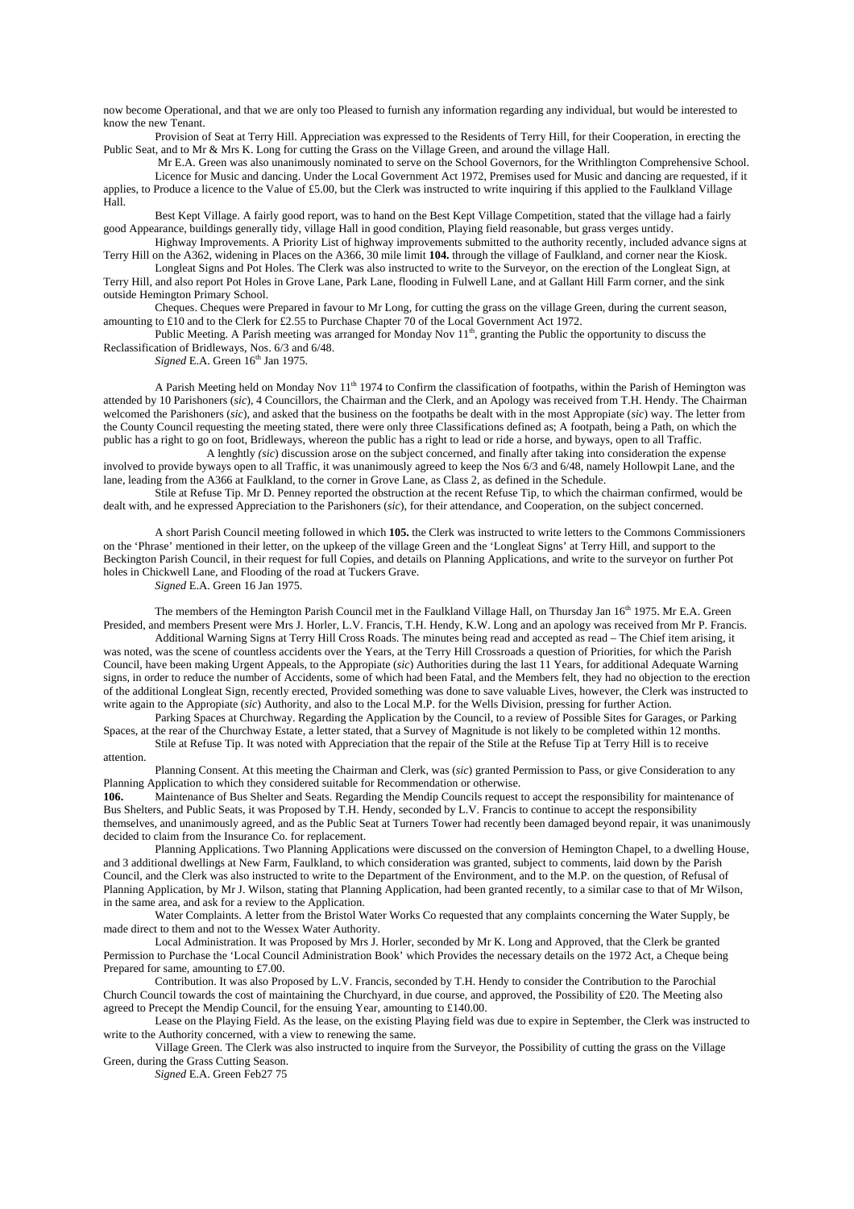now become Operational, and that we are only too Pleased to furnish any information regarding any individual, but would be interested to know the new Tenant.

Provision of Seat at Terry Hill. Appreciation was expressed to the Residents of Terry Hill, for their Cooperation, in erecting the Public Seat, and to Mr & Mrs K. Long for cutting the Grass on the Village Green, and around the village Hall.

Mr E.A. Green was also unanimously nominated to serve on the School Governors, for the Writhlington Comprehensive School.

Licence for Music and dancing. Under the Local Government Act 1972, Premises used for Music and dancing are requested, if it applies, to Produce a licence to the Value of £5.00, but the Clerk was instructed to write inquiring if this applied to the Faulkland Village Hall.

Best Kept Village. A fairly good report, was to hand on the Best Kept Village Competition, stated that the village had a fairly good Appearance, buildings generally tidy, village Hall in good condition, Playing field reasonable, but grass verges untidy.

Highway Improvements. A Priority List of highway improvements submitted to the authority recently, included advance signs at Terry Hill on the A362, widening in Places on the A366, 30 mile limit **104.** through the village of Faulkland, and corner near the Kiosk.

Longleat Signs and Pot Holes. The Clerk was also instructed to write to the Surveyor, on the erection of the Longleat Sign, at Terry Hill, and also report Pot Holes in Grove Lane, Park Lane, flooding in Fulwell Lane, and at Gallant Hill Farm corner, and the sink outside Hemington Primary School.

Cheques. Cheques were Prepared in favour to Mr Long, for cutting the grass on the village Green, during the current season, amounting to £10 and to the Clerk for £2.55 to Purchase Chapter 70 of the Local Government Act 1972.

Public Meeting. A Parish meeting was arranged for Monday Nov 11th, granting the Public the opportunity to discuss the Reclassification of Bridleways, Nos. 6/3 and 6/48.

*Signed* E.A. Green 16th Jan 1975.

A Parish Meeting held on Monday Nov 11th 1974 to Confirm the classification of footpaths, within the Parish of Hemington was attended by 10 Parishoners (*sic*), 4 Councillors, the Chairman and the Clerk, and an Apology was received from T.H. Hendy. The Chairman welcomed the Parishoners (*sic*), and asked that the business on the footpaths be dealt with in the most Appropiate (*sic*) way. The letter from the County Council requesting the meeting stated, there were only three Classifications defined as; A footpath, being a Path, on which the public has a right to go on foot, Bridleways, whereon the public has a right to lead or ride a horse, and byways, open to all Traffic.

A lenghtly (*sic*) discussion arose on the subject concerned, and finally after taking into consideration the expense involved to provide byways open to all Traffic, it was unanimously agreed to keep the Nos 6/3 and 6/48, namely Hollowpit Lane, and the lane, leading from the A366 at Faulkland, to the corner in Grove Lane, as Class 2, as defined in the Schedule.

Stile at Refuse Tip. Mr D. Penney reported the obstruction at the recent Refuse Tip, to which the chairman confirmed, would be dealt with, and he expressed Appreciation to the Parishoners (*sic*), for their attendance, and Cooperation, on the subject concerned.

A short Parish Council meeting followed in which **105.** the Clerk was instructed to write letters to the Commons Commissioners on the 'Phrase' mentioned in their letter, on the upkeep of the village Green and the 'Longleat Signs' at Terry Hill, and support to the Beckington Parish Council, in their request for full Copies, and details on Planning Applications, and write to the surveyor on further Pot holes in Chickwell Lane, and Flooding of the road at Tuckers Grave.

*Signed* E.A. Green 16 Jan 1975.

The members of the Hemington Parish Council met in the Faulkland Village Hall, on Thursday Jan 16th 1975. Mr E.A. Green Presided, and members Present were Mrs J. Horler, L.V. Francis, T.H. Hendy, K.W. Long and an apology was received from Mr P. Francis.

Additional Warning Signs at Terry Hill Cross Roads. The minutes being read and accepted as read – The Chief item arising, it was noted, was the scene of countless accidents over the Years, at the Terry Hill Crossroads a question of Priorities, for which the Parish Council, have been making Urgent Appeals, to the Appropiate (*sic*) Authorities during the last 11 Years, for additional Adequate Warning signs, in order to reduce the number of Accidents, some of which had been Fatal, and the Members felt, they had no objection to the erection of the additional Longleat Sign, recently erected, Provided something was done to save valuable Lives, however, the Clerk was instructed to write again to the Appropiate (*sic*) Authority, and also to the Local M.P. for the Wells Division, pressing for further Action.

Parking Spaces at Churchway. Regarding the Application by the Council, to a review of Possible Sites for Garages, or Parking Spaces, at the rear of the Churchway Estate, a letter stated, that a Survey of Magnitude is not likely to be completed within 12 months.

Stile at Refuse Tip. It was noted with Appreciation that the repair of the Stile at the Refuse Tip at Terry Hill is to receive attention.

Planning Consent. At this meeting the Chairman and Clerk, was (*sic*) granted Permission to Pass, or give Consideration to any Planning Application to which they considered suitable for Recommendation or otherwise.

**106.** Maintenance of Bus Shelter and Seats. Regarding the Mendip Councils request to accept the responsibility for maintenance of Bus Shelters, and Public Seats, it was Proposed by T.H. Hendy, seconded by L.V. Francis to continue to accept the responsibility themselves, and unanimously agreed, and as the Public Seat at Turners Tower had recently been damaged beyond repair, it was unanimously decided to claim from the Insurance Co. for replacement.

Planning Applications. Two Planning Applications were discussed on the conversion of Hemington Chapel, to a dwelling House, and 3 additional dwellings at New Farm, Faulkland, to which consideration was granted, subject to comments, laid down by the Parish Council, and the Clerk was also instructed to write to the Department of the Environment, and to the M.P. on the question, of Refusal of Planning Application, by Mr J. Wilson, stating that Planning Application, had been granted recently, to a similar case to that of Mr Wilson, in the same area, and ask for a review to the Application.

Water Complaints. A letter from the Bristol Water Works Co requested that any complaints concerning the Water Supply, be made direct to them and not to the Wessex Water Authority.

Local Administration. It was Proposed by Mrs J. Horler, seconded by Mr K. Long and Approved, that the Clerk be granted Permission to Purchase the 'Local Council Administration Book' which Provides the necessary details on the 1972 Act, a Cheque being Prepared for same, amounting to £7.00.

Contribution. It was also Proposed by L.V. Francis, seconded by T.H. Hendy to consider the Contribution to the Parochial Church Council towards the cost of maintaining the Churchyard, in due course, and approved, the Possibility of £20. The Meeting also agreed to Precept the Mendip Council, for the ensuing Year, amounting to £140.00.

Lease on the Playing Field. As the lease, on the existing Playing field was due to expire in September, the Clerk was instructed to write to the Authority concerned, with a view to renewing the same.

Village Green. The Clerk was also instructed to inquire from the Surveyor, the Possibility of cutting the grass on the Village Green, during the Grass Cutting Season.

*Signed* E.A. Green Feb27 75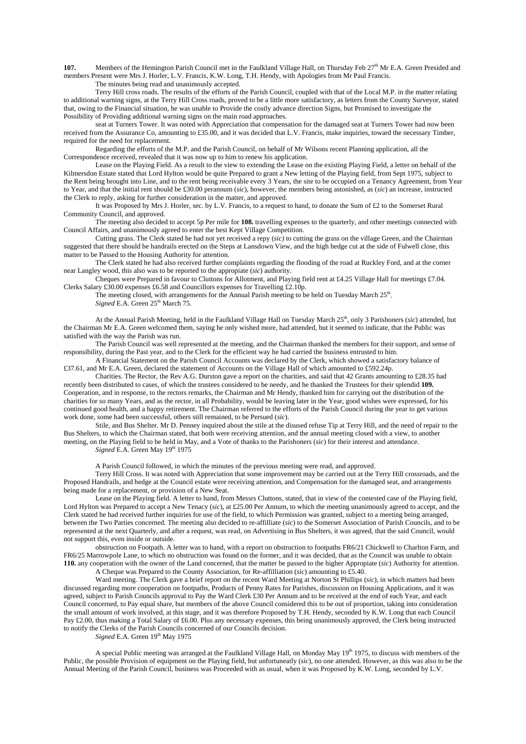**107.** Members of the Hemington Parish Council met in the Faulkland Village Hall, on Thursday Feb 27th. Mr E.A. Green Presided and members Present were Mrs J. Horler, L.V. Francis, K.W. Long, T.H. Hendy, with Apologies from Mr Paul Francis.

The minutes being read and unanimously accepted.

Terry Hill cross roads. The results of the efforts of the Parish Council, coupled with that of the Local M.P. in the matter relating to additional warning signs, at the Terry Hill Cross roads, proved to be a little more satisfactory, as letters from the County Surveyor, stated that, owing to the Financial situation, he was unable to Provide the costly advance direction Signs, but Promised to investigate the Possibility of Providing additional warning signs on the main road approaches.

seat at Turners Tower. It was noted with Appreciation that compensation for the damaged seat at Turners Tower had now been received from the Assurance Co, amounting to £35.00, and it was decided that L.V. Francis, make inquiries, toward the necessary Timber, required for the need for replacement.

Regarding the efforts of the M.P. and the Parish Council, on behalf of Mr Wilsons recent Planning application, all the Correspondence received, revealed that it was now up to him to renew his application.

Lease on the Playing Field. As a result to the view to extending the Lease on the existing Playing Field, a letter on behalf of the Kilmersdon Estate stated that Lord Hylton would be quite Prepared to grant a New letting of the Playing field, from Sept 1975, subject to the Rent being brought into Line, and to the rent being receivable every 3 Years, the site to be occupied on a Tenancy Agreement, from Year to Year, and that the initial rent should be £30.00 perannum (*sic*), however, the members being astonished, as (*sic*) an increase, instructed the Clerk to reply, asking for further consideration in the matter, and approved.

It was Proposed by Mrs J. Horler, sec. by L.V. Francis, to a request to hand, to donate the Sum of £2 to the Somerset Rural Community Council, and approved.

The meeting also decided to accept 5p Per mile for **108.** travelling expenses to the quarterly, and other meetings connected with Council Affairs, and unanimously agreed to enter the best Kept Village Competition.

Cutting grass. The Clerk stated he had not yet received a repy (*sic*) to cutting the grass on the village Green, and the Chairman suggested that there should be handrails erected on the Steps at Lansdown View, and the high hedge cut at the side of Fulwell close, this matter to be Passed to the Housing Authority for attention.

The Clerk stated he had also received further complaints regarding the flooding of the road at Ruckley Ford, and at the corner near Langley wood, this also was to be reported to the appropiate (*sic*) authority.

Cheques were Prepared in favour to Cluttons for Allotment, and Playing field rent at £4.25 Village Hall for meetings £7.04. Clerks Salary £30.00 expenses £6.58 and Councillors expenses for Travelling £2.10p.

The meeting closed, with arrangements for the Annual Parish meeting to be held on Tuesday March 25th.

*Signed* E.A. Green 25th March 75.

At the Annual Parish Meeting, held in the Faulkland Village Hall on Tuesday March 25th, only 3 Parishoners (*sic*) attended, but the Chairman Mr E.A. Green welcomed them, saying he only wished more, had attended, but it seemed to indicate, that the Public was satisfied with the way the Parish was run.

The Parish Council was well represented at the meeting, and the Chairman thanked the members for their support, and sense of responsibility, during the Past year, and to the Clerk for the efficient way he had carried the business entrusted to him.

A Financial Statement on the Parish Council Accounts was declared by the Clerk, which showed a satisfactory balance of £37.61, and Mr E.A. Green, declared the statement of Accounts on the Village Hall of which amounted to £592.24p.

Charities. The Rector, the Rev A.G. Durston gave a report on the charities, and said that 42 Grants amounting to £28.35 had recently been distributed to cases, of which the trustees considered to be needy, and he thanked the Trustees for their splendid **109.** Cooperation, and in response, to the rectors remarks, the Chairman and Mr Hendy, thanked him for carrying out the distribution of the charities for so many Years, and as the rector, in all Probability, would be leaving later in the Year, good wishes were expressed, for his continued good health, and a happy retirement. The Chairman referred to the efforts of the Parish Council during the year to get various work done, some had been successful, others still remained, to be Persued (*sic*).

Stile, and Bus Shelter. Mr D. Penney inquired about the stile at the disused refuse Tip at Terry Hill, and the need of repair to the Bus Shelters, to which the Chairman stated, that both were receiving attention, and the annual meeting closed with a view, to another meeting, on the Playing field to be held in May, and a Vote of thanks to the Parishoners (*sic*) for their interest and attendance.

*Signed* E.A. Green May 19th 1975

A Parish Council followed, in which the minutes of the previous meeting were read, and approved.

Terry Hill Cross. It was noted with Appreciation that some improvement may be carried out at the Terry Hill crossroads, and the Proposed Handrails, and hedge at the Council estate were receiving attention, and Compensation for the damaged seat, and arrangements being made for a replacement, or provision of a New Seat.

Lease on the Playing field. A letter to hand, from Messrs Cluttons, stated, that in view of the contested case of the Playing field, Lord Hylton was Prepared to accept a New Tenacy (*sic*), at £25.00 Per Annum, to which the meeting unanimously agreed to accept, and the Clerk stated he had received further inquiries for use of the field, to which Permission was granted, subject to a meeting being arranged, between the Two Parties concerned. The meeting also decided to re-affilliate (*sic*) to the Somerset Association of Parish Councils, and to be represented at the next Quarterly, and after a request, was read, on Advertising in Bus Shelters, it was agreed, that the said Council, would not support this, even inside or outside.

obstruction on Footpath. A letter was to hand, with a report on obstruction to footpaths FR6/21 Chickwell to Charlton Farm, and FR6/25 Marrowpole Lane, to which no obstruction was found on the former, and it was decided, that as the Council was unable to obtain **110.** any cooperation with the owner of the Land concerned, that the matter be passed to the higher Appropiate (*sic*) Authority for attention.

A Cheque was Prepared to the County Association, for Re-affilliation (*sic*) amounting to £5.40.

Ward meeting. The Clerk gave a brief report on the recent Ward Meeting at Norton St Phillips (*sic*), in which matters had been discussed regarding more cooperation on footpaths, Products of Penny Rates for Parishes, discussion on Housing Applications, and it was agreed, subject to Parish Councils approval to Pay the Ward Clerk £30 Per Annum and to be received at the end of each Year, and each Council concerned, to Pay equal share, but members of the above Council considered this to be out of proportion, taking into consideration the small amount of work involved, at this stage, and it was therefore Proposed by T.H. Hendy, seconded by K.W. Long that each Council Pay £2.00, thus making a Total Salary of £6.00. Plus any necessary expenses, this being unanimously approved, the Clerk being instructed to notify the Clerks of the Parish Councils concerned of our Councils decision.

*Signed* E.A. Green 19th May 1975

A special Public meeting was arranged at the Faulkland Village Hall, on Monday May 19th 1975, to discuss with members of the Public, the possible Provision of equipment on the Playing field, but unfortuneatly (*sic*), no one attended. However, as this was also to be the Annual Meeting of the Parish Council, business was Proceeded with as usual, when it was Proposed by K.W. Long, seconded by L.V.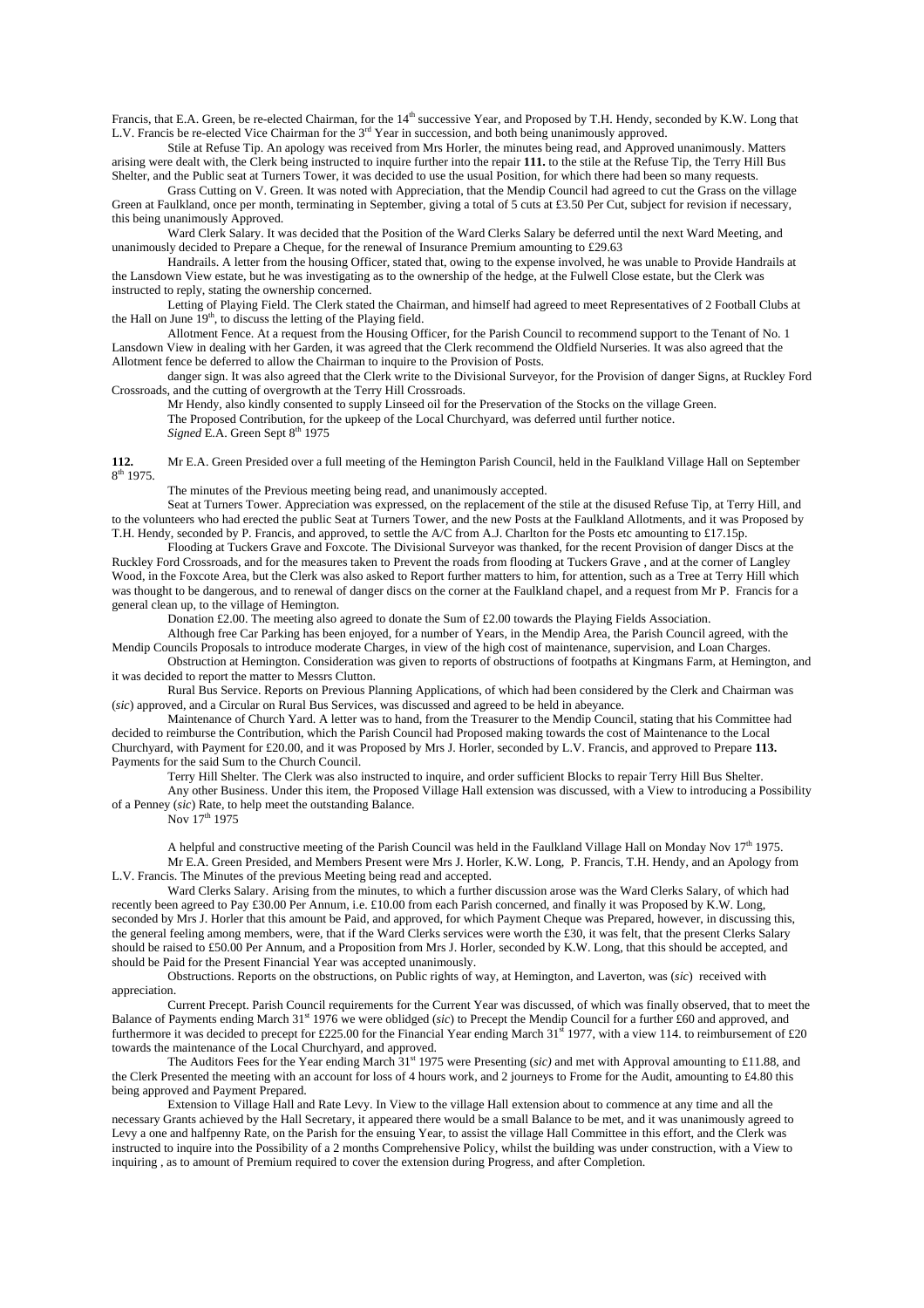Francis, that E.A. Green, be re-elected Chairman, for the 14th successive Year, and Proposed by T.H. Hendy, seconded by K.W. Long that L.V. Francis be re-elected Vice Chairman for the 3rd Year in succession, and both being unanimously approved.

Stile at Refuse Tip. An apology was received from Mrs Horler, the minutes being read, and Approved unanimously. Matters arising were dealt with, the Clerk being instructed to inquire further into the repair **111.** to the stile at the Refuse Tip, the Terry Hill Bus Shelter, and the Public seat at Turners Tower, it was decided to use the usual Position, for which there had been so many requests.

Grass Cutting on V. Green. It was noted with Appreciation, that the Mendip Council had agreed to cut the Grass on the village Green at Faulkland, once per month, terminating in September, giving a total of 5 cuts at £3.50 Per Cut, subject for revision if necessary, this being unanimously Approved.

Ward Clerk Salary. It was decided that the Position of the Ward Clerks Salary be deferred until the next Ward Meeting, and unanimously decided to Prepare a Cheque, for the renewal of Insurance Premium amounting to £29.63

Handrails. A letter from the housing Officer, stated that, owing to the expense involved, he was unable to Provide Handrails at the Lansdown View estate, but he was investigating as to the ownership of the hedge, at the Fulwell Close estate, but the Clerk was instructed to reply, stating the ownership concerned.

Letting of Playing Field. The Clerk stated the Chairman, and himself had agreed to meet Representatives of 2 Football Clubs at the Hall on June 19th, to discuss the letting of the Playing field.

Allotment Fence. At a request from the Housing Officer, for the Parish Council to recommend support to the Tenant of No. 1 Lansdown View in dealing with her Garden, it was agreed that the Clerk recommend the Oldfield Nurseries. It was also agreed that the Allotment fence be deferred to allow the Chairman to inquire to the Provision of Posts.

danger sign. It was also agreed that the Clerk write to the Divisional Surveyor, for the Provision of danger Signs, at Ruckley Ford Crossroads, and the cutting of overgrowth at the Terry Hill Crossroads.

Mr Hendy, also kindly consented to supply Linseed oil for the Preservation of the Stocks on the village Green.

The Proposed Contribution, for the upkeep of the Local Churchyard, was deferred until further notice.

*Signed* E.A. Green Sept 8th 1975

**112.** Mr E.A. Green Presided over a full meeting of the Hemington Parish Council, held in the Faulkland Village Hall on September 8th 1975.

The minutes of the Previous meeting being read, and unanimously accepted.

Seat at Turners Tower. Appreciation was expressed, on the replacement of the stile at the disused Refuse Tip, at Terry Hill, and to the volunteers who had erected the public Seat at Turners Tower, and the new Posts at the Faulkland Allotments, and it was Proposed by T.H. Hendy, seconded by P. Francis, and approved, to settle the A/C from A.J. Charlton for the Posts etc amounting to £17.15p.

Flooding at Tuckers Grave and Foxcote. The Divisional Surveyor was thanked, for the recent Provision of danger Discs at the Ruckley Ford Crossroads, and for the measures taken to Prevent the roads from flooding at Tuckers Grave , and at the corner of Langley Wood, in the Foxcote Area, but the Clerk was also asked to Report further matters to him, for attention, such as a Tree at Terry Hill which was thought to be dangerous, and to renewal of danger discs on the corner at the Faulkland chapel, and a request from Mr P. Francis for a general clean up, to the village of Hemington.

Donation £2.00. The meeting also agreed to donate the Sum of £2.00 towards the Playing Fields Association.

Although free Car Parking has been enjoyed, for a number of Years, in the Mendip Area, the Parish Council agreed, with the Mendip Councils Proposals to introduce moderate Charges, in view of the high cost of maintenance, supervision, and Loan Charges.

Obstruction at Hemington. Consideration was given to reports of obstructions of footpaths at Kingmans Farm, at Hemington, and it was decided to report the matter to Messrs Clutton.

Rural Bus Service. Reports on Previous Planning Applications, of which had been considered by the Clerk and Chairman was (*sic*) approved, and a Circular on Rural Bus Services, was discussed and agreed to be held in abeyance.

Maintenance of Church Yard. A letter was to hand, from the Treasurer to the Mendip Council, stating that his Committee had decided to reimburse the Contribution, which the Parish Council had Proposed making towards the cost of Maintenance to the Local Churchyard, with Payment for £20.00, and it was Proposed by Mrs J. Horler, seconded by L.V. Francis, and approved to Prepare **113.** Payments for the said Sum to the Church Council.

Terry Hill Shelter. The Clerk was also instructed to inquire, and order sufficient Blocks to repair Terry Hill Bus Shelter.

Any other Business. Under this item, the Proposed Village Hall extension was discussed, with a View to introducing a Possibility of a Penney (*sic*) Rate, to help meet the outstanding Balance.

Nov 17th 1975

A helpful and constructive meeting of the Parish Council was held in the Faulkland Village Hall on Monday Nov 17th 1975.

Mr E.A. Green Presided, and Members Present were Mrs J. Horler, K.W. Long, P. Francis, T.H. Hendy, and an Apology from L.V. Francis. The Minutes of the previous Meeting being read and accepted.

Ward Clerks Salary. Arising from the minutes, to which a further discussion arose was the Ward Clerks Salary, of which had recently been agreed to Pay £30.00 Per Annum, i.e. £10.00 from each Parish concerned, and finally it was Proposed by K.W. Long, seconded by Mrs J. Horler that this amount be Paid, and approved, for which Payment Cheque was Prepared, however, in discussing this, the general feeling among members, were, that if the Ward Clerks services were worth the £30, it was felt, that the present Clerks Salary should be raised to £50.00 Per Annum, and a Proposition from Mrs J. Horler, seconded by K.W. Long, that this should be accepted, and should be Paid for the Present Financial Year was accepted unanimously.

Obstructions. Reports on the obstructions, on Public rights of way, at Hemington, and Laverton, was (*sic*) received with appreciation.

Current Precept. Parish Council requirements for the Current Year was discussed, of which was finally observed, that to meet the Balance of Payments ending March 31st 1976 we were oblidged (*sic*) to Precept the Mendip Council for a further £60 and approved, and furthermore it was decided to precept for £225.00 for the Financial Year ending March 31st 1977, with a view 114. to reimbursement of £20 towards the maintenance of the Local Churchyard, and approved.

The Auditors Fees for the Year ending March 31st 1975 were Presenting (*sic)* and met with Approval amounting to £11.88, and the Clerk Presented the meeting with an account for loss of 4 hours work, and 2 journeys to Frome for the Audit, amounting to £4.80 this being approved and Payment Prepared.

Extension to Village Hall and Rate Levy. In View to the village Hall extension about to commence at any time and all the necessary Grants achieved by the Hall Secretary, it appeared there would be a small Balance to be met, and it was unanimously agreed to Levy a one and halfpenny Rate, on the Parish for the ensuing Year, to assist the village Hall Committee in this effort, and the Clerk was instructed to inquire into the Possibility of a 2 months Comprehensive Policy, whilst the building was under construction, with a View to inquiring , as to amount of Premium required to cover the extension during Progress, and after Completion.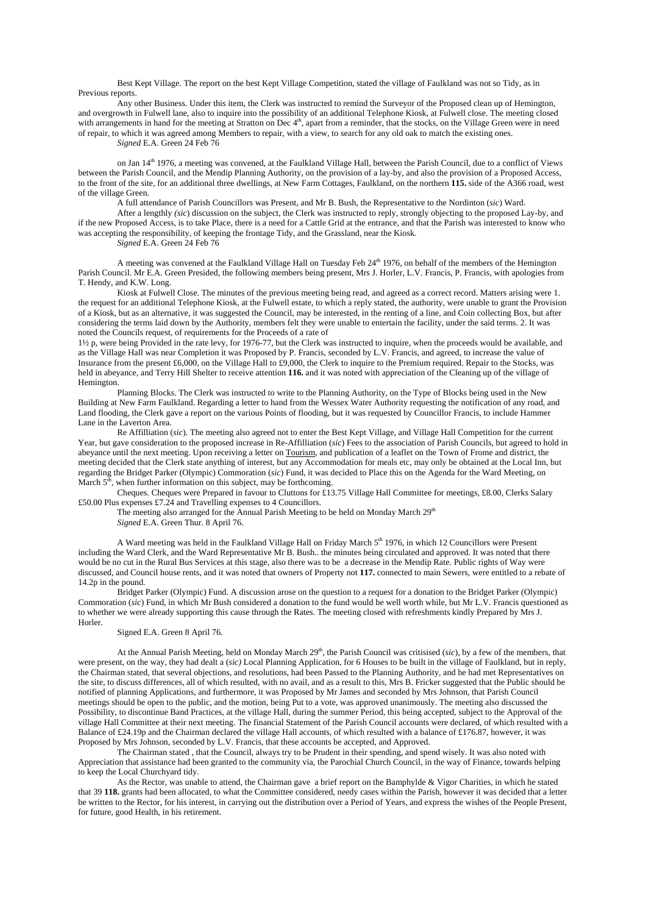Best Kept Village. The report on the best Kept Village Competition, stated the village of Faulkland was not so Tidy, as in Previous reports.

Any other Business. Under this item, the Clerk was instructed to remind the Surveyor of the Proposed clean up of Hemington, and overgrowth in Fulwell lane, also to inquire into the possibility of an additional Telephone Kiosk, at Fulwell close. The meeting closed with arrangements in hand for the meeting at Stratton on Dec 4th, apart from a reminder, that the stocks, on the Village Green were in need of repair, to which it was agreed among Members to repair, with a view, to search for any old oak to match the existing ones.

*Signed* E.A. Green 24 Feb 76

on Jan 14th 1976, a meeting was convened, at the Faulkland Village Hall, between the Parish Council, due to a conflict of Views between the Parish Council, and the Mendip Planning Authority, on the provision of a lay-by, and also the provision of a Proposed Access, to the front of the site, for an additional three dwellings, at New Farm Cottages, Faulkland, on the northern **115.** side of the A366 road, west of the village Green.

A full attendance of Parish Councillors was Present, and Mr B. Bush, the Representative to the Nordinton (*sic*) Ward.

After a lengthly *(sic*) discussion on the subject, the Clerk was instructed to reply, strongly objecting to the proposed Lay-by, and if the new Proposed Access, is to take Place, there is a need for a Cattle Grid at the entrance, and that the Parish was interested to know who was accepting the responsibility, of keeping the frontage Tidy, and the Grassland, near the Kiosk.

*Signed* E.A. Green 24 Feb 76

A meeting was convened at the Faulkland Village Hall on Tuesday Feb 24th 1976, on behalf of the members of the Hemington Parish Council. Mr E.A. Green Presided, the following members being present, Mrs J. Horler, L.V. Francis, P. Francis, with apologies from T. Hendy, and K.W. Long.

Kiosk at Fulwell Close. The minutes of the previous meeting being read, and agreed as a correct record. Matters arising were 1. the request for an additional Telephone Kiosk, at the Fulwell estate, to which a reply stated, the authority, were unable to grant the Provision of a Kiosk, but as an alternative, it was suggested the Council, may be interested, in the renting of a line, and Coin collecting Box, but after considering the terms laid down by the Authority, members felt they were unable to entertain the facility, under the said terms. 2. It was noted the Councils request, of requirements for the Proceeds of a rate of

1½ p, were being Provided in the rate levy, for 1976-77, but the Clerk was instructed to inquire, when the proceeds would be available, and as the Village Hall was near Completion it was Proposed by P. Francis, seconded by L.V. Francis, and agreed, to increase the value of Insurance from the present £6,000, on the Village Hall to £9,000, the Clerk to inquire to the Premium required. Repair to the Stocks, was held in abeyance, and Terry Hill Shelter to receive attention **116.** and it was noted with appreciation of the Cleaning up of the village of Hemington.

Planning Blocks. The Clerk was instructed to write to the Planning Authority, on the Type of Blocks being used in the New Building at New Farm Faulkland. Regarding a letter to hand from the Wessex Water Authority requesting the notification of any road, and Land flooding, the Clerk gave a report on the various Points of flooding, but it was requested by Councillor Francis, to include Hammer Lane in the Laverton Area.

Re Affilliation (*sic*). The meeting also agreed not to enter the Best Kept Village, and Village Hall Competition for the current Year, but gave consideration to the proposed increase in Re-Affilliation (*sic*) Fees to the association of Parish Councils, but agreed to hold in abeyance until the next meeting. Upon receiving a letter on <u>Tourism</u>, and publication of a leaflet on the Town of Frome and district, the meeting decided that the Clerk state anything of interest, but any Accommodation for meals etc, may only be obtained at the Local Inn, but regarding the Bridget Parker (Olympic) Commoration (*sic*) Fund, it was decided to Place this on the Agenda for the Ward Meeting, on March 5th, when further information on this subject, may be forthcoming.

Cheques. Cheques were Prepared in favour to Cluttons for £13.75 Village Hall Committee for meetings, £8.00, Clerks Salary £50.00 Plus expenses £7.24 and Travelling expenses to 4 Councillors.

The meeting also arranged for the Annual Parish Meeting to be held on Monday March 29th

*Signed* E.A. Green Thur. 8 April 76.

A Ward meeting was held in the Faulkland Village Hall on Friday March 5th 1976, in which 12 Councillors were Present including the Ward Clerk, and the Ward Representative Mr B. Bush.. the minutes being circulated and approved. It was noted that there would be no cut in the Rural Bus Services at this stage, also there was to be a decrease in the Mendip Rate. Public rights of Way were discussed, and Council house rents, and it was noted that owners of Property not **117.** connected to main Sewers, were entitled to a rebate of 14.2p in the pound.

Bridget Parker (Olympic) Fund. A discussion arose on the question to a request for a donation to the Bridget Parker (Olympic) Commoration (*sic*) Fund, in which Mr Bush considered a donation to the fund would be well worth while, but Mr L.V. Francis questioned as to whether we were already supporting this cause through the Rates. The meeting closed with refreshments kindly Prepared by Mrs J. Horler.

Signed E.A. Green 8 April 76.

At the Annual Parish Meeting, held on Monday March 29th, the Parish Council was critisised (*sic*), by a few of the members, that were present, on the way, they had dealt a (*sic)* Local Planning Application, for 6 Houses to be built in the village of Faulkland, but in reply, the Chairman stated, that several objections, and resolutions, had been Passed to the Planning Authority, and he had met Representatives on the site, to discuss differences, all of which resulted, with no avail, and as a result to this, Mrs B. Fricker suggested that the Public should be notified of planning Applications, and furthermore, it was Proposed by Mr James and seconded by Mrs Johnson, that Parish Council meetings should be open to the public, and the motion, being Put to a vote, was approved unanimously. The meeting also discussed the Possibility, to discontinue Band Practices, at the village Hall, during the summer Period, this being accepted, subject to the Approval of the village Hall Committee at their next meeting. The financial Statement of the Parish Council accounts were declared, of which resulted with a Balance of £24.19p and the Chairman declared the village Hall accounts, of which resulted with a balance of £176.87, however, it was Proposed by Mrs Johnson, seconded by L.V. Francis, that these accounts be accepted, and Approved.

The Chairman stated , that the Council, always try to be Prudent in their spending, and spend wisely. It was also noted with Appreciation that assistance had been granted to the community via, the Parochial Church Council, in the way of Finance, towards helping to keep the Local Churchyard tidy.

As the Rector, was unable to attend, the Chairman gave a brief report on the Bamphylde & Vigor Charities, in which he stated that 39 **118.** grants had been allocated, to what the Committee considered, needy cases within the Parish, however it was decided that a letter be written to the Rector, for his interest, in carrying out the distribution over a Period of Years, and express the wishes of the People Present, for future, good Health, in his retirement.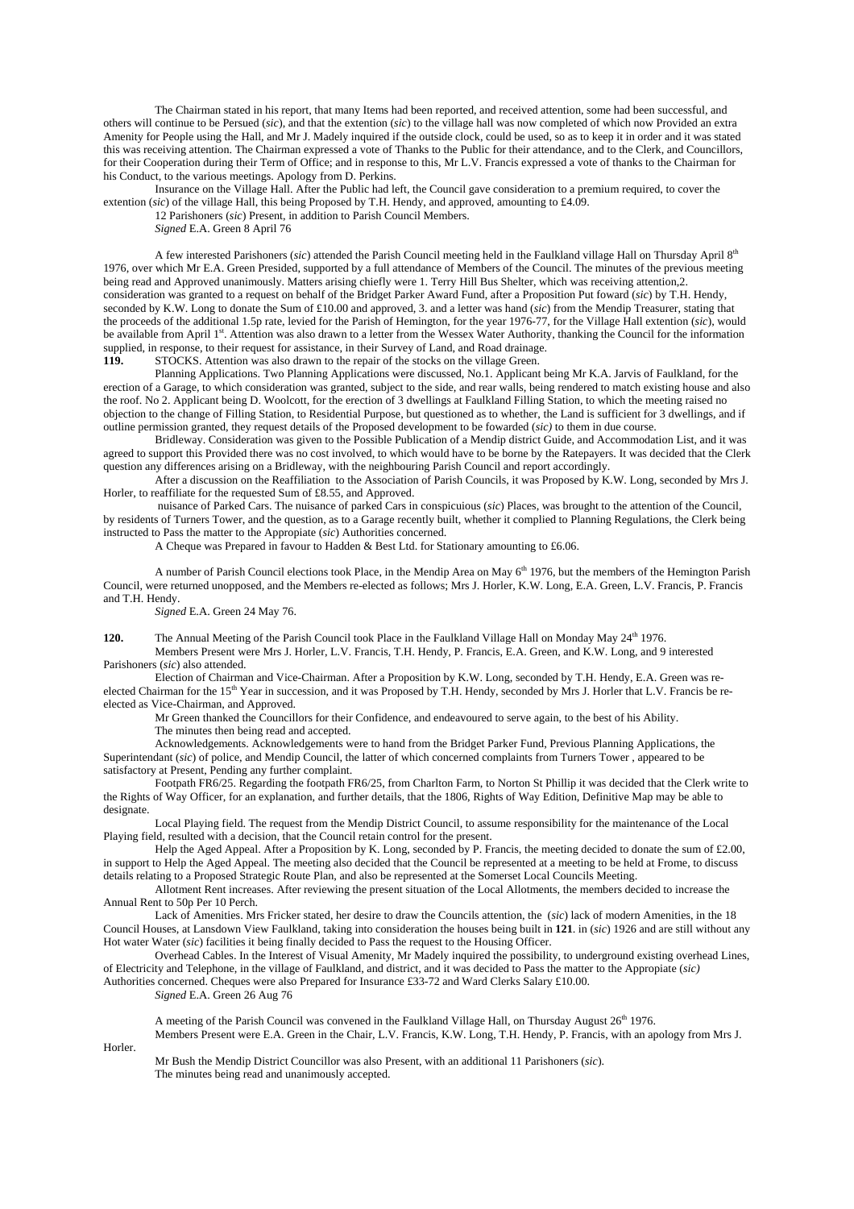The Chairman stated in his report, that many Items had been reported, and received attention, some had been successful, and others will continue to be Persued (*sic*), and that the extention (*sic*) to the village hall was now completed of which now Provided an extra Amenity for People using the Hall, and Mr J. Madely inquired if the outside clock, could be used, so as to keep it in order and it was stated this was receiving attention. The Chairman expressed a vote of Thanks to the Public for their attendance, and to the Clerk, and Councillors, for their Cooperation during their Term of Office; and in response to this, Mr L.V. Francis expressed a vote of thanks to the Chairman for his Conduct, to the various meetings. Apology from D. Perkins.

Insurance on the Village Hall. After the Public had left, the Council gave consideration to a premium required, to cover the extention (*sic*) of the village Hall, this being Proposed by T.H. Hendy, and approved, amounting to £4.09.

12 Parishoners (*sic*) Present, in addition to Parish Council Members.

*Signed* E.A. Green 8 April 76

A few interested Parishoners (*sic*) attended the Parish Council meeting held in the Faulkland village Hall on Thursday April 8th 1976, over which Mr E.A. Green Presided, supported by a full attendance of Members of the Council. The minutes of the previous meeting being read and Approved unanimously. Matters arising chiefly were 1. Terry Hill Bus Shelter, which was receiving attention,2. consideration was granted to a request on behalf of the Bridget Parker Award Fund, after a Proposition Put foward (*sic*) by T.H. Hendy, seconded by K.W. Long to donate the Sum of £10.00 and approved, 3. and a letter was hand (*sic*) from the Mendip Treasurer, stating that the proceeds of the additional 1.5p rate, levied for the Parish of Hemington, for the year 1976-77, for the Village Hall extention (*sic*), would be available from April 1st. Attention was also drawn to a letter from the Wessex Water Authority, thanking the Council for the information supplied, in response, to their request for assistance, in their Survey of Land, and Road drainage.

**119.** STOCKS. Attention was also drawn to the repair of the stocks on the village Green.

Planning Applications. Two Planning Applications were discussed, No.1. Applicant being Mr K.A. Jarvis of Faulkland, for the erection of a Garage, to which consideration was granted, subject to the side, and rear walls, being rendered to match existing house and also the roof. No 2. Applicant being D. Woolcott, for the erection of 3 dwellings at Faulkland Filling Station, to which the meeting raised no objection to the change of Filling Station, to Residential Purpose, but questioned as to whether, the Land is sufficient for 3 dwellings, and if outline permission granted, they request details of the Proposed development to be fowarded (*sic)* to them in due course.

Bridleway. Consideration was given to the Possible Publication of a Mendip district Guide, and Accommodation List, and it was agreed to support this Provided there was no cost involved, to which would have to be borne by the Ratepayers. It was decided that the Clerk question any differences arising on a Bridleway, with the neighbouring Parish Council and report accordingly.

After a discussion on the Reaffiliation to the Association of Parish Councils, it was Proposed by K.W. Long, seconded by Mrs J. Horler, to reaffiliate for the requested Sum of £8.55, and Approved.

nuisance of Parked Cars. The nuisance of parked Cars in conspicuious (*sic*) Places, was brought to the attention of the Council, by residents of Turners Tower, and the question, as to a Garage recently built, whether it complied to Planning Regulations, the Clerk being instructed to Pass the matter to the Appropiate (*sic*) Authorities concerned.

A Cheque was Prepared in favour to Hadden & Best Ltd. for Stationary amounting to £6.06.

A number of Parish Council elections took Place, in the Mendip Area on May 6th 1976, but the members of the Hemington Parish Council, were returned unopposed, and the Members re-elected as follows; Mrs J. Horler, K.W. Long, E.A. Green, L.V. Francis, P. Francis and T.H. Hendy.

*Signed* E.A. Green 24 May 76.

**120.** The Annual Meeting of the Parish Council took Place in the Faulkland Village Hall on Monday May 24th 1976.

Members Present were Mrs J. Horler, L.V. Francis, T.H. Hendy, P. Francis, E.A. Green, and K.W. Long, and 9 interested Parishoners (*sic*) also attended.

Election of Chairman and Vice-Chairman. After a Proposition by K.W. Long, seconded by T.H. Hendy, E.A. Green was re-elected Chairman for the 15th Year in succession, and it was Proposed by T.H. Hendy, seconded by Mrs J. Horler that L.V. Francis be re-elected as Vice-Chairman, and Approved.

Mr Green thanked the Councillors for their Confidence, and endeavoured to serve again, to the best of his Ability.

The minutes then being read and accepted.

Acknowledgements. Acknowledgements were to hand from the Bridget Parker Fund, Previous Planning Applications, the Superintendant (*sic*) of police, and Mendip Council, the latter of which concerned complaints from Turners Tower , appeared to be satisfactory at Present, Pending any further complaint.

Footpath FR6/25. Regarding the footpath FR6/25, from Charlton Farm, to Norton St Phillip it was decided that the Clerk write to the Rights of Way Officer, for an explanation, and further details, that the 1806, Rights of Way Edition, Definitive Map may be able to designate.

Local Playing field. The request from the Mendip District Council, to assume responsibility for the maintenance of the Local Playing field, resulted with a decision, that the Council retain control for the present.

Help the Aged Appeal. After a Proposition by K. Long, seconded by P. Francis, the meeting decided to donate the sum of £2.00, in support to Help the Aged Appeal. The meeting also decided that the Council be represented at a meeting to be held at Frome, to discuss details relating to a Proposed Strategic Route Plan, and also be represented at the Somerset Local Councils Meeting.

Allotment Rent increases. After reviewing the present situation of the Local Allotments, the members decided to increase the Annual Rent to 50p Per 10 Perch.

Lack of Amenities. Mrs Fricker stated, her desire to draw the Councils attention, the (*sic*) lack of modern Amenities, in the 18 Council Houses, at Lansdown View Faulkland, taking into consideration the houses being built in **121**. in (*sic*) 1926 and are still without any Hot water Water (*sic*) facilities it being finally decided to Pass the request to the Housing Officer.

Overhead Cables. In the Interest of Visual Amenity, Mr Madely inquired the possibility, to underground existing overhead Lines, of Electricity and Telephone, in the village of Faulkland, and district, and it was decided to Pass the matter to the Appropiate (*sic)* Authorities concerned. Cheques were also Prepared for Insurance £33-72 and Ward Clerks Salary £10.00.

*Signed* E.A. Green 26 Aug 76

A meeting of the Parish Council was convened in the Faulkland Village Hall, on Thursday August 26th 1976.

Members Present were E.A. Green in the Chair, L.V. Francis, K.W. Long, T.H. Hendy, P. Francis, with an apology from Mrs J. Horler.

Mr Bush the Mendip District Councillor was also Present, with an additional 11 Parishoners (*sic*).

The minutes being read and unanimously accepted.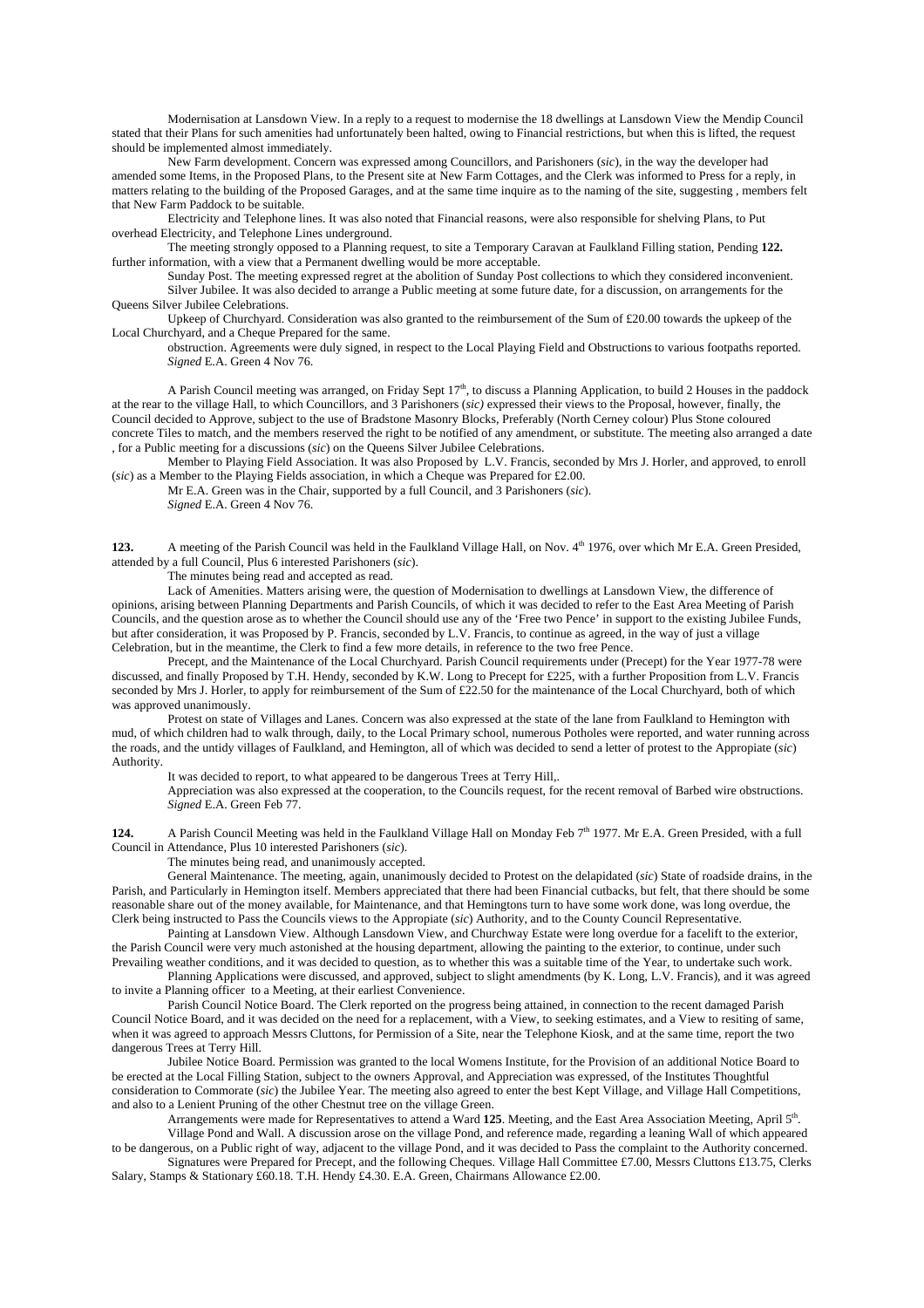Modernisation at Lansdown View. In a reply to a request to modernise the 18 dwellings at Lansdown View the Mendip Council stated that their Plans for such amenities had unfortunately been halted, owing to Financial restrictions, but when this is lifted, the request should be implemented almost immediately.

New Farm development. Concern was expressed among Councillors, and Parishoners (*sic*), in the way the developer had amended some Items, in the Proposed Plans, to the Present site at New Farm Cottages, and the Clerk was informed to Press for a reply, in matters relating to the building of the Proposed Garages, and at the same time inquire as to the naming of the site, suggesting , members felt that New Farm Paddock to be suitable.

Electricity and Telephone lines. It was also noted that Financial reasons, were also responsible for shelving Plans, to Put overhead Electricity, and Telephone Lines underground.

The meeting strongly opposed to a Planning request, to site a Temporary Caravan at Faulkland Filling station, Pending **122.** further information, with a view that a Permanent dwelling would be more acceptable.

Sunday Post. The meeting expressed regret at the abolition of Sunday Post collections to which they considered inconvenient.

Silver Jubilee. It was also decided to arrange a Public meeting at some future date, for a discussion, on arrangements for the Queens Silver Jubilee Celebrations.

Upkeep of Churchyard. Consideration was also granted to the reimbursement of the Sum of £20.00 towards the upkeep of the Local Churchyard, and a Cheque Prepared for the same.

obstruction. Agreements were duly signed, in respect to the Local Playing Field and Obstructions to various footpaths reported.

*Signed* E.A. Green 4 Nov 76.

A Parish Council meeting was arranged, on Friday Sept 17th, to discuss a Planning Application, to build 2 Houses in the paddock at the rear to the village Hall, to which Councillors, and 3 Parishoners (*sic)* expressed their views to the Proposal, however, finally, the Council decided to Approve, subject to the use of Bradstone Masonry Blocks, Preferably (North Cerney colour) Plus Stone coloured concrete Tiles to match, and the members reserved the right to be notified of any amendment, or substitute. The meeting also arranged a date , for a Public meeting for a discussions (*sic*) on the Queens Silver Jubilee Celebrations.

Member to Playing Field Association. It was also Proposed by L.V. Francis, seconded by Mrs J. Horler, and approved, to enroll (*sic*) as a Member to the Playing Fields association, in which a Cheque was Prepared for £2.00.

Mr E.A. Green was in the Chair, supported by a full Council, and 3 Parishoners (*sic*).

*Signed* E.A. Green 4 Nov 76.

**123.** A meeting of the Parish Council was held in the Faulkland Village Hall, on Nov. 4th 1976, over which Mr E.A. Green Presided, attended by a full Council, Plus 6 interested Parishoners (*sic*).

The minutes being read and accepted as read.

Lack of Amenities. Matters arising were, the question of Modernisation to dwellings at Lansdown View, the difference of opinions, arising between Planning Departments and Parish Councils, of which it was decided to refer to the East Area Meeting of Parish Councils, and the question arose as to whether the Council should use any of the 'Free two Pence' in support to the existing Jubilee Funds, but after consideration, it was Proposed by P. Francis, seconded by L.V. Francis, to continue as agreed, in the way of just a village Celebration, but in the meantime, the Clerk to find a few more details, in reference to the two free Pence.

Precept, and the Maintenance of the Local Churchyard. Parish Council requirements under (Precept) for the Year 1977-78 were discussed, and finally Proposed by T.H. Hendy, seconded by K.W. Long to Precept for £225, with a further Proposition from L.V. Francis seconded by Mrs J. Horler, to apply for reimbursement of the Sum of £22.50 for the maintenance of the Local Churchyard, both of which was approved unanimously.

Protest on state of Villages and Lanes. Concern was also expressed at the state of the lane from Faulkland to Hemington with mud, of which children had to walk through, daily, to the Local Primary school, numerous Potholes were reported, and water running across the roads, and the untidy villages of Faulkland, and Hemington, all of which was decided to send a letter of protest to the Appropiate (*sic*) Authority.

It was decided to report, to what appeared to be dangerous Trees at Terry Hill,.

Appreciation was also expressed at the cooperation, to the Councils request, for the recent removal of Barbed wire obstructions.

*Signed* E.A. Green Feb 77.

**124.** A Parish Council Meeting was held in the Faulkland Village Hall on Monday Feb 7th 1977. Mr E.A. Green Presided, with a full Council in Attendance, Plus 10 interested Parishoners (*sic*).

The minutes being read, and unanimously accepted.

General Maintenance. The meeting, again, unanimously decided to Protest on the delapidated (*sic*) State of roadside drains, in the Parish, and Particularly in Hemington itself. Members appreciated that there had been Financial cutbacks, but felt, that there should be some reasonable share out of the money available, for Maintenance, and that Hemingtons turn to have some work done, was long overdue, the Clerk being instructed to Pass the Councils views to the Appropiate (*sic*) Authority, and to the County Council Representative.

Painting at Lansdown View. Although Lansdown View, and Churchway Estate were long overdue for a facelift to the exterior, the Parish Council were very much astonished at the housing department, allowing the painting to the exterior, to continue, under such Prevailing weather conditions, and it was decided to question, as to whether this was a suitable time of the Year, to undertake such work.

Planning Applications were discussed, and approved, subject to slight amendments (by K. Long, L.V. Francis), and it was agreed to invite a Planning officer to a Meeting, at their earliest Convenience.

Parish Council Notice Board. The Clerk reported on the progress being attained, in connection to the recent damaged Parish Council Notice Board, and it was decided on the need for a replacement, with a View, to seeking estimates, and a View to resiting of same, when it was agreed to approach Messrs Cluttons, for Permission of a Site, near the Telephone Kiosk, and at the same time, report the two dangerous Trees at Terry Hill.

Jubilee Notice Board. Permission was granted to the local Womens Institute, for the Provision of an additional Notice Board to be erected at the Local Filling Station, subject to the owners Approval, and Appreciation was expressed, of the Institutes Thoughtful consideration to Commorate (*sic*) the Jubilee Year. The meeting also agreed to enter the best Kept Village, and Village Hall Competitions, and also to a Lenient Pruning of the other Chestnut tree on the village Green.

Arrangements were made for Representatives to attend a Ward **125**. Meeting, and the East Area Association Meeting, April 5th.

Village Pond and Wall. A discussion arose on the village Pond, and reference made, regarding a leaning Wall of which appeared to be dangerous, on a Public right of way, adjacent to the village Pond, and it was decided to Pass the complaint to the Authority concerned.

Signatures were Prepared for Precept, and the following Cheques. Village Hall Committee £7.00, Messrs Cluttons £13.75, Clerks Salary, Stamps & Stationary £60.18. T.H. Hendy £4.30. E.A. Green, Chairmans Allowance £2.00.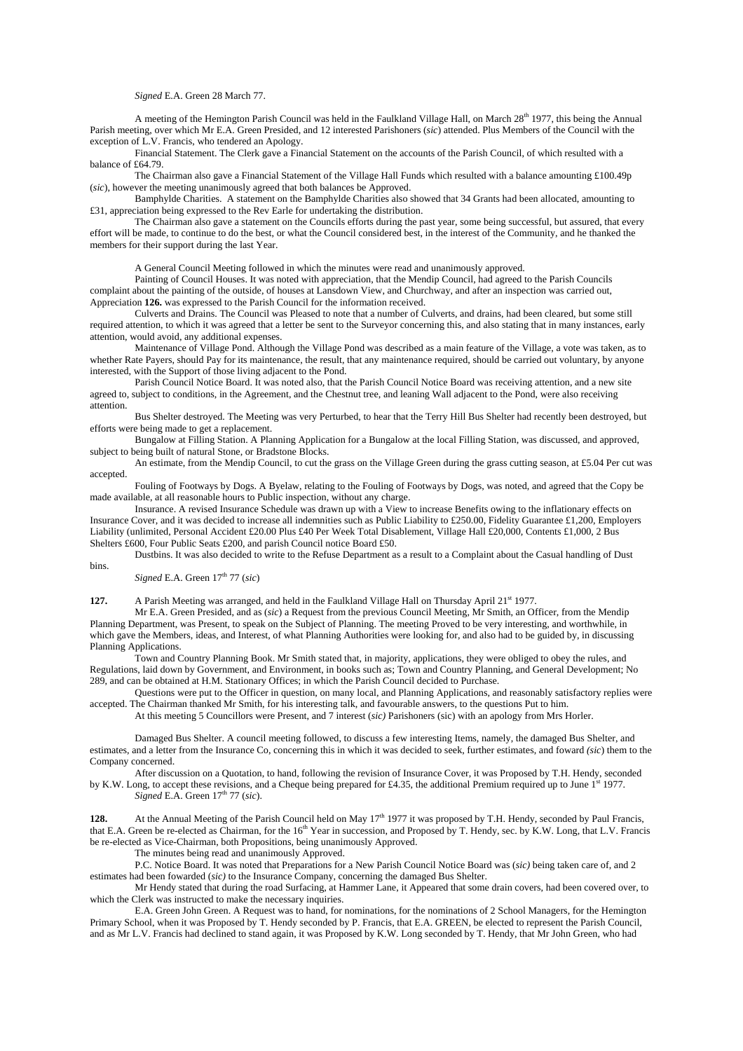*Signed* E.A. Green 28 March 77.

A meeting of the Hemington Parish Council was held in the Faulkland Village Hall, on March 28th 1977, this being the Annual Parish meeting, over which Mr E.A. Green Presided, and 12 interested Parishoners (*sic*) attended. Plus Members of the Council with the exception of L.V. Francis, who tendered an Apology.

Financial Statement. The Clerk gave a Financial Statement on the accounts of the Parish Council, of which resulted with a balance of £64.79.

The Chairman also gave a Financial Statement of the Village Hall Funds which resulted with a balance amounting £100.49p (*sic*), however the meeting unanimously agreed that both balances be Approved.

Bamphylde Charities. A statement on the Bamphylde Charities also showed that 34 Grants had been allocated, amounting to £31, appreciation being expressed to the Rev Earle for undertaking the distribution.

The Chairman also gave a statement on the Councils efforts during the past year, some being successful, but assured, that every effort will be made, to continue to do the best, or what the Council considered best, in the interest of the Community, and he thanked the members for their support during the last Year.

A General Council Meeting followed in which the minutes were read and unanimously approved.

Painting of Council Houses. It was noted with appreciation, that the Mendip Council, had agreed to the Parish Councils complaint about the painting of the outside, of houses at Lansdown View, and Churchway, and after an inspection was carried out, Appreciation **126.** was expressed to the Parish Council for the information received.

Culverts and Drains. The Council was Pleased to note that a number of Culverts, and drains, had been cleared, but some still required attention, to which it was agreed that a letter be sent to the Surveyor concerning this, and also stating that in many instances, early attention, would avoid, any additional expenses.

Maintenance of Village Pond. Although the Village Pond was described as a main feature of the Village, a vote was taken, as to whether Rate Payers, should Pay for its maintenance, the result, that any maintenance required, should be carried out voluntary, by anyone interested, with the Support of those living adjacent to the Pond.

Parish Council Notice Board. It was noted also, that the Parish Council Notice Board was receiving attention, and a new site agreed to, subject to conditions, in the Agreement, and the Chestnut tree, and leaning Wall adjacent to the Pond, were also receiving attention.

Bus Shelter destroyed. The Meeting was very Perturbed, to hear that the Terry Hill Bus Shelter had recently been destroyed, but efforts were being made to get a replacement.

Bungalow at Filling Station. A Planning Application for a Bungalow at the local Filling Station, was discussed, and approved, subject to being built of natural Stone, or Bradstone Blocks.

An estimate, from the Mendip Council, to cut the grass on the Village Green during the grass cutting season, at £5.04 Per cut was accepted.

Fouling of Footways by Dogs. A Byelaw, relating to the Fouling of Footways by Dogs, was noted, and agreed that the Copy be made available, at all reasonable hours to Public inspection, without any charge.

Insurance. A revised Insurance Schedule was drawn up with a View to increase Benefits owing to the inflationary effects on Insurance Cover, and it was decided to increase all indemnities such as Public Liability to £250.00, Fidelity Guarantee £1,200, Employers Liability (unlimited, Personal Accident £20.00 Plus £40 Per Week Total Disablement, Village Hall £20,000, Contents £1,000, 2 Bus Shelters £600, Four Public Seats £200, and parish Council notice Board £50.

Dustbins. It was also decided to write to the Refuse Department as a result to a Complaint about the Casual handling of Dust bins.

*Signed* E.A. Green 17th 77 (*sic*)

**127.** A Parish Meeting was arranged, and held in the Faulkland Village Hall on Thursday April 21st 1977.

Mr E.A. Green Presided, and as (*sic*) a Request from the previous Council Meeting, Mr Smith, an Officer, from the Mendip Planning Department, was Present, to speak on the Subject of Planning. The meeting Proved to be very interesting, and worthwhile, in which gave the Members, ideas, and Interest, of what Planning Authorities were looking for, and also had to be guided by, in discussing Planning Applications.

Town and Country Planning Book. Mr Smith stated that, in majority, applications, they were obliged to obey the rules, and Regulations, laid down by Government, and Environment, in books such as; Town and Country Planning, and General Development; No 289, and can be obtained at H.M. Stationary Offices; in which the Parish Council decided to Purchase.

Questions were put to the Officer in question, on many local, and Planning Applications, and reasonably satisfactory replies were accepted. The Chairman thanked Mr Smith, for his interesting talk, and favourable answers, to the questions Put to him.

At this meeting 5 Councillors were Present, and 7 interest (*sic)* Parishoners (sic) with an apology from Mrs Horler.

Damaged Bus Shelter. A council meeting followed, to discuss a few interesting Items, namely, the damaged Bus Shelter, and estimates, and a letter from the Insurance Co, concerning this in which it was decided to seek, further estimates, and foward *(sic*) them to the Company concerned.

After discussion on a Quotation, to hand, following the revision of Insurance Cover, it was Proposed by T.H. Hendy, seconded by K.W. Long, to accept these revisions, and a Cheque being prepared for £4.35, the additional Premium required up to June 1st 1977.

*Signed* E.A. Green 17th 77 (*sic*).

**128.** At the Annual Meeting of the Parish Council held on May 17th 1977 it was proposed by T.H. Hendy, seconded by Paul Francis, that E.A. Green be re-elected as Chairman, for the 16th Year in succession, and Proposed by T. Hendy, sec. by K.W. Long, that L.V. Francis be re-elected as Vice-Chairman, both Propositions, being unanimously Approved.

The minutes being read and unanimously Approved.

P.C. Notice Board. It was noted that Preparations for a New Parish Council Notice Board was (*sic)* being taken care of, and 2 estimates had been fowarded (*sic)* to the Insurance Company, concerning the damaged Bus Shelter.

Mr Hendy stated that during the road Surfacing, at Hammer Lane, it Appeared that some drain covers, had been covered over, to which the Clerk was instructed to make the necessary inquiries.

E.A. Green John Green. A Request was to hand, for nominations, for the nominations of 2 School Managers, for the Hemington Primary School, when it was Proposed by T. Hendy seconded by P. Francis, that E.A. GREEN, be elected to represent the Parish Council, and as Mr L.V. Francis had declined to stand again, it was Proposed by K.W. Long seconded by T. Hendy, that Mr John Green, who had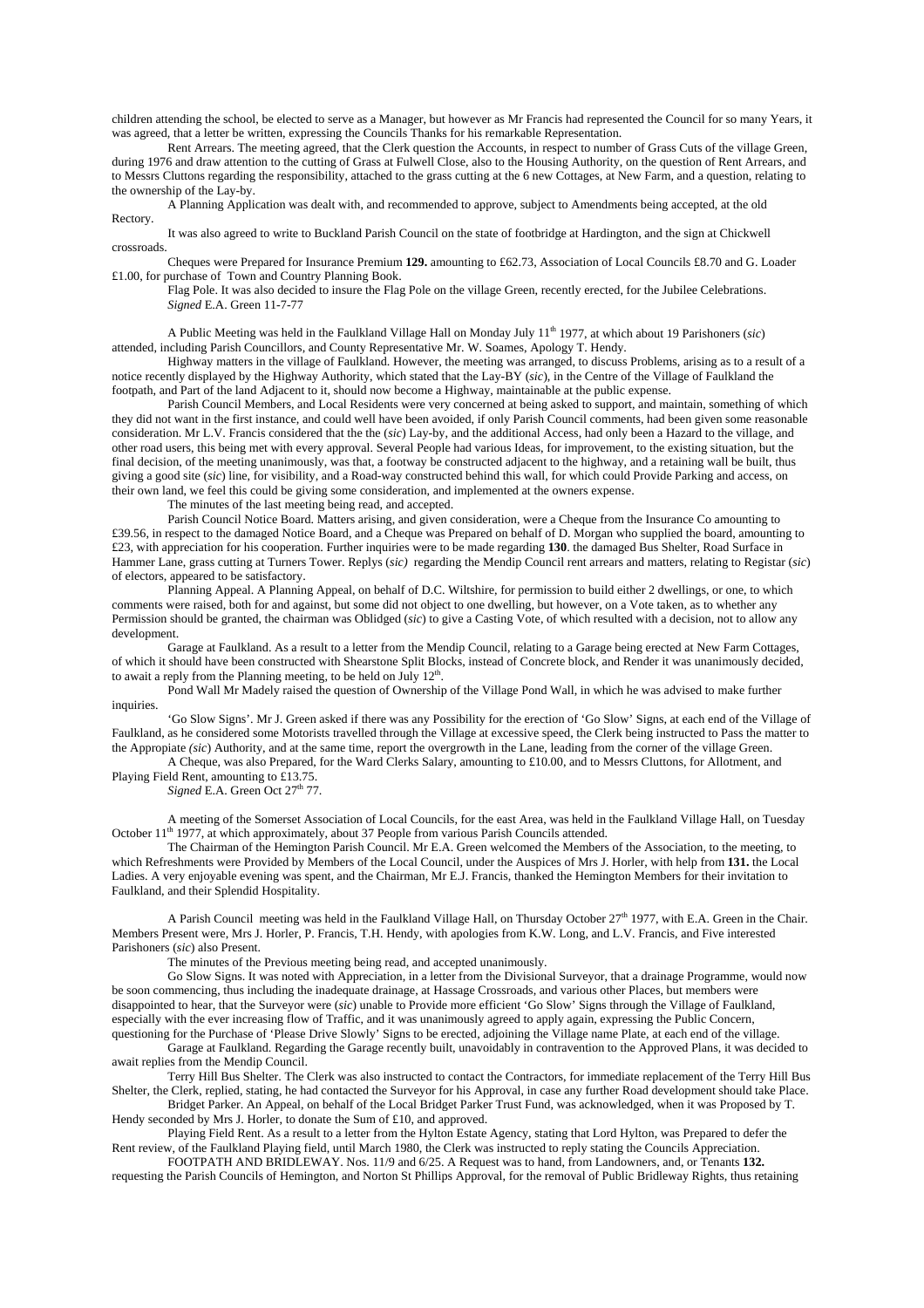children attending the school, be elected to serve as a Manager, but however as Mr Francis had represented the Council for so many Years, it was agreed, that a letter be written, expressing the Councils Thanks for his remarkable Representation.

Rent Arrears. The meeting agreed, that the Clerk question the Accounts, in respect to number of Grass Cuts of the village Green, during 1976 and draw attention to the cutting of Grass at Fulwell Close, also to the Housing Authority, on the question of Rent Arrears, and to Messrs Cluttons regarding the responsibility, attached to the grass cutting at the 6 new Cottages, at New Farm, and a question, relating to the ownership of the Lay-by.

A Planning Application was dealt with, and recommended to approve, subject to Amendments being accepted, at the old Rectory.

It was also agreed to write to Buckland Parish Council on the state of footbridge at Hardington, and the sign at Chickwell crossroads.

Cheques were Prepared for Insurance Premium **129.** amounting to £62.73, Association of Local Councils £8.70 and G. Loader £1.00, for purchase of Town and Country Planning Book.

Flag Pole. It was also decided to insure the Flag Pole on the village Green, recently erected, for the Jubilee Celebrations.
*Signed* E.A. Green 11-7-77

A Public Meeting was held in the Faulkland Village Hall on Monday July 11th 1977, at which about 19 Parishoners (*sic*) attended, including Parish Councillors, and County Representative Mr. W. Soames, Apology T. Hendy.

Highway matters in the village of Faulkland. However, the meeting was arranged, to discuss Problems, arising as to a result of a notice recently displayed by the Highway Authority, which stated that the Lay-BY (*sic*), in the Centre of the Village of Faulkland the footpath, and Part of the land Adjacent to it, should now become a Highway, maintainable at the public expense.

Parish Council Members, and Local Residents were very concerned at being asked to support, and maintain, something of which they did not want in the first instance, and could well have been avoided, if only Parish Council comments, had been given some reasonable consideration. Mr L.V. Francis considered that the the (*sic*) Lay-by, and the additional Access, had only been a Hazard to the village, and other road users, this being met with every approval. Several People had various Ideas, for improvement, to the existing situation, but the final decision, of the meeting unanimously, was that, a footway be constructed adjacent to the highway, and a retaining wall be built, thus giving a good site (*sic*) line, for visibility, and a Road-way constructed behind this wall, for which could Provide Parking and access, on their own land, we feel this could be giving some consideration, and implemented at the owners expense.

The minutes of the last meeting being read, and accepted.

Parish Council Notice Board. Matters arising, and given consideration, were a Cheque from the Insurance Co amounting to £39.56, in respect to the damaged Notice Board, and a Cheque was Prepared on behalf of D. Morgan who supplied the board, amounting to £23, with appreciation for his cooperation. Further inquiries were to be made regarding **130**. the damaged Bus Shelter, Road Surface in Hammer Lane, grass cutting at Turners Tower. Replys (*sic)* regarding the Mendip Council rent arrears and matters, relating to Registar (*sic*) of electors, appeared to be satisfactory.

Planning Appeal. A Planning Appeal, on behalf of D.C. Wiltshire, for permission to build either 2 dwellings, or one, to which comments were raised, both for and against, but some did not object to one dwelling, but however, on a Vote taken, as to whether any Permission should be granted, the chairman was Oblidged (*sic*) to give a Casting Vote, of which resulted with a decision, not to allow any development.

Garage at Faulkland. As a result to a letter from the Mendip Council, relating to a Garage being erected at New Farm Cottages, of which it should have been constructed with Shearstone Split Blocks, instead of Concrete block, and Render it was unanimously decided, to await a reply from the Planning meeting, to be held on July 12th.

Pond Wall Mr Madely raised the question of Ownership of the Village Pond Wall, in which he was advised to make further inquiries.

'Go Slow Signs'. Mr J. Green asked if there was any Possibility for the erection of 'Go Slow' Signs, at each end of the Village of Faulkland, as he considered some Motorists travelled through the Village at excessive speed, the Clerk being instructed to Pass the matter to the Appropiate *(sic*) Authority, and at the same time, report the overgrowth in the Lane, leading from the corner of the village Green.

A Cheque, was also Prepared, for the Ward Clerks Salary, amounting to £10.00, and to Messrs Cluttons, for Allotment, and Playing Field Rent, amounting to £13.75.
*Signed* E.A. Green Oct 27th 77.

A meeting of the Somerset Association of Local Councils, for the east Area, was held in the Faulkland Village Hall, on Tuesday October 11th 1977, at which approximately, about 37 People from various Parish Councils attended.

The Chairman of the Hemington Parish Council. Mr E.A. Green welcomed the Members of the Association, to the meeting, to which Refreshments were Provided by Members of the Local Council, under the Auspices of Mrs J. Horler, with help from **131.** the Local Ladies. A very enjoyable evening was spent, and the Chairman, Mr E.J. Francis, thanked the Hemington Members for their invitation to Faulkland, and their Splendid Hospitality.

A Parish Council meeting was held in the Faulkland Village Hall, on Thursday October 27th 1977, with E.A. Green in the Chair. Members Present were, Mrs J. Horler, P. Francis, T.H. Hendy, with apologies from K.W. Long, and L.V. Francis, and Five interested Parishoners (*sic*) also Present.

The minutes of the Previous meeting being read, and accepted unanimously.

Go Slow Signs. It was noted with Appreciation, in a letter from the Divisional Surveyor, that a drainage Programme, would now be soon commencing, thus including the inadequate drainage, at Hassage Crossroads, and various other Places, but members were disappointed to hear, that the Surveyor were (*sic*) unable to Provide more efficient 'Go Slow' Signs through the Village of Faulkland, especially with the ever increasing flow of Traffic, and it was unanimously agreed to apply again, expressing the Public Concern, questioning for the Purchase of 'Please Drive Slowly' Signs to be erected, adjoining the Village name Plate, at each end of the village.

Garage at Faulkland. Regarding the Garage recently built, unavoidably in contravention to the Approved Plans, it was decided to await replies from the Mendip Council.

Terry Hill Bus Shelter. The Clerk was also instructed to contact the Contractors, for immediate replacement of the Terry Hill Bus Shelter, the Clerk, replied, stating, he had contacted the Surveyor for his Approval, in case any further Road development should take Place.

Bridget Parker. An Appeal, on behalf of the Local Bridget Parker Trust Fund, was acknowledged, when it was Proposed by T. Hendy seconded by Mrs J. Horler, to donate the Sum of £10, and approved.

Playing Field Rent. As a result to a letter from the Hylton Estate Agency, stating that Lord Hylton, was Prepared to defer the Rent review, of the Faulkland Playing field, until March 1980, the Clerk was instructed to reply stating the Councils Appreciation.

FOOTPATH AND BRIDLEWAY. Nos. 11/9 and 6/25. A Request was to hand, from Landowners, and, or Tenants **132.** requesting the Parish Councils of Hemington, and Norton St Phillips Approval, for the removal of Public Bridleway Rights, thus retaining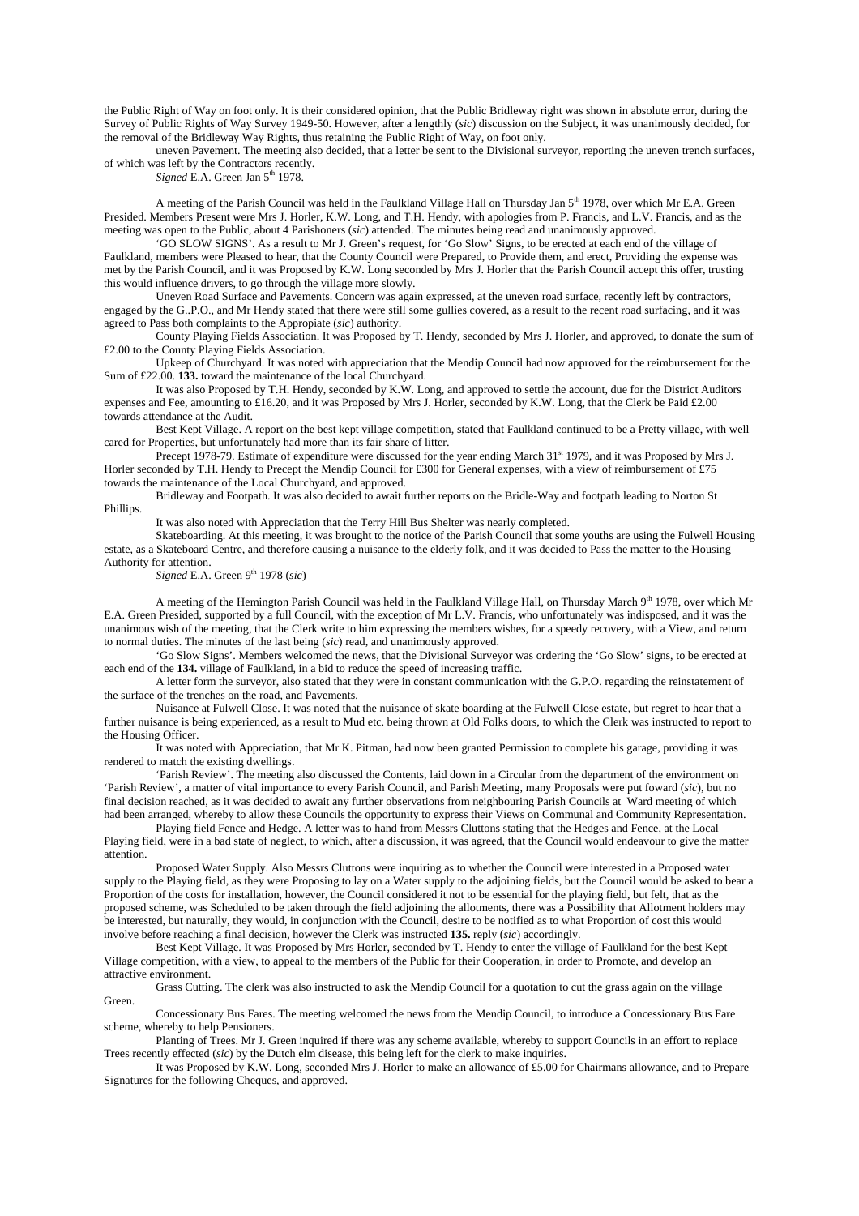the Public Right of Way on foot only. It is their considered opinion, that the Public Bridleway right was shown in absolute error, during the Survey of Public Rights of Way Survey 1949-50. However, after a lengthly (*sic*) discussion on the Subject, it was unanimously decided, for the removal of the Bridleway Way Rights, thus retaining the Public Right of Way, on foot only.

uneven Pavement. The meeting also decided, that a letter be sent to the Divisional surveyor, reporting the uneven trench surfaces, of which was left by the Contractors recently.

*Signed* E.A. Green Jan 5th 1978.

A meeting of the Parish Council was held in the Faulkland Village Hall on Thursday Jan 5th 1978, over which Mr E.A. Green Presided. Members Present were Mrs J. Horler, K.W. Long, and T.H. Hendy, with apologies from P. Francis, and L.V. Francis, and as the meeting was open to the Public, about 4 Parishoners (*sic*) attended. The minutes being read and unanimously approved.

'GO SLOW SIGNS'. As a result to Mr J. Green's request, for 'Go Slow' Signs, to be erected at each end of the village of Faulkland, members were Pleased to hear, that the County Council were Prepared, to Provide them, and erect, Providing the expense was met by the Parish Council, and it was Proposed by K.W. Long seconded by Mrs J. Horler that the Parish Council accept this offer, trusting this would influence drivers, to go through the village more slowly.

Uneven Road Surface and Pavements. Concern was again expressed, at the uneven road surface, recently left by contractors, engaged by the G..P.O., and Mr Hendy stated that there were still some gullies covered, as a result to the recent road surfacing, and it was agreed to Pass both complaints to the Appropiate (*sic*) authority.

County Playing Fields Association. It was Proposed by T. Hendy, seconded by Mrs J. Horler, and approved, to donate the sum of £2.00 to the County Playing Fields Association.

Upkeep of Churchyard. It was noted with appreciation that the Mendip Council had now approved for the reimbursement for the Sum of £22.00. **133.** toward the maintenance of the local Churchyard.

It was also Proposed by T.H. Hendy, seconded by K.W. Long, and approved to settle the account, due for the District Auditors expenses and Fee, amounting to £16.20, and it was Proposed by Mrs J. Horler, seconded by K.W. Long, that the Clerk be Paid £2.00 towards attendance at the Audit.

Best Kept Village. A report on the best kept village competition, stated that Faulkland continued to be a Pretty village, with well cared for Properties, but unfortunately had more than its fair share of litter.

Precept 1978-79. Estimate of expenditure were discussed for the year ending March 31st 1979, and it was Proposed by Mrs J. Horler seconded by T.H. Hendy to Precept the Mendip Council for £300 for General expenses, with a view of reimbursement of £75 towards the maintenance of the Local Churchyard, and approved.

Bridleway and Footpath. It was also decided to await further reports on the Bridle-Way and footpath leading to Norton St Phillips.

It was also noted with Appreciation that the Terry Hill Bus Shelter was nearly completed.

Skateboarding. At this meeting, it was brought to the notice of the Parish Council that some youths are using the Fulwell Housing estate, as a Skateboard Centre, and therefore causing a nuisance to the elderly folk, and it was decided to Pass the matter to the Housing Authority for attention.

*Signed* E.A. Green 9th 1978 (*sic*)

A meeting of the Hemington Parish Council was held in the Faulkland Village Hall, on Thursday March 9th 1978, over which Mr E.A. Green Presided, supported by a full Council, with the exception of Mr L.V. Francis, who unfortunately was indisposed, and it was the unanimous wish of the meeting, that the Clerk write to him expressing the members wishes, for a speedy recovery, with a View, and return to normal duties. The minutes of the last being (*sic*) read, and unanimously approved.

'Go Slow Signs'. Members welcomed the news, that the Divisional Surveyor was ordering the 'Go Slow' signs, to be erected at each end of the **134.** village of Faulkland, in a bid to reduce the speed of increasing traffic.

A letter form the surveyor, also stated that they were in constant communication with the G.P.O. regarding the reinstatement of the surface of the trenches on the road, and Pavements.

Nuisance at Fulwell Close. It was noted that the nuisance of skate boarding at the Fulwell Close estate, but regret to hear that a further nuisance is being experienced, as a result to Mud etc. being thrown at Old Folks doors, to which the Clerk was instructed to report to the Housing Officer.

It was noted with Appreciation, that Mr K. Pitman, had now been granted Permission to complete his garage, providing it was rendered to match the existing dwellings.

'Parish Review'. The meeting also discussed the Contents, laid down in a Circular from the department of the environment on 'Parish Review', a matter of vital importance to every Parish Council, and Parish Meeting, many Proposals were put foward (*sic*), but no final decision reached, as it was decided to await any further observations from neighbouring Parish Councils at Ward meeting of which had been arranged, whereby to allow these Councils the opportunity to express their Views on Communal and Community Representation.

Playing field Fence and Hedge. A letter was to hand from Messrs Cluttons stating that the Hedges and Fence, at the Local Playing field, were in a bad state of neglect, to which, after a discussion, it was agreed, that the Council would endeavour to give the matter attention.

Proposed Water Supply. Also Messrs Cluttons were inquiring as to whether the Council were interested in a Proposed water supply to the Playing field, as they were Proposing to lay on a Water supply to the adjoining fields, but the Council would be asked to bear a Proportion of the costs for installation, however, the Council considered it not to be essential for the playing field, but felt, that as the proposed scheme, was Scheduled to be taken through the field adjoining the allotments, there was a Possibility that Allotment holders may be interested, but naturally, they would, in conjunction with the Council, desire to be notified as to what Proportion of cost this would involve before reaching a final decision, however the Clerk was instructed **135.** reply (*sic*) accordingly.

Best Kept Village. It was Proposed by Mrs Horler, seconded by T. Hendy to enter the village of Faulkland for the best Kept Village competition, with a view, to appeal to the members of the Public for their Cooperation, in order to Promote, and develop an attractive environment.

Grass Cutting. The clerk was also instructed to ask the Mendip Council for a quotation to cut the grass again on the village Green.

Concessionary Bus Fares. The meeting welcomed the news from the Mendip Council, to introduce a Concessionary Bus Fare scheme, whereby to help Pensioners.

Planting of Trees. Mr J. Green inquired if there was any scheme available, whereby to support Councils in an effort to replace Trees recently effected (*sic*) by the Dutch elm disease, this being left for the clerk to make inquiries.

It was Proposed by K.W. Long, seconded Mrs J. Horler to make an allowance of £5.00 for Chairmans allowance, and to Prepare Signatures for the following Cheques, and approved.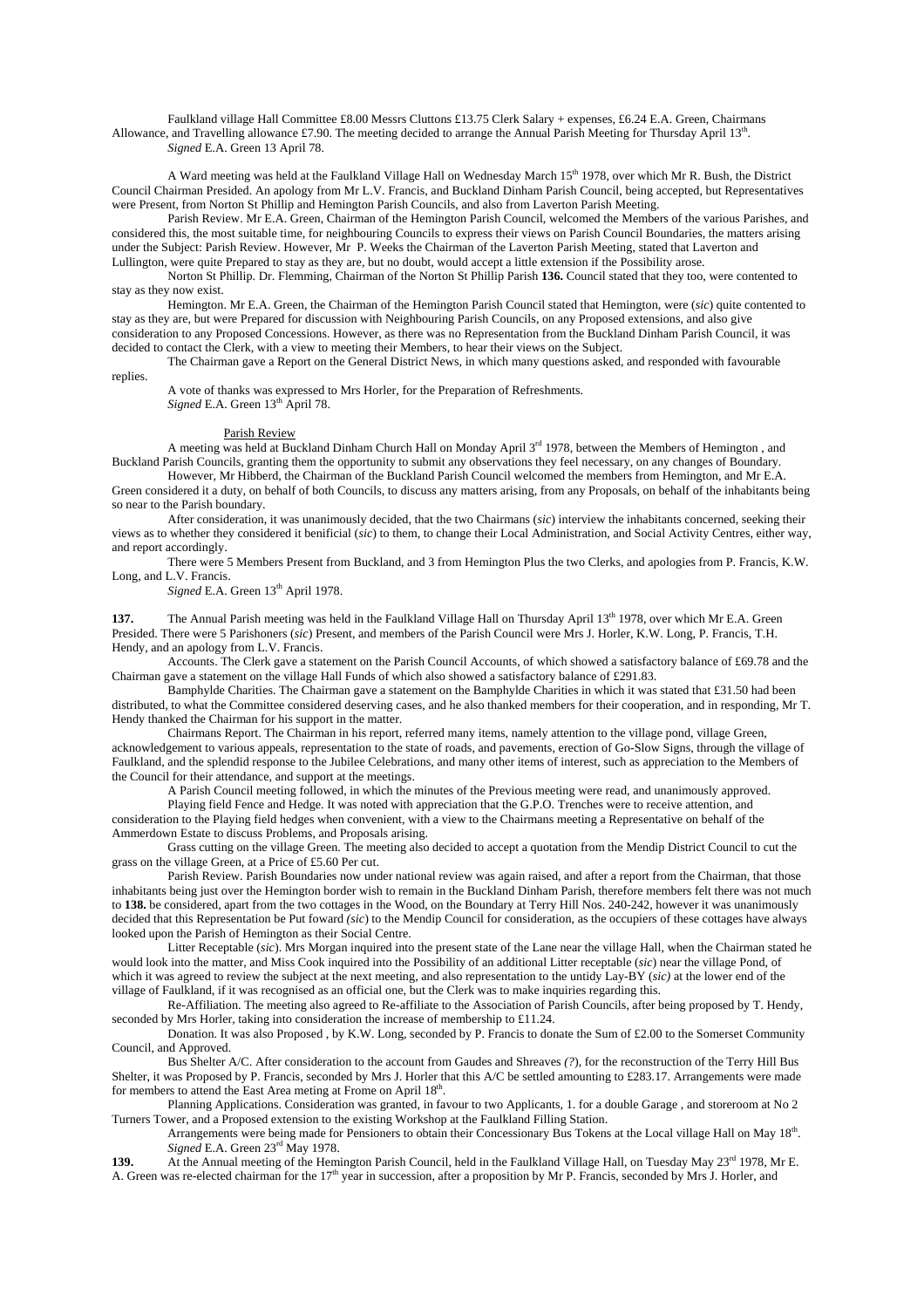Faulkland village Hall Committee £8.00 Messrs Cluttons £13.75 Clerk Salary + expenses, £6.24 E.A. Green, Chairmans Allowance, and Travelling allowance £7.90. The meeting decided to arrange the Annual Parish Meeting for Thursday April 13th.

*Signed* E.A. Green 13 April 78.

A Ward meeting was held at the Faulkland Village Hall on Wednesday March 15th 1978, over which Mr R. Bush, the District Council Chairman Presided. An apology from Mr L.V. Francis, and Buckland Dinham Parish Council, being accepted, but Representatives were Present, from Norton St Phillip and Hemington Parish Councils, and also from Laverton Parish Meeting.

Parish Review. Mr E.A. Green, Chairman of the Hemington Parish Council, welcomed the Members of the various Parishes, and considered this, the most suitable time, for neighbouring Councils to express their views on Parish Council Boundaries, the matters arising under the Subject: Parish Review. However, Mr P. Weeks the Chairman of the Laverton Parish Meeting, stated that Laverton and Lullington, were quite Prepared to stay as they are, but no doubt, would accept a little extension if the Possibility arose.

Norton St Phillip. Dr. Flemming, Chairman of the Norton St Phillip Parish **136.** Council stated that they too, were contented to stay as they now exist.

Hemington. Mr E.A. Green, the Chairman of the Hemington Parish Council stated that Hemington, were (*sic*) quite contented to stay as they are, but were Prepared for discussion with Neighbouring Parish Councils, on any Proposed extensions, and also give consideration to any Proposed Concessions. However, as there was no Representation from the Buckland Dinham Parish Council, it was decided to contact the Clerk, with a view to meeting their Members, to hear their views on the Subject.

The Chairman gave a Report on the General District News, in which many questions asked, and responded with favourable replies.

A vote of thanks was expressed to Mrs Horler, for the Preparation of Refreshments.

*Signed* E.A. Green 13th April 78.

Parish Review

A meeting was held at Buckland Dinham Church Hall on Monday April 3rd 1978, between the Members of Hemington , and Buckland Parish Councils, granting them the opportunity to submit any observations they feel necessary, on any changes of Boundary.

However, Mr Hibberd, the Chairman of the Buckland Parish Council welcomed the members from Hemington, and Mr E.A. Green considered it a duty, on behalf of both Councils, to discuss any matters arising, from any Proposals, on behalf of the inhabitants being so near to the Parish boundary.

After consideration, it was unanimously decided, that the two Chairmans (*sic*) interview the inhabitants concerned, seeking their views as to whether they considered it beneficial (*sic*) to them, to change their Local Administration, and Social Activity Centres, either way, and report accordingly.

There were 5 Members Present from Buckland, and 3 from Hemington Plus the two Clerks, and apologies from P. Francis, K.W. Long, and L.V. Francis.

*Signed* E.A. Green 13th April 1978.

**137.** The Annual Parish meeting was held in the Faulkland Village Hall on Thursday April 13th 1978, over which Mr E.A. Green Presided. There were 5 Parishoners (*sic*) Present, and members of the Parish Council were Mrs J. Horler, K.W. Long, P. Francis, T.H. Hendy, and an apology from L.V. Francis.

Accounts. The Clerk gave a statement on the Parish Council Accounts, of which showed a satisfactory balance of £69.78 and the Chairman gave a statement on the village Hall Funds of which also showed a satisfactory balance of £291.83.

Bamphylde Charities. The Chairman gave a statement on the Bamphylde Charities in which it was stated that £31.50 had been distributed, to what the Committee considered deserving cases, and he also thanked members for their cooperation, and in responding, Mr T. Hendy thanked the Chairman for his support in the matter.

Chairmans Report. The Chairman in his report, referred many items, namely attention to the village pond, village Green, acknowledgement to various appeals, representation to the state of roads, and pavements, erection of Go-Slow Signs, through the village of Faulkland, and the splendid response to the Jubilee Celebrations, and many other items of interest, such as appreciation to the Members of the Council for their attendance, and support at the meetings.

A Parish Council meeting followed, in which the minutes of the Previous meeting were read, and unanimously approved.

Playing field Fence and Hedge. It was noted with appreciation that the G.P.O. Trenches were to receive attention, and consideration to the Playing field hedges when convenient, with a view to the Chairmans meeting a Representative on behalf of the Ammerdown Estate to discuss Problems, and Proposals arising.

Grass cutting on the village Green. The meeting also decided to accept a quotation from the Mendip District Council to cut the grass on the village Green, at a Price of £5.60 Per cut.

Parish Review. Parish Boundaries now under national review was again raised, and after a report from the Chairman, that those inhabitants being just over the Hemington border wish to remain in the Buckland Dinham Parish, therefore members felt there was not much to **138.** be considered, apart from the two cottages in the Wood, on the Boundary at Terry Hill Nos. 240-242, however it was unanimously decided that this Representation be Put foward *(sic*) to the Mendip Council for consideration, as the occupiers of these cottages have always looked upon the Parish of Hemington as their Social Centre.

Litter Receptable (*sic*). Mrs Morgan inquired into the present state of the Lane near the village Hall, when the Chairman stated he would look into the matter, and Miss Cook inquired into the Possibility of an additional Litter receptable (*sic*) near the village Pond, of which it was agreed to review the subject at the next meeting, and also representation to the untidy Lay-BY (*sic)* at the lower end of the village of Faulkland, if it was recognised as an official one, but the Clerk was to make inquiries regarding this.

Re-Affiliation. The meeting also agreed to Re-affiliate to the Association of Parish Councils, after being proposed by T. Hendy, seconded by Mrs Horler, taking into consideration the increase of membership to £11.24.

Donation. It was also Proposed , by K.W. Long, seconded by P. Francis to donate the Sum of £2.00 to the Somerset Community Council, and Approved.

Bus Shelter A/C. After consideration to the account from Gaudes and Shreaves *(?*), for the reconstruction of the Terry Hill Bus Shelter, it was Proposed by P. Francis, seconded by Mrs J. Horler that this A/C be settled amounting to £283.17. Arrangements were made for members to attend the East Area meting at Frome on April 18th.

Planning Applications. Consideration was granted, in favour to two Applicants, 1. for a double Garage , and storeroom at No 2 Turners Tower, and a Proposed extension to the existing Workshop at the Faulkland Filling Station.

Arrangements were being made for Pensioners to obtain their Concessionary Bus Tokens at the Local village Hall on May 18th.

*Signed* E.A. Green 23rd May 1978.

**139.** At the Annual meeting of the Hemington Parish Council, held in the Faulkland Village Hall, on Tuesday May 23rd 1978, Mr E. A. Green was re-elected chairman for the 17th year in succession, after a proposition by Mr P. Francis, seconded by Mrs J. Horler, and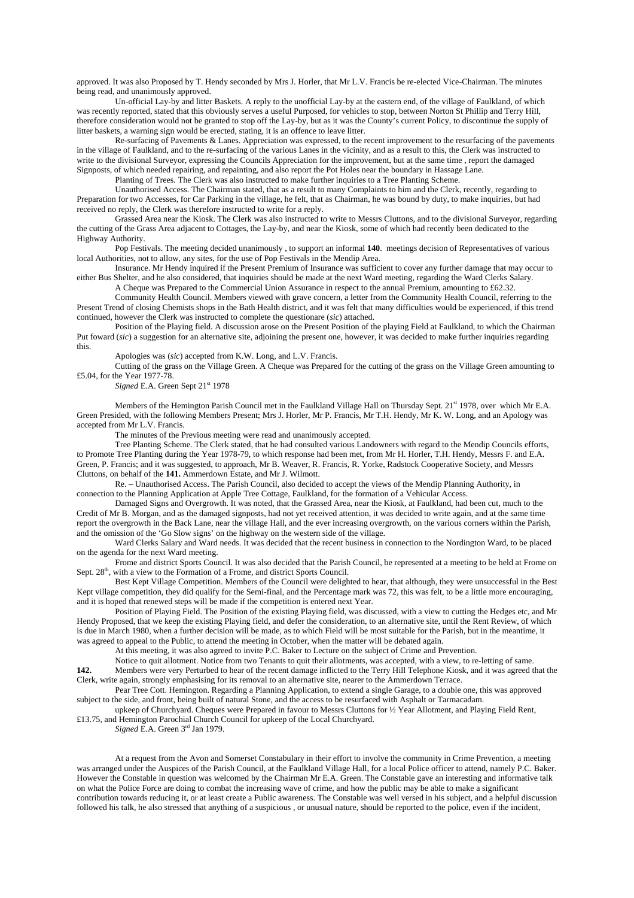approved. It was also Proposed by T. Hendy seconded by Mrs J. Horler, that Mr L.V. Francis be re-elected Vice-Chairman. The minutes being read, and unanimously approved.

Un-official Lay-by and litter Baskets. A reply to the unofficial Lay-by at the eastern end, of the village of Faulkland, of which was recently reported, stated that this obviously serves a useful Purposed, for vehicles to stop, between Norton St Phillip and Terry Hill, therefore consideration would not be granted to stop off the Lay-by, but as it was the County's current Policy, to discontinue the supply of litter baskets, a warning sign would be erected, stating, it is an offence to leave litter.

Re-surfacing of Pavements & Lanes. Appreciation was expressed, to the recent improvement to the resurfacing of the pavements in the village of Faulkland, and to the re-surfacing of the various Lanes in the vicinity, and as a result to this, the Clerk was instructed to write to the divisional Surveyor, expressing the Councils Appreciation for the improvement, but at the same time , report the damaged Signposts, of which needed repairing, and repainting, and also report the Pot Holes near the boundary in Hassage Lane.

Planting of Trees. The Clerk was also instructed to make further inquiries to a Tree Planting Scheme.

Unauthorised Access. The Chairman stated, that as a result to many Complaints to him and the Clerk, recently, regarding to Preparation for two Accesses, for Car Parking in the village, he felt, that as Chairman, he was bound by duty, to make inquiries, but had received no reply, the Clerk was therefore instructed to write for a reply.

Grassed Area near the Kiosk. The Clerk was also instructed to write to Messrs Cluttons, and to the divisional Surveyor, regarding the cutting of the Grass Area adjacent to Cottages, the Lay-by, and near the Kiosk, some of which had recently been dedicated to the Highway Authority.

Pop Festivals. The meeting decided unanimously , to support an informal **140**. meetings decision of Representatives of various local Authorities, not to allow, any sites, for the use of Pop Festivals in the Mendip Area.

Insurance. Mr Hendy inquired if the Present Premium of Insurance was sufficient to cover any further damage that may occur to either Bus Shelter, and he also considered, that inquiries should be made at the next Ward meeting, regarding the Ward Clerks Salary.

A Cheque was Prepared to the Commercial Union Assurance in respect to the annual Premium, amounting to £62.32.

Community Health Council. Members viewed with grave concern, a letter from the Community Health Council, referring to the Present Trend of closing Chemists shops in the Bath Health district, and it was felt that many difficulties would be experienced, if this trend continued, however the Clerk was instructed to complete the questionare (*sic*) attached.

Position of the Playing field. A discussion arose on the Present Position of the playing Field at Faulkland, to which the Chairman Put foward (*sic*) a suggestion for an alternative site, adjoining the present one, however, it was decided to make further inquiries regarding this.

Apologies was (*sic*) accepted from K.W. Long, and L.V. Francis.

Cutting of the grass on the Village Green. A Cheque was Prepared for the cutting of the grass on the Village Green amounting to £5.04, for the Year 1977-78.

*Signed* E.A. Green Sept 21st 1978

Members of the Hemington Parish Council met in the Faulkland Village Hall on Thursday Sept. 21st 1978, over which Mr E.A. Green Presided, with the following Members Present; Mrs J. Horler, Mr P. Francis, Mr T.H. Hendy, Mr K. W. Long, and an Apology was accepted from Mr L.V. Francis.

The minutes of the Previous meeting were read and unanimously accepted.

Tree Planting Scheme. The Clerk stated, that he had consulted various Landowners with regard to the Mendip Councils efforts, to Promote Tree Planting during the Year 1978-79, to which response had been met, from Mr H. Horler, T.H. Hendy, Messrs F. and E.A. Green, P. Francis; and it was suggested, to approach, Mr B. Weaver, R. Francis, R. Yorke, Radstock Cooperative Society, and Messrs Cluttons, on behalf of the **141.** Ammerdown Estate, and Mr J. Wilmott.

Re. – Unauthorised Access. The Parish Council, also decided to accept the views of the Mendip Planning Authority, in connection to the Planning Application at Apple Tree Cottage, Faulkland, for the formation of a Vehicular Access.

Damaged Signs and Overgrowth. It was noted, that the Grassed Area, near the Kiosk, at Faulkland, had been cut, much to the Credit of Mr B. Morgan, and as the damaged signposts, had not yet received attention, it was decided to write again, and at the same time report the overgrowth in the Back Lane, near the village Hall, and the ever increasing overgrowth, on the various corners within the Parish, and the omission of the 'Go Slow signs' on the highway on the western side of the village.

Ward Clerks Salary and Ward needs. It was decided that the recent business in connection to the Nordington Ward, to be placed on the agenda for the next Ward meeting.

Frome and district Sports Council. It was also decided that the Parish Council, be represented at a meeting to be held at Frome on Sept. 28th, with a view to the Formation of a Frome, and district Sports Council.

Best Kept Village Competition. Members of the Council were delighted to hear, that although, they were unsuccessful in the Best Kept village competition, they did qualify for the Semi-final, and the Percentage mark was 72, this was felt, to be a little more encouraging, and it is hoped that renewed steps will be made if the competition is entered next Year.

Position of Playing Field. The Position of the existing Playing field, was discussed, with a view to cutting the Hedges etc, and Mr Hendy Proposed, that we keep the existing Playing field, and defer the consideration, to an alternative site, until the Rent Review, of which is due in March 1980, when a further decision will be made, as to which Field will be most suitable for the Parish, but in the meantime, it was agreed to appeal to the Public, to attend the meeting in October, when the matter will be debated again.

At this meeting, it was also agreed to invite P.C. Baker to Lecture on the subject of Crime and Prevention.

Notice to quit allotment. Notice from two Tenants to quit their allotments, was accepted, with a view, to re-letting of same.

**142.** Members were very Perturbed to hear of the recent damage inflicted to the Terry Hill Telephone Kiosk, and it was agreed that the Clerk, write again, strongly emphasising for its removal to an alternative site, nearer to the Ammerdown Terrace.

Pear Tree Cott. Hemington. Regarding a Planning Application, to extend a single Garage, to a double one, this was approved subject to the side, and front, being built of natural Stone, and the access to be resurfaced with Asphalt or Tarmacadam.

upkeep of Churchyard. Cheques were Prepared in favour to Messrs Cluttons for ½ Year Allotment, and Playing Field Rent, £13.75, and Hemington Parochial Church Council for upkeep of the Local Churchyard.

*Signed* E.A. Green 3rd Jan 1979.

At a request from the Avon and Somerset Constabulary in their effort to involve the community in Crime Prevention, a meeting was arranged under the Auspices of the Parish Council, at the Faulkland Village Hall, for a local Police officer to attend, namely P.C. Baker. However the Constable in question was welcomed by the Chairman Mr E.A. Green. The Constable gave an interesting and informative talk on what the Police Force are doing to combat the increasing wave of crime, and how the public may be able to make a significant contribution towards reducing it, or at least create a Public awareness. The Constable was well versed in his subject, and a helpful discussion followed his talk, he also stressed that anything of a suspicious , or unusual nature, should be reported to the police, even if the incident,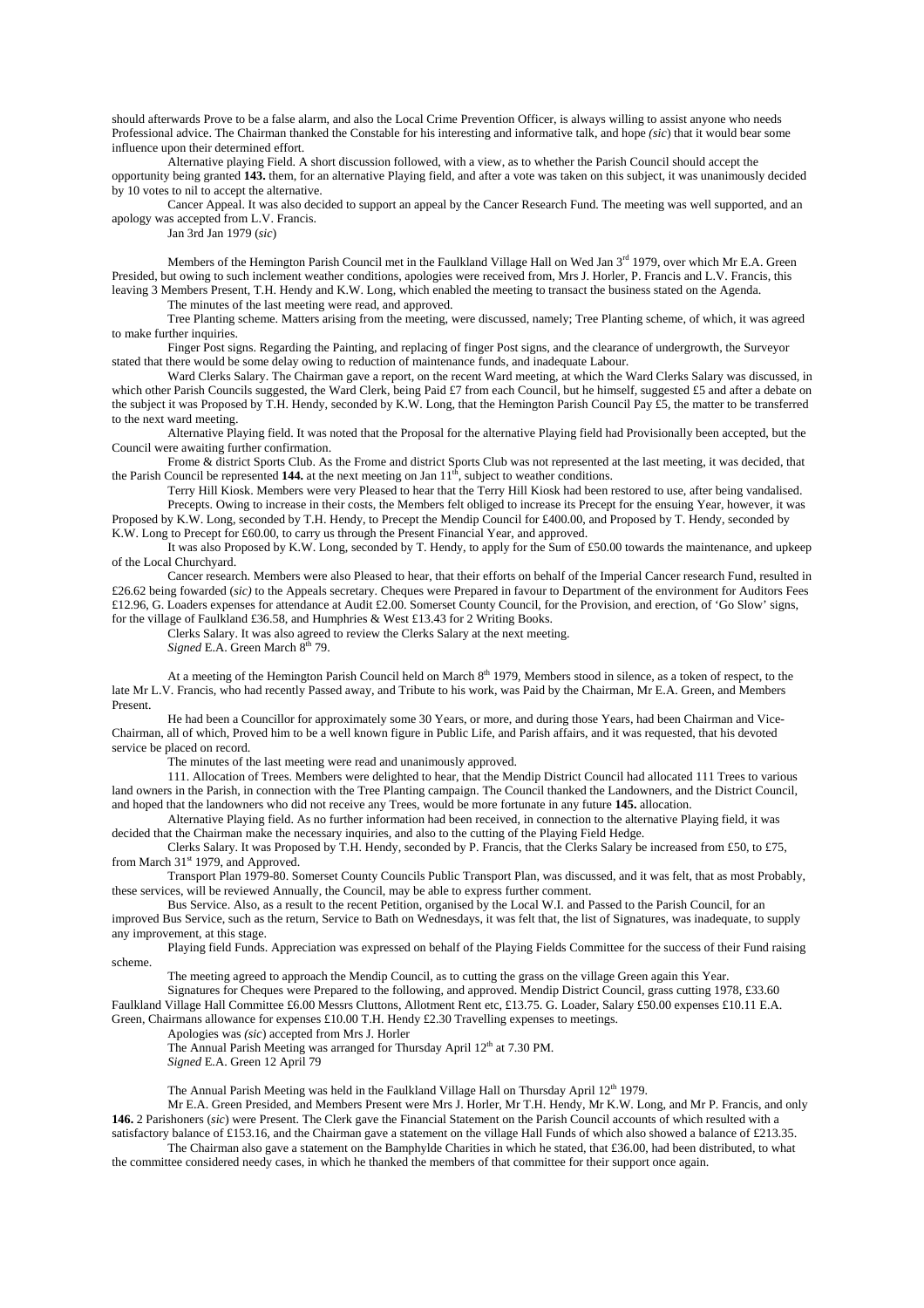should afterwards Prove to be a false alarm, and also the Local Crime Prevention Officer, is always willing to assist anyone who needs Professional advice. The Chairman thanked the Constable for his interesting and informative talk, and hope *(sic*) that it would bear some influence upon their determined effort.

Alternative playing Field. A short discussion followed, with a view, as to whether the Parish Council should accept the opportunity being granted **143.** them, for an alternative Playing field, and after a vote was taken on this subject, it was unanimously decided by 10 votes to nil to accept the alternative.

Cancer Appeal. It was also decided to support an appeal by the Cancer Research Fund. The meeting was well supported, and an apology was accepted from L.V. Francis.

Jan 3rd Jan 1979 (*sic*)

Members of the Hemington Parish Council met in the Faulkland Village Hall on Wed Jan 3rd 1979, over which Mr E.A. Green Presided, but owing to such inclement weather conditions, apologies were received from, Mrs J. Horler, P. Francis and L.V. Francis, this leaving 3 Members Present, T.H. Hendy and K.W. Long, which enabled the meeting to transact the business stated on the Agenda.

The minutes of the last meeting were read, and approved.

Tree Planting scheme. Matters arising from the meeting, were discussed, namely; Tree Planting scheme, of which, it was agreed to make further inquiries.

Finger Post signs. Regarding the Painting, and replacing of finger Post signs, and the clearance of undergrowth, the Surveyor stated that there would be some delay owing to reduction of maintenance funds, and inadequate Labour.

Ward Clerks Salary. The Chairman gave a report, on the recent Ward meeting, at which the Ward Clerks Salary was discussed, in which other Parish Councils suggested, the Ward Clerk, being Paid £7 from each Council, but he himself, suggested £5 and after a debate on the subject it was Proposed by T.H. Hendy, seconded by K.W. Long, that the Hemington Parish Council Pay £5, the matter to be transferred to the next ward meeting.

Alternative Playing field. It was noted that the Proposal for the alternative Playing field had Provisionally been accepted, but the Council were awaiting further confirmation.

Frome & district Sports Club. As the Frome and district Sports Club was not represented at the last meeting, it was decided, that the Parish Council be represented **144.** at the next meeting on Jan 11th, subject to weather conditions.

Terry Hill Kiosk. Members were very Pleased to hear that the Terry Hill Kiosk had been restored to use, after being vandalised.

Precepts. Owing to increase in their costs, the Members felt obliged to increase its Precept for the ensuing Year, however, it was Proposed by K.W. Long, seconded by T.H. Hendy, to Precept the Mendip Council for £400.00, and Proposed by T. Hendy, seconded by K.W. Long to Precept for £60.00, to carry us through the Present Financial Year, and approved.

It was also Proposed by K.W. Long, seconded by T. Hendy, to apply for the Sum of £50.00 towards the maintenance, and upkeep of the Local Churchyard.

Cancer research. Members were also Pleased to hear, that their efforts on behalf of the Imperial Cancer research Fund, resulted in £26.62 being fowarded (*sic)* to the Appeals secretary. Cheques were Prepared in favour to Department of the environment for Auditors Fees £12.96, G. Loaders expenses for attendance at Audit £2.00. Somerset County Council, for the Provision, and erection, of 'Go Slow' signs, for the village of Faulkland £36.58, and Humphries & West £13.43 for 2 Writing Books.

Clerks Salary. It was also agreed to review the Clerks Salary at the next meeting.

*Signed* E.A. Green March 8th 79.

At a meeting of the Hemington Parish Council held on March 8th 1979, Members stood in silence, as a token of respect, to the late Mr L.V. Francis, who had recently Passed away, and Tribute to his work, was Paid by the Chairman, Mr E.A. Green, and Members Present.

He had been a Councillor for approximately some 30 Years, or more, and during those Years, had been Chairman and Vice-Chairman, all of which, Proved him to be a well known figure in Public Life, and Parish affairs, and it was requested, that his devoted service be placed on record.

The minutes of the last meeting were read and unanimously approved.

111. Allocation of Trees. Members were delighted to hear, that the Mendip District Council had allocated 111 Trees to various land owners in the Parish, in connection with the Tree Planting campaign. The Council thanked the Landowners, and the District Council, and hoped that the landowners who did not receive any Trees, would be more fortunate in any future **145.** allocation.

Alternative Playing field. As no further information had been received, in connection to the alternative Playing field, it was decided that the Chairman make the necessary inquiries, and also to the cutting of the Playing Field Hedge.

Clerks Salary. It was Proposed by T.H. Hendy, seconded by P. Francis, that the Clerks Salary be increased from £50, to £75, from March 31st 1979, and Approved.

Transport Plan 1979-80. Somerset County Councils Public Transport Plan, was discussed, and it was felt, that as most Probably, these services, will be reviewed Annually, the Council, may be able to express further comment.

Bus Service. Also, as a result to the recent Petition, organised by the Local W.I. and Passed to the Parish Council, for an improved Bus Service, such as the return, Service to Bath on Wednesdays, it was felt that, the list of Signatures, was inadequate, to supply any improvement, at this stage.

Playing field Funds. Appreciation was expressed on behalf of the Playing Fields Committee for the success of their Fund raising scheme.

The meeting agreed to approach the Mendip Council, as to cutting the grass on the village Green again this Year.

Signatures for Cheques were Prepared to the following, and approved. Mendip District Council, grass cutting 1978, £33.60 Faulkland Village Hall Committee £6.00 Messrs Cluttons, Allotment Rent etc, £13.75. G. Loader, Salary £50.00 expenses £10.11 E.A. Green, Chairmans allowance for expenses £10.00 T.H. Hendy £2.30 Travelling expenses to meetings.

Apologies was *(sic*) accepted from Mrs J. Horler

The Annual Parish Meeting was arranged for Thursday April 12th at 7.30 PM.

*Signed* E.A. Green 12 April 79

The Annual Parish Meeting was held in the Faulkland Village Hall on Thursday April 12th 1979.

Mr E.A. Green Presided, and Members Present were Mrs J. Horler, Mr T.H. Hendy, Mr K.W. Long, and Mr P. Francis, and only **146.** 2 Parishoners (*sic*) were Present. The Clerk gave the Financial Statement on the Parish Council accounts of which resulted with a satisfactory balance of £153.16, and the Chairman gave a statement on the village Hall Funds of which also showed a balance of £213.35.

The Chairman also gave a statement on the Bamphylde Charities in which he stated, that £36.00, had been distributed, to what the committee considered needy cases, in which he thanked the members of that committee for their support once again.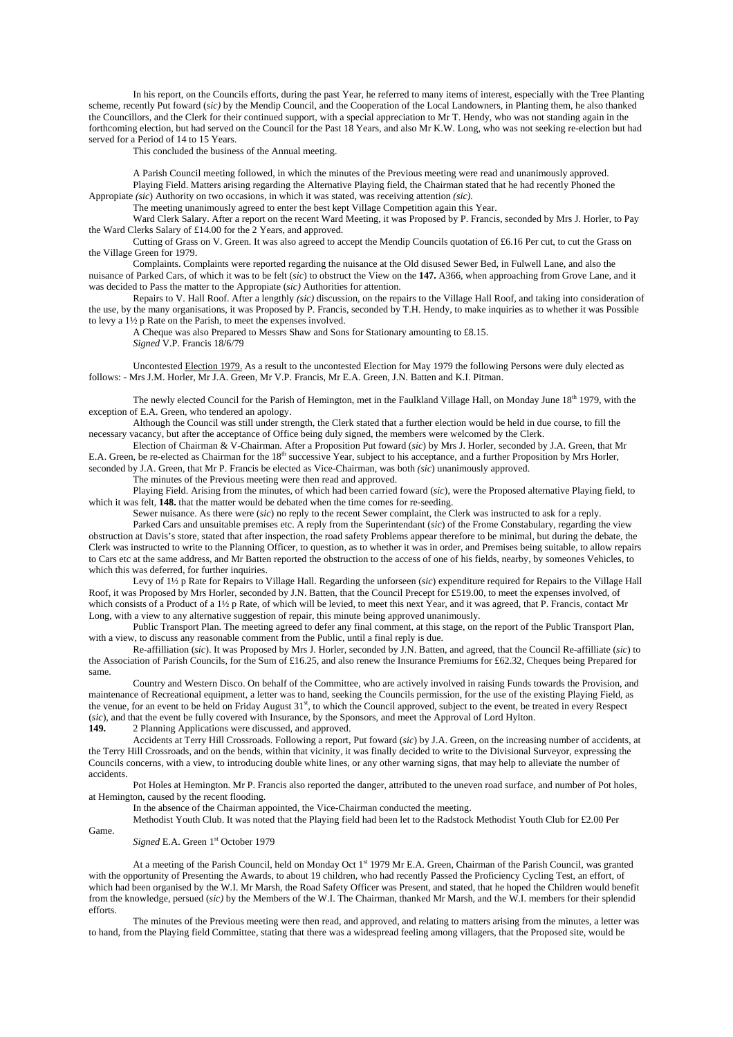In his report, on the Councils efforts, during the past Year, he referred to many items of interest, especially with the Tree Planting scheme, recently Put foward (*sic*) by the Mendip Council, and the Cooperation of the Local Landowners, in Planting them, he also thanked the Councillors, and the Clerk for their continued support, with a special appreciation to Mr T. Hendy, who was not standing again in the forthcoming election, but had served on the Council for the Past 18 Years, and also Mr K.W. Long, who was not seeking re-election but had served for a Period of 14 to 15 Years.

This concluded the business of the Annual meeting.

A Parish Council meeting followed, in which the minutes of the Previous meeting were read and unanimously approved.

Playing Field. Matters arising regarding the Alternative Playing field, the Chairman stated that he had recently Phoned the Appropiate *(sic*) Authority on two occasions, in which it was stated, was receiving attention *(sic).*

The meeting unanimously agreed to enter the best kept Village Competition again this Year.

Ward Clerk Salary. After a report on the recent Ward Meeting, it was Proposed by P. Francis, seconded by Mrs J. Horler, to Pay the Ward Clerks Salary of £14.00 for the 2 Years, and approved.

Cutting of Grass on V. Green. It was also agreed to accept the Mendip Councils quotation of £6.16 Per cut, to cut the Grass on the Village Green for 1979.

Complaints. Complaints were reported regarding the nuisance at the Old disused Sewer Bed, in Fulwell Lane, and also the nuisance of Parked Cars, of which it was to be felt (*sic*) to obstruct the View on the **147.** A366, when approaching from Grove Lane, and it was decided to Pass the matter to the Appropiate (*sic)* Authorities for attention.

Repairs to V. Hall Roof. After a lengthly *(sic)* discussion, on the repairs to the Village Hall Roof, and taking into consideration of the use, by the many organisations, it was Proposed by P. Francis, seconded by T.H. Hendy, to make inquiries as to whether it was Possible to levy a 1½ p Rate on the Parish, to meet the expenses involved.

A Cheque was also Prepared to Messrs Shaw and Sons for Stationary amounting to £8.15.

*Signed* V.P. Francis 18/6/79

Uncontested Election 1979. As a result to the uncontested Election for May 1979 the following Persons were duly elected as follows: - Mrs J.M. Horler, Mr J.A. Green, Mr V.P. Francis, Mr E.A. Green, J.N. Batten and K.I. Pitman.

The newly elected Council for the Parish of Hemington, met in the Faulkland Village Hall, on Monday June 18th 1979, with the exception of E.A. Green, who tendered an apology.

Although the Council was still under strength, the Clerk stated that a further election would be held in due course, to fill the necessary vacancy, but after the acceptance of Office being duly signed, the members were welcomed by the Clerk.

Election of Chairman & V-Chairman. After a Proposition Put foward (*sic*) by Mrs J. Horler, seconded by J.A. Green, that Mr E.A. Green, be re-elected as Chairman for the 18th successive Year, subject to his acceptance, and a further Proposition by Mrs Horler, seconded by J.A. Green, that Mr P. Francis be elected as Vice-Chairman, was both *(sic*) unanimously approved.

The minutes of the Previous meeting were then read and approved.

Playing Field. Arising from the minutes, of which had been carried foward (*sic*), were the Proposed alternative Playing field, to which it was felt, **148.** that the matter would be debated when the time comes for re-seeding.

Sewer nuisance. As there were (*sic*) no reply to the recent Sewer complaint, the Clerk was instructed to ask for a reply.

Parked Cars and unsuitable premises etc. A reply from the Superintendant (*sic*) of the Frome Constabulary, regarding the view obstruction at Davis's store, stated that after inspection, the road safety Problems appear therefore to be minimal, but during the debate, the Clerk was instructed to write to the Planning Officer, to question, as to whether it was in order, and Premises being suitable, to allow repairs to Cars etc at the same address, and Mr Batten reported the obstruction to the access of one of his fields, nearby, by someones Vehicles, to which this was deferred, for further inquiries.

Levy of 1½ p Rate for Repairs to Village Hall. Regarding the unforseen (*sic*) expenditure required for Repairs to the Village Hall Roof, it was Proposed by Mrs Horler, seconded by J.N. Batten, that the Council Precept for £519.00, to meet the expenses involved, of which consists of a Product of a 1½ p Rate, of which will be levied, to meet this next Year, and it was agreed, that P. Francis, contact Mr Long, with a view to any alternative suggestion of repair, this minute being approved unanimously.

Public Transport Plan. The meeting agreed to defer any final comment, at this stage, on the report of the Public Transport Plan, with a view, to discuss any reasonable comment from the Public, until a final reply is due.

Re-affilliation (*sic*). It was Proposed by Mrs J. Horler, seconded by J.N. Batten, and agreed, that the Council Re-affilliate (*sic*) to the Association of Parish Councils, for the Sum of £16.25, and also renew the Insurance Premiums for £62.32, Cheques being Prepared for same.

Country and Western Disco. On behalf of the Committee, who are actively involved in raising Funds towards the Provision, and maintenance of Recreational equipment, a letter was to hand, seeking the Councils permission, for the use of the existing Playing Field, as the venue, for an event to be held on Friday August 31st, to which the Council approved, subject to the event, be treated in every Respect (*sic*), and that the event be fully covered with Insurance, by the Sponsors, and meet the Approval of Lord Hylton.

**149.** 2 Planning Applications were discussed, and approved.

Accidents at Terry Hill Crossroads. Following a report, Put foward (*sic*) by J.A. Green, on the increasing number of accidents, at the Terry Hill Crossroads, and on the bends, within that vicinity, it was finally decided to write to the Divisional Surveyor, expressing the Councils concerns, with a view, to introducing double white lines, or any other warning signs, that may help to alleviate the number of accidents.

Pot Holes at Hemington. Mr P. Francis also reported the danger, attributed to the uneven road surface, and number of Pot holes, at Hemington, caused by the recent flooding.

In the absence of the Chairman appointed, the Vice-Chairman conducted the meeting.

Methodist Youth Club. It was noted that the Playing field had been let to the Radstock Methodist Youth Club for £2.00 Per Game.

*Signed* E.A. Green 1st October 1979

At a meeting of the Parish Council, held on Monday Oct 1st 1979 Mr E.A. Green, Chairman of the Parish Council, was granted with the opportunity of Presenting the Awards, to about 19 children, who had recently Passed the Proficiency Cycling Test, an effort, of which had been organised by the W.I. Mr Marsh, the Road Safety Officer was Present, and stated, that he hoped the Children would benefit from the knowledge, persued (*sic)* by the Members of the W.I. The Chairman, thanked Mr Marsh, and the W.I. members for their splendid efforts.

The minutes of the Previous meeting were then read, and approved, and relating to matters arising from the minutes, a letter was to hand, from the Playing field Committee, stating that there was a widespread feeling among villagers, that the Proposed site, would be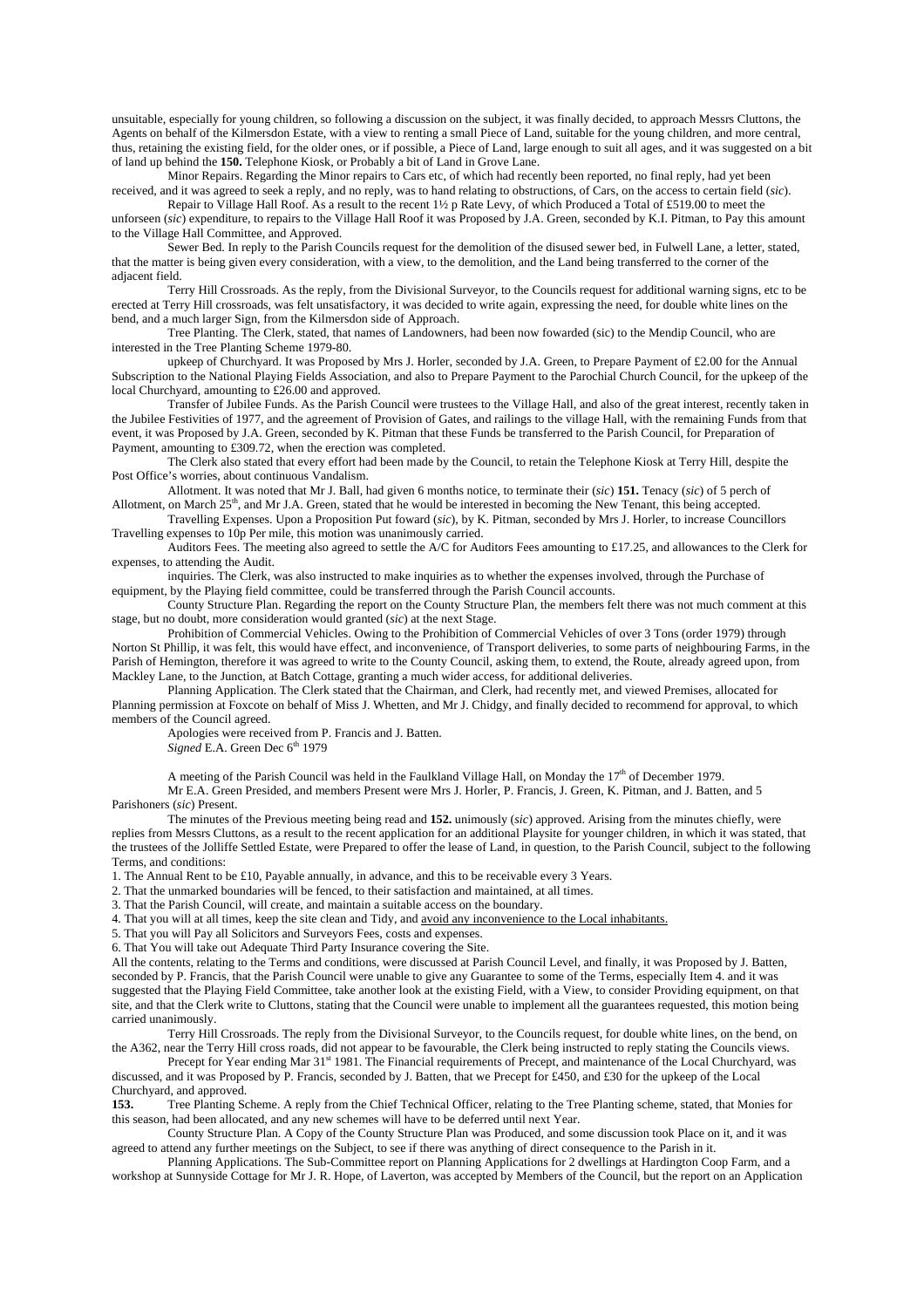unsuitable, especially for young children, so following a discussion on the subject, it was finally decided, to approach Messrs Cluttons, the Agents on behalf of the Kilmersdon Estate, with a view to renting a small Piece of Land, suitable for the young children, and more central, thus, retaining the existing field, for the older ones, or if possible, a Piece of Land, large enough to suit all ages, and it was suggested on a bit of land up behind the **150.** Telephone Kiosk, or Probably a bit of Land in Grove Lane.

Minor Repairs. Regarding the Minor repairs to Cars etc, of which had recently been reported, no final reply, had yet been received, and it was agreed to seek a reply, and no reply, was to hand relating to obstructions, of Cars, on the access to certain field (*sic*).

Repair to Village Hall Roof. As a result to the recent 1½ p Rate Levy, of which Produced a Total of £519.00 to meet the unforseen (*sic*) expenditure, to repairs to the Village Hall Roof it was Proposed by J.A. Green, seconded by K.I. Pitman, to Pay this amount to the Village Hall Committee, and Approved.

Sewer Bed. In reply to the Parish Councils request for the demolition of the disused sewer bed, in Fulwell Lane, a letter, stated, that the matter is being given every consideration, with a view, to the demolition, and the Land being transferred to the corner of the adjacent field.

Terry Hill Crossroads. As the reply, from the Divisional Surveyor, to the Councils request for additional warning signs, etc to be erected at Terry Hill crossroads, was felt unsatisfactory, it was decided to write again, expressing the need, for double white lines on the bend, and a much larger Sign, from the Kilmersdon side of Approach.

Tree Planting. The Clerk, stated, that names of Landowners, had been now fowarded (sic) to the Mendip Council, who are interested in the Tree Planting Scheme 1979-80.

upkeep of Churchyard. It was Proposed by Mrs J. Horler, seconded by J.A. Green, to Prepare Payment of £2.00 for the Annual Subscription to the National Playing Fields Association, and also to Prepare Payment to the Parochial Church Council, for the upkeep of the local Churchyard, amounting to £26.00 and approved.

Transfer of Jubilee Funds. As the Parish Council were trustees to the Village Hall, and also of the great interest, recently taken in the Jubilee Festivities of 1977, and the agreement of Provision of Gates, and railings to the village Hall, with the remaining Funds from that event, it was Proposed by J.A. Green, seconded by K. Pitman that these Funds be transferred to the Parish Council, for Preparation of Payment, amounting to £309.72, when the erection was completed.

The Clerk also stated that every effort had been made by the Council, to retain the Telephone Kiosk at Terry Hill, despite the Post Office's worries, about continuous Vandalism.

Allotment. It was noted that Mr J. Ball, had given 6 months notice, to terminate their (*sic*) **151.** Tenacy (*sic*) of 5 perch of Allotment, on March 25th, and Mr J.A. Green, stated that he would be interested in becoming the New Tenant, this being accepted.

Travelling Expenses. Upon a Proposition Put foward (*sic*), by K. Pitman, seconded by Mrs J. Horler, to increase Councillors Travelling expenses to 10p Per mile, this motion was unanimously carried.

Auditors Fees. The meeting also agreed to settle the A/C for Auditors Fees amounting to £17.25, and allowances to the Clerk for expenses, to attending the Audit.

inquiries. The Clerk, was also instructed to make inquiries as to whether the expenses involved, through the Purchase of equipment, by the Playing field committee, could be transferred through the Parish Council accounts.

County Structure Plan. Regarding the report on the County Structure Plan, the members felt there was not much comment at this stage, but no doubt, more consideration would granted (*sic*) at the next Stage.

Prohibition of Commercial Vehicles. Owing to the Prohibition of Commercial Vehicles of over 3 Tons (order 1979) through Norton St Phillip, it was felt, this would have effect, and inconvenience, of Transport deliveries, to some parts of neighbouring Farms, in the Parish of Hemington, therefore it was agreed to write to the County Council, asking them, to extend, the Route, already agreed upon, from Mackley Lane, to the Junction, at Batch Cottage, granting a much wider access, for additional deliveries.

Planning Application. The Clerk stated that the Chairman, and Clerk, had recently met, and viewed Premises, allocated for Planning permission at Foxcote on behalf of Miss J. Whetten, and Mr J. Chidgy, and finally decided to recommend for approval, to which members of the Council agreed.

Apologies were received from P. Francis and J. Batten.

*Signed* E.A. Green Dec 6th 1979

A meeting of the Parish Council was held in the Faulkland Village Hall, on Monday the 17th of December 1979.

Mr E.A. Green Presided, and members Present were Mrs J. Horler, P. Francis, J. Green, K. Pitman, and J. Batten, and 5 Parishoners (*sic*) Present.

The minutes of the Previous meeting being read and **152.** unimosly (*sic*) approved. Arising from the minutes chiefly, were replies from Messrs Cluttons, as a result to the recent application for an additional Playsite for younger children, in which it was stated, that the trustees of the Jolliffe Settled Estate, were Prepared to offer the lease of Land, in question, to the Parish Council, subject to the following Terms, and conditions:

1. The Annual Rent to be £10, Payable annually, in advance, and this to be receivable every 3 Years.
2. That the unmarked boundaries will be fenced, to their satisfaction and maintained, at all times.
3. That the Parish Council, will create, and maintain a suitable access on the boundary.
4. That you will at all times, keep the site clean and Tidy, and <u>avoid any inconvenience to the Local inhabitants.</u>
5. That you will Pay all Solicitors and Surveyors Fees, costs and expenses.
6. That You will take out Adequate Third Party Insurance covering the Site.

All the contents, relating to the Terms and conditions, were discussed at Parish Council Level, and finally, it was Proposed by J. Batten, seconded by P. Francis, that the Parish Council were unable to give any Guarantee to some of the Terms, especially Item 4. and it was suggested that the Playing Field Committee, take another look at the existing Field, with a View, to consider Providing equipment, on that site, and that the Clerk write to Cluttons, stating that the Council were unable to implement all the guarantees requested, this motion being carried unanimously.

Terry Hill Crossroads. The reply from the Divisional Surveyor, to the Councils request, for double white lines, on the bend, on the A362, near the Terry Hill cross roads, did not appear to be favourable, the Clerk being instructed to reply stating the Councils views.

Precept for Year ending Mar 31st 1981. The Financial requirements of Precept, and maintenance of the Local Churchyard, was discussed, and it was Proposed by P. Francis, seconded by J. Batten, that we Precept for £450, and £30 for the upkeep of the Local Churchyard, and approved.

**153.** Tree Planting Scheme. A reply from the Chief Technical Officer, relating to the Tree Planting scheme, stated, that Monies for this season, had been allocated, and any new schemes will have to be deferred until next Year.

County Structure Plan. A Copy of the County Structure Plan was Produced, and some discussion took Place on it, and it was agreed to attend any further meetings on the Subject, to see if there was anything of direct consequence to the Parish in it.

Planning Applications. The Sub-Committee report on Planning Applications for 2 dwellings at Hardington Coop Farm, and a workshop at Sunnyside Cottage for Mr J. R. Hope, of Laverton, was accepted by Members of the Council, but the report on an Application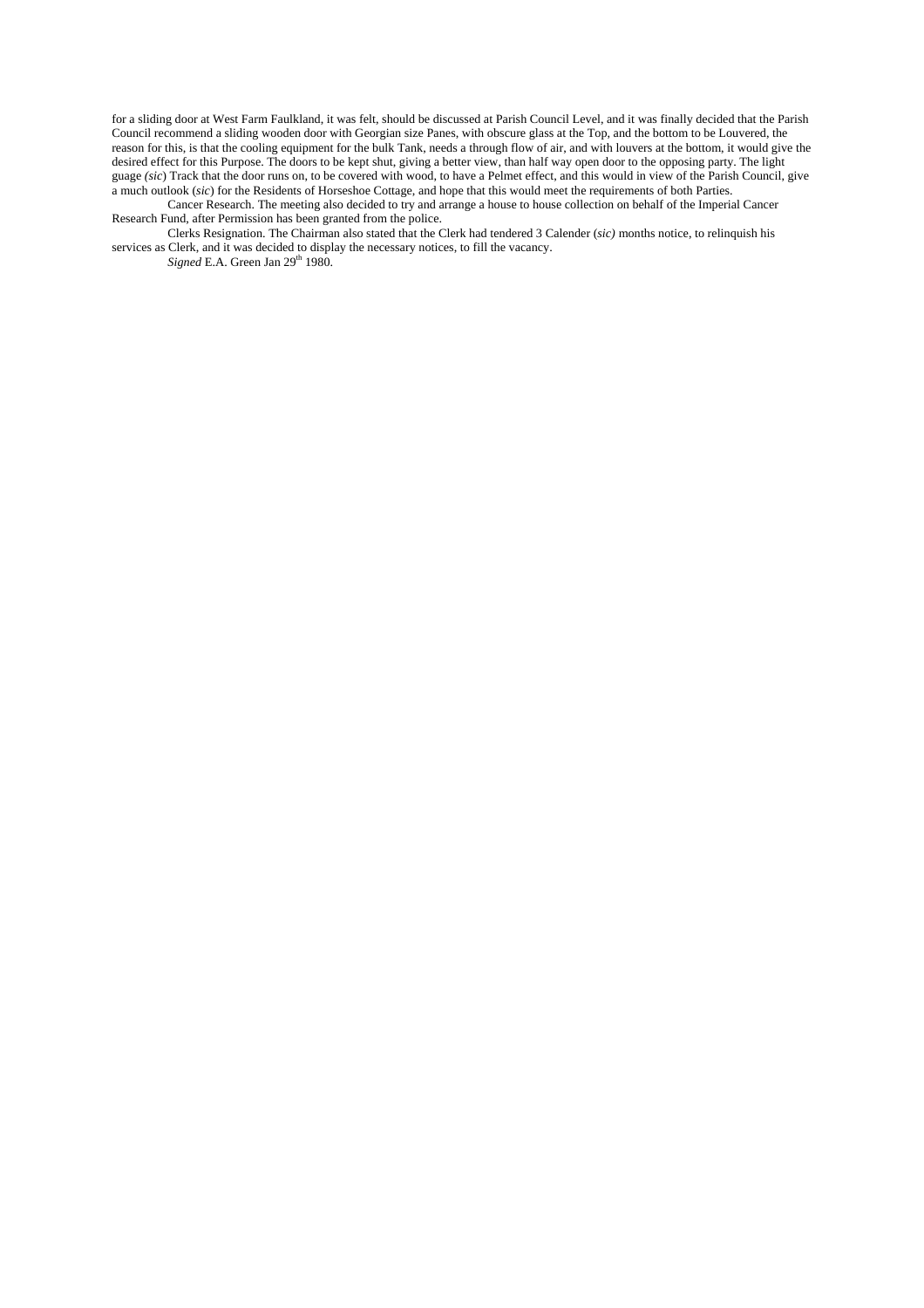for a sliding door at West Farm Faulkland, it was felt, should be discussed at Parish Council Level, and it was finally decided that the Parish Council recommend a sliding wooden door with Georgian size Panes, with obscure glass at the Top, and the bottom to be Louvered, the reason for this, is that the cooling equipment for the bulk Tank, needs a through flow of air, and with louvers at the bottom, it would give the desired effect for this Purpose. The doors to be kept shut, giving a better view, than half way open door to the opposing party. The light guage *(sic)* Track that the door runs on, to be covered with wood, to have a Pelmet effect, and this would in view of the Parish Council, give a much outlook (*sic*) for the Residents of Horseshoe Cottage, and hope that this would meet the requirements of both Parties.

Cancer Research. The meeting also decided to try and arrange a house to house collection on behalf of the Imperial Cancer Research Fund, after Permission has been granted from the police.

Clerks Resignation. The Chairman also stated that the Clerk had tendered 3 Calender (*sic)* months notice, to relinquish his services as Clerk, and it was decided to display the necessary notices, to fill the vacancy.

*Signed* E.A. Green Jan 29th 1980.